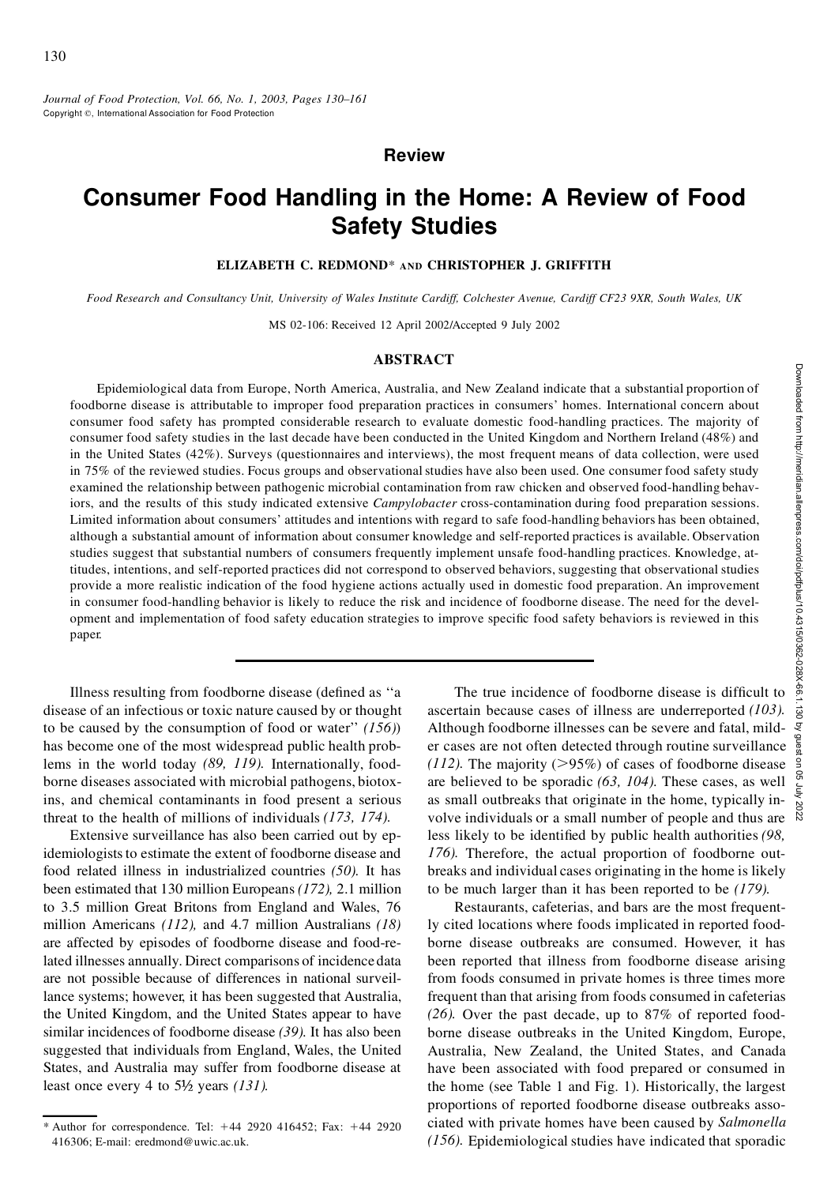**Review**

# Consumer Food Handling in the Home: A Review of Food Safety Studies

**ELIZABETH C. REDMOND\* AND CHRISTOPHER J. GRIFFITH**

*Food Research and Consultancy Unit, University of Wales Institute Cardiff, Colchester Avenue, Cardiff CF23 9XR, South Wales, UK*

MS 02-106: Received 12 April 2002/Accepted 9 July 2002

## ABSTRACT

Epidemiological data from Europe, North America, Australia, and New Zealand indicate that a substantial proportion of foodborne disease is attributable to improper food preparation practices in consumers' homes. International concern about consumer food safety has prompted considerable research to evaluate domestic food-handling practices. The majority of consumer food safety studies in the last decade have been conducted in the United Kingdom and Northern Ireland (48%) and in the United States (42%). Surveys (questionnaires and interviews), the most frequent means of data collection, were used in 75% of the reviewed studies. Focus groups and observational studies have also been used. One consumer food safety study examined the relationship between pathogenic microbial contamination from raw chicken and observed food-handling behaviors, and the results of this study indicated extensive *Campylobacter* cross-contamination during food preparation sessions. Limited information about consumers' attitudes and intentions with regard to safe food-handling behaviors has been obtained, although a substantial amount of information about consumer knowledge and self-reported practices is available. Observation studies suggest that substantial numbers of consumers frequently implement unsafe food-handling practices. Knowledge, attitudes, intentions, and self-reported practices did not correspond to observed behaviors, suggesting that observational studies provide a more realistic indication of the food hygiene actions actually used in domestic food preparation. An improvement in consumer food-handling behavior is likely to reduce the risk and incidence of foodborne disease. The need for the development and implementation of food safety education strategies to improve specific food safety behaviors is reviewed in this paper.

---

Illness resulting from foodborne disease (defined as "a disease of an infectious or toxic nature caused by or thought to be caused by the consumption of food or water" *(156)*) has become one of the most widespread public health problems in the world today *(89, 119)*. Internationally, foodborne diseases associated with microbial pathogens, biotoxins, and chemical contaminants in food present a serious threat to the health of millions of individuals *(173, 174)*.

Extensive surveillance has also been carried out by epidemiologists to estimate the extent of foodborne disease and food related illness in industrialized countries *(50)*. It has been estimated that 130 million Europeans *(172)*, 2.1 million to 3.5 million Great Britons from England and Wales, 76 million Americans *(112)*, and 4.7 million Australians *(18)* are affected by episodes of foodborne disease and food-related illnesses annually. Direct comparisons of incidence data are not possible because of differences in national surveillance systems; however, it has been suggested that Australia, the United Kingdom, and the United States appear to have similar incidences of foodborne disease *(39)*. It has also been suggested that individuals from England, Wales, the United States, and Australia may suffer from foodborne disease at least once every 4 to 5½ years *(131)*.

The true incidence of foodborne disease is difficult to ascertain because cases of illness are underreported *(103)*. Although foodborne illnesses can be severe and fatal, milder cases are not often detected through routine surveillance *(112)*. The majority (>95%) of cases of foodborne disease are believed to be sporadic *(63, 104)*. These cases, as well as small outbreaks that originate in the home, typically involve individuals or a small number of people and thus are less likely to be identified by public health authorities *(98, 176)*. Therefore, the actual proportion of foodborne outbreaks and individual cases originating in the home is likely to be much larger than it has been reported to be *(179)*.

Restaurants, cafeterias, and bars are the most frequently cited locations where foods implicated in reported foodborne disease outbreaks are consumed. However, it has been reported that illness from foodborne disease arising from foods consumed in private homes is three times more frequent than that arising from foods consumed in cafeterias *(26)*. Over the past decade, up to 87% of reported foodborne disease outbreaks in the United Kingdom, Europe, Australia, New Zealand, the United States, and Canada have been associated with food prepared or consumed in the home (see Table 1 and Fig. 1). Historically, the largest proportions of reported foodborne disease outbreaks associated with private homes have been caused by *Salmonella* *(156)*. Epidemiological studies have indicated that sporadic

\* Author for correspondence. Tel: +44 2920 416452; Fax: +44 2920 416306; E-mail: eredmond@uwic.ac.uk.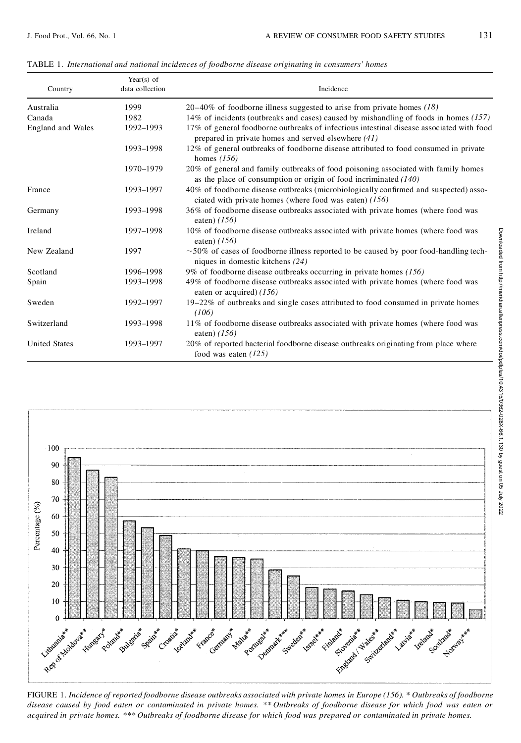TABLE 1. *International and national incidences of foodborne disease originating in consumers' homes*

| Country | Year(s) of data collection | Incidence |
|---|---|---|
| Australia | 1999 | 20–40% of foodborne illness suggested to arise from private homes *(18)* |
| Canada | 1982 | 14% of incidents (outbreaks and cases) caused by mishandling of foods in homes *(157)* |
| England and Wales | 1992–1993 | 17% of general foodborne outbreaks of infectious intestinal disease associated with food prepared in private homes and served elsewhere *(41)* |
| | 1993–1998 | 12% of general outbreaks of foodborne disease attributed to food consumed in private homes *(156)* |
| | 1970–1979 | 20% of general and family outbreaks of food poisoning associated with family homes as the place of consumption or origin of food incriminated *(140)* |
| France | 1993–1997 | 40% of foodborne disease outbreaks (microbiologically confirmed and suspected) associated with private homes (where food was eaten) *(156)* |
| Germany | 1993–1998 | 36% of foodborne disease outbreaks associated with private homes (where food was eaten) *(156)* |
| Ireland | 1997–1998 | 10% of foodborne disease outbreaks associated with private homes (where food was eaten) *(156)* |
| New Zealand | 1997 | ~50% of cases of foodborne illness reported to be caused by poor food-handling techniques in domestic kitchens *(24)* |
| Scotland | 1996–1998 | 9% of foodborne disease outbreaks occurring in private homes *(156)* |
| Spain | 1993–1998 | 49% of foodborne disease outbreaks associated with private homes (where food was eaten or acquired) *(156)* |
| Sweden | 1992–1997 | 19–22% of outbreaks and single cases attributed to food consumed in private homes *(106)* |
| Switzerland | 1993–1998 | 11% of foodborne disease outbreaks associated with private homes (where food was eaten) *(156)* |
| United States | 1993–1997 | 20% of reported bacterial foodborne disease outbreaks originating from place where food was eaten *(125)* |

FIGURE 1. *Incidence of reported foodborne disease outbreaks associated with private homes in Europe (156). * Outbreaks of foodborne disease caused by food eaten or contaminated in private homes. ** Outbreaks of foodborne disease for which food was eaten or acquired in private homes. *** Outbreaks of foodborne disease for which food was prepared or contaminated in private homes.*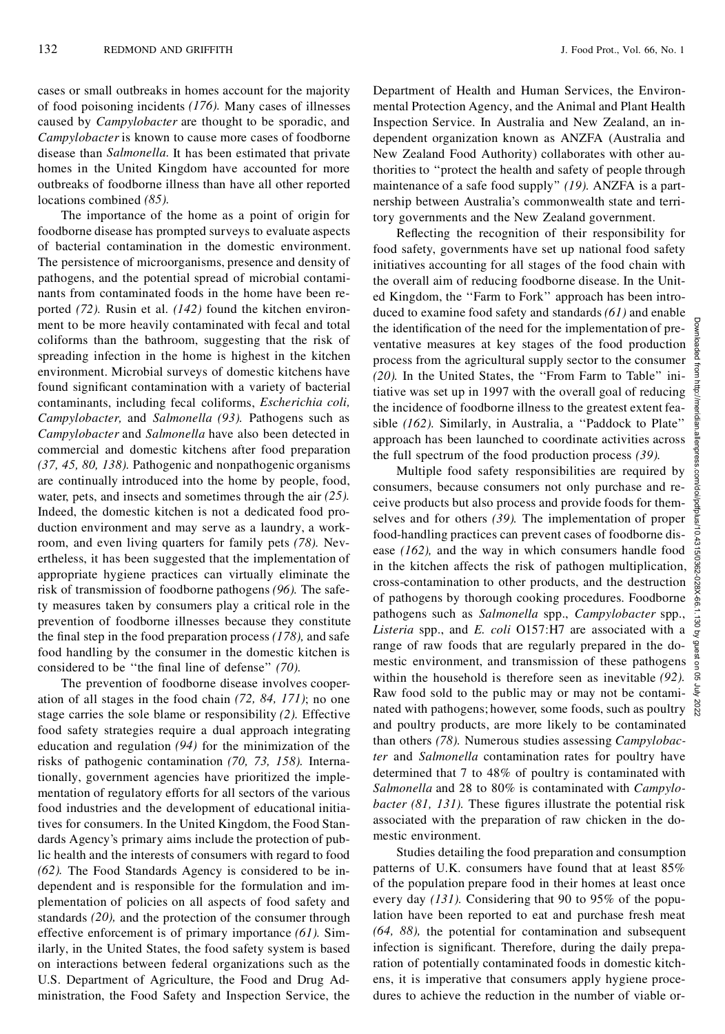cases or small outbreaks in homes account for the majority of food poisoning incidents *(176).* Many cases of illnesses caused by *Campylobacter* are thought to be sporadic, and *Campylobacter* is known to cause more cases of foodborne disease than *Salmonella.* It has been estimated that private homes in the United Kingdom have accounted for more outbreaks of foodborne illness than have all other reported locations combined *(85).*

The importance of the home as a point of origin for foodborne disease has prompted surveys to evaluate aspects of bacterial contamination in the domestic environment. The persistence of microorganisms, presence and density of pathogens, and the potential spread of microbial contaminants from contaminated foods in the home have been reported *(72).* Rusin et al. *(142)* found the kitchen environment to be more heavily contaminated with fecal and total coliforms than the bathroom, suggesting that the risk of spreading infection in the home is highest in the kitchen environment. Microbial surveys of domestic kitchens have found significant contamination with a variety of bacterial contaminants, including fecal coliforms, *Escherichia coli, Campylobacter,* and *Salmonella (93).* Pathogens such as *Campylobacter* and *Salmonella* have also been detected in commercial and domestic kitchens after food preparation *(37, 45, 80, 138).* Pathogenic and nonpathogenic organisms are continually introduced into the home by people, food, water, pets, and insects and sometimes through the air *(25).* Indeed, the domestic kitchen is not a dedicated food production environment and may serve as a laundry, a workroom, and even living quarters for family pets *(78).* Nevertheless, it has been suggested that the implementation of appropriate hygiene practices can virtually eliminate the risk of transmission of foodborne pathogens *(96).* The safety measures taken by consumers play a critical role in the prevention of foodborne illnesses because they constitute the final step in the food preparation process *(178),* and safe food handling by the consumer in the domestic kitchen is considered to be "the final line of defense" *(70).*

The prevention of foodborne disease involves cooperation of all stages in the food chain *(72, 84, 171)*; no one stage carries the sole blame or responsibility *(2).* Effective food safety strategies require a dual approach integrating education and regulation *(94)* for the minimization of the risks of pathogenic contamination *(70, 73, 158).* Internationally, government agencies have prioritized the implementation of regulatory efforts for all sectors of the various food industries and the development of educational initiatives for consumers. In the United Kingdom, the Food Standards Agency's primary aims include the protection of public health and the interests of consumers with regard to food *(62).* The Food Standards Agency is considered to be independent and is responsible for the formulation and implementation of policies on all aspects of food safety and standards *(20),* and the protection of the consumer through effective enforcement is of primary importance *(61).* Similarly, in the United States, the food safety system is based on interactions between federal organizations such as the U.S. Department of Agriculture, the Food and Drug Administration, the Food Safety and Inspection Service, the Department of Health and Human Services, the Environmental Protection Agency, and the Animal and Plant Health Inspection Service. In Australia and New Zealand, an independent organization known as ANZFA (Australia and New Zealand Food Authority) collaborates with other authorities to "protect the health and safety of people through maintenance of a safe food supply" *(19).* ANZFA is a partnership between Australia's commonwealth state and territory governments and the New Zealand government.

Reflecting the recognition of their responsibility for food safety, governments have set up national food safety initiatives accounting for all stages of the food chain with the overall aim of reducing foodborne disease. In the United Kingdom, the "Farm to Fork" approach has been introduced to examine food safety and standards *(61)* and enable the identification of the need for the implementation of preventative measures at key stages of the food production process from the agricultural supply sector to the consumer *(20).* In the United States, the "From Farm to Table" initiative was set up in 1997 with the overall goal of reducing the incidence of foodborne illness to the greatest extent feasible *(162).* Similarly, in Australia, a "Paddock to Plate" approach has been launched to coordinate activities across the full spectrum of the food production process *(39).*

Multiple food safety responsibilities are required by consumers, because consumers not only purchase and receive products but also process and provide foods for themselves and for others *(39).* The implementation of proper food-handling practices can prevent cases of foodborne disease *(162),* and the way in which consumers handle food in the kitchen affects the risk of pathogen multiplication, cross-contamination to other products, and the destruction of pathogens by thorough cooking procedures. Foodborne pathogens such as *Salmonella* spp., *Campylobacter* spp., *Listeria* spp., and *E. coli* O157:H7 are associated with a range of raw foods that are regularly prepared in the domestic environment, and transmission of these pathogens within the household is therefore seen as inevitable *(92).* Raw food sold to the public may or may not be contaminated with pathogens; however, some foods, such as poultry and poultry products, are more likely to be contaminated than others *(78).* Numerous studies assessing *Campylobacter* and *Salmonella* contamination rates for poultry have determined that 7 to 48% of poultry is contaminated with *Salmonella* and 28 to 80% is contaminated with *Campylobacter (81, 131).* These figures illustrate the potential risk associated with the preparation of raw chicken in the domestic environment.

Studies detailing the food preparation and consumption patterns of U.K. consumers have found that at least 85% of the population prepare food in their homes at least once every day *(131).* Considering that 90 to 95% of the population have been reported to eat and purchase fresh meat *(64, 88),* the potential for contamination and subsequent infection is significant. Therefore, during the daily preparation of potentially contaminated foods in domestic kitchens, it is imperative that consumers apply hygiene procedures to achieve the reduction in the number of viable or-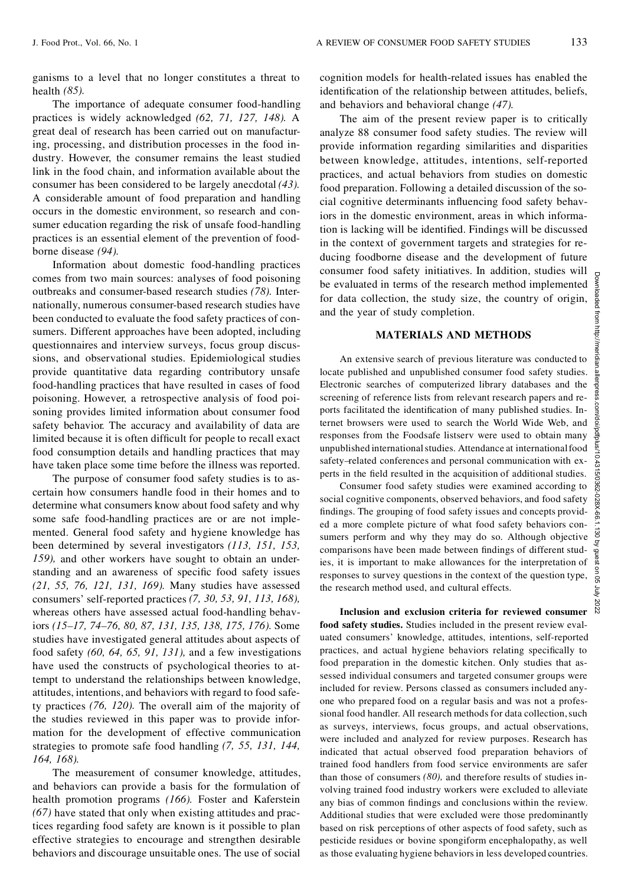ganisms to a level that no longer constitutes a threat to health *(85).*

The importance of adequate consumer food-handling practices is widely acknowledged *(62, 71, 127, 148).* A great deal of research has been carried out on manufacturing, processing, and distribution processes in the food industry. However, the consumer remains the least studied link in the food chain, and information available about the consumer has been considered to be largely anecdotal *(43).* A considerable amount of food preparation and handling occurs in the domestic environment, so research and consumer education regarding the risk of unsafe food-handling practices is an essential element of the prevention of foodborne disease *(94).*

Information about domestic food-handling practices comes from two main sources: analyses of food poisoning outbreaks and consumer-based research studies *(78).* Internationally, numerous consumer-based research studies have been conducted to evaluate the food safety practices of consumers. Different approaches have been adopted, including questionnaires and interview surveys, focus group discussions, and observational studies. Epidemiological studies provide quantitative data regarding contributory unsafe food-handling practices that have resulted in cases of food poisoning. However, a retrospective analysis of food poisoning provides limited information about consumer food safety behavior. The accuracy and availability of data are limited because it is often difficult for people to recall exact food consumption details and handling practices that may have taken place some time before the illness was reported.

The purpose of consumer food safety studies is to ascertain how consumers handle food in their homes and to determine what consumers know about food safety and why some safe food-handling practices are or are not implemented. General food safety and hygiene knowledge has been determined by several investigators *(113, 151, 153, 159),* and other workers have sought to obtain an understanding and an awareness of specific food safety issues *(21, 55, 76, 121, 131, 169).* Many studies have assessed consumers' self-reported practices *(7, 30, 53, 91, 113, 168),* whereas others have assessed actual food-handling behaviors *(15–17, 74–76, 80, 87, 131, 135, 138, 175, 176).* Some studies have investigated general attitudes about aspects of food safety *(60, 64, 65, 91, 131),* and a few investigations have used the constructs of psychological theories to attempt to understand the relationships between knowledge, attitudes, intentions, and behaviors with regard to food safety practices *(76, 120).* The overall aim of the majority of the studies reviewed in this paper was to provide information for the development of effective communication strategies to promote safe food handling *(7, 55, 131, 144, 164, 168).*

The measurement of consumer knowledge, attitudes, and behaviors can provide a basis for the formulation of health promotion programs *(166).* Foster and Kaferstein *(67)* have stated that only when existing attitudes and practices regarding food safety are known is it possible to plan effective strategies to encourage and strengthen desirable behaviors and discourage unsuitable ones. The use of social cognition models for health-related issues has enabled the identification of the relationship between attitudes, beliefs, and behaviors and behavioral change *(47).*

The aim of the present review paper is to critically analyze 88 consumer food safety studies. The review will provide information regarding similarities and disparities between knowledge, attitudes, intentions, self-reported practices, and actual behaviors from studies on domestic food preparation. Following a detailed discussion of the social cognitive determinants influencing food safety behaviors in the domestic environment, areas in which information is lacking will be identified. Findings will be discussed in the context of government targets and strategies for reducing foodborne disease and the development of future consumer food safety initiatives. In addition, studies will be evaluated in terms of the research method implemented for data collection, the study size, the country of origin, and the year of study completion.

## MATERIALS AND METHODS

An extensive search of previous literature was conducted to locate published and unpublished consumer food safety studies. Electronic searches of computerized library databases and the screening of reference lists from relevant research papers and reports facilitated the identification of many published studies. Internet browsers were used to search the World Wide Web, and responses from the Foodsafe listserv were used to obtain many unpublished international studies. Attendance at international food safety–related conferences and personal communication with experts in the field resulted in the acquisition of additional studies.

Consumer food safety studies were examined according to social cognitive components, observed behaviors, and food safety findings. The grouping of food safety issues and concepts provided a more complete picture of what food safety behaviors consumers perform and why they may do so. Although objective comparisons have been made between findings of different studies, it is important to make allowances for the interpretation of responses to survey questions in the context of the question type, the research method used, and cultural effects.

**Inclusion and exclusion criteria for reviewed consumer food safety studies.** Studies included in the present review evaluated consumers' knowledge, attitudes, intentions, self-reported practices, and actual hygiene behaviors relating specifically to food preparation in the domestic kitchen. Only studies that assessed individual consumers and targeted consumer groups were included for review. Persons classed as consumers included anyone who prepared food on a regular basis and was not a professional food handler. All research methods for data collection, such as surveys, interviews, focus groups, and actual observations, were included and analyzed for review purposes. Research has indicated that actual observed food preparation behaviors of trained food handlers from food service environments are safer than those of consumers *(80),* and therefore results of studies involving trained food industry workers were excluded to alleviate any bias of common findings and conclusions within the review. Additional studies that were excluded were those predominantly based on risk perceptions of other aspects of food safety, such as pesticide residues or bovine spongiform encephalopathy, as well as those evaluating hygiene behaviors in less developed countries.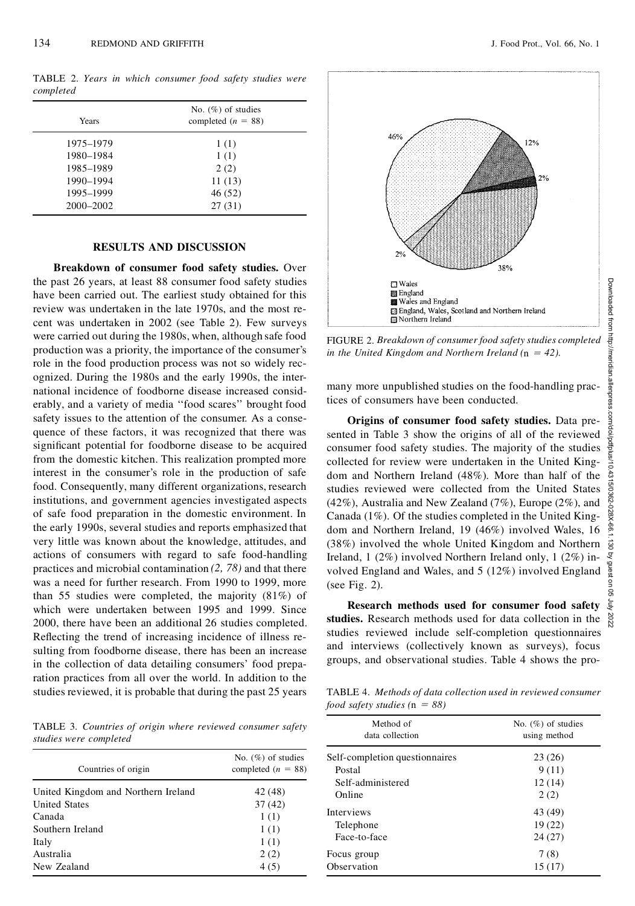TABLE 2. *Years in which consumer food safety studies were completed*

| Years | No. (%) of studies completed ($n$ = 88) |
|---|---|
| 1975–1979 | 1 (1) |
| 1980–1984 | 1 (1) |
| 1985–1989 | 2 (2) |
| 1990–1994 | 11 (13) |
| 1995–1999 | 46 (52) |
| 2000–2002 | 27 (31) |

## RESULTS AND DISCUSSION

**Breakdown of consumer food safety studies.** Over the past 26 years, at least 88 consumer food safety studies have been carried out. The earliest study obtained for this review was undertaken in the late 1970s, and the most recent was undertaken in 2002 (see Table 2). Few surveys were carried out during the 1980s, when, although safe food production was a priority, the importance of the consumer's role in the food production process was not so widely recognized. During the 1980s and the early 1990s, the international incidence of foodborne disease increased considerably, and a variety of media ''food scares'' brought food safety issues to the attention of the consumer. As a consequence of these factors, it was recognized that there was significant potential for foodborne disease to be acquired from the domestic kitchen. This realization prompted more interest in the consumer's role in the production of safe food. Consequently, many different organizations, research institutions, and government agencies investigated aspects of safe food preparation in the domestic environment. In the early 1990s, several studies and reports emphasized that very little was known about the knowledge, attitudes, and actions of consumers with regard to safe food-handling practices and microbial contamination *(2, 78)* and that there was a need for further research. From 1990 to 1999, more than 55 studies were completed, the majority (81%) of which were undertaken between 1995 and 1999. Since 2000, there have been an additional 26 studies completed. Reflecting the trend of increasing incidence of illness resulting from foodborne disease, there has been an increase in the collection of data detailing consumers' food preparation practices from all over the world. In addition to the studies reviewed, it is probable that during the past 25 years many more unpublished studies on the food-handling practices of consumers have been conducted.

TABLE 3. *Countries of origin where reviewed consumer safety studies were completed*

| Countries of origin | No. (%) of studies completed ($n$ = 88) |
|---|---|
| United Kingdom and Northern Ireland | 42 (48) |
| United States | 37 (42) |
| Canada | 1 (1) |
| Southern Ireland | 1 (1) |
| Italy | 1 (1) |
| Australia | 2 (2) |
| New Zealand | 4 (5) |

FIGURE 2. *Breakdown of consumer food safety studies completed in the United Kingdom and Northern Ireland (*n *= 42).*

**Origins of consumer food safety studies.** Data presented in Table 3 show the origins of all of the reviewed consumer food safety studies. The majority of the studies collected for review were undertaken in the United Kingdom and Northern Ireland (48%). More than half of the studies reviewed were collected from the United States (42%), Australia and New Zealand (7%), Europe (2%), and Canada (1%). Of the studies completed in the United Kingdom and Northern Ireland, 19 (46%) involved Wales, 16 (38%) involved the whole United Kingdom and Northern Ireland, 1 (2%) involved Northern Ireland only, 1 (2%) involved England and Wales, and 5 (12%) involved England (see Fig. 2).

**Research methods used for consumer food safety studies.** Research methods used for data collection in the studies reviewed include self-completion questionnaires and interviews (collectively known as surveys), focus groups, and observational studies. Table 4 shows the pro-

TABLE 4. *Methods of data collection used in reviewed consumer food safety studies (*n *= 88)*

| Method of data collection | No. (%) of studies using method |
|---|---|
| Self-completion questionnaires | 23 (26) |
| Postal | 9 (11) |
| Self-administered | 12 (14) |
| Online | 2 (2) |
| Interviews | 43 (49) |
| Telephone | 19 (22) |
| Face-to-face | 24 (27) |
| Focus group | 7 (8) |
| Observation | 15 (17) |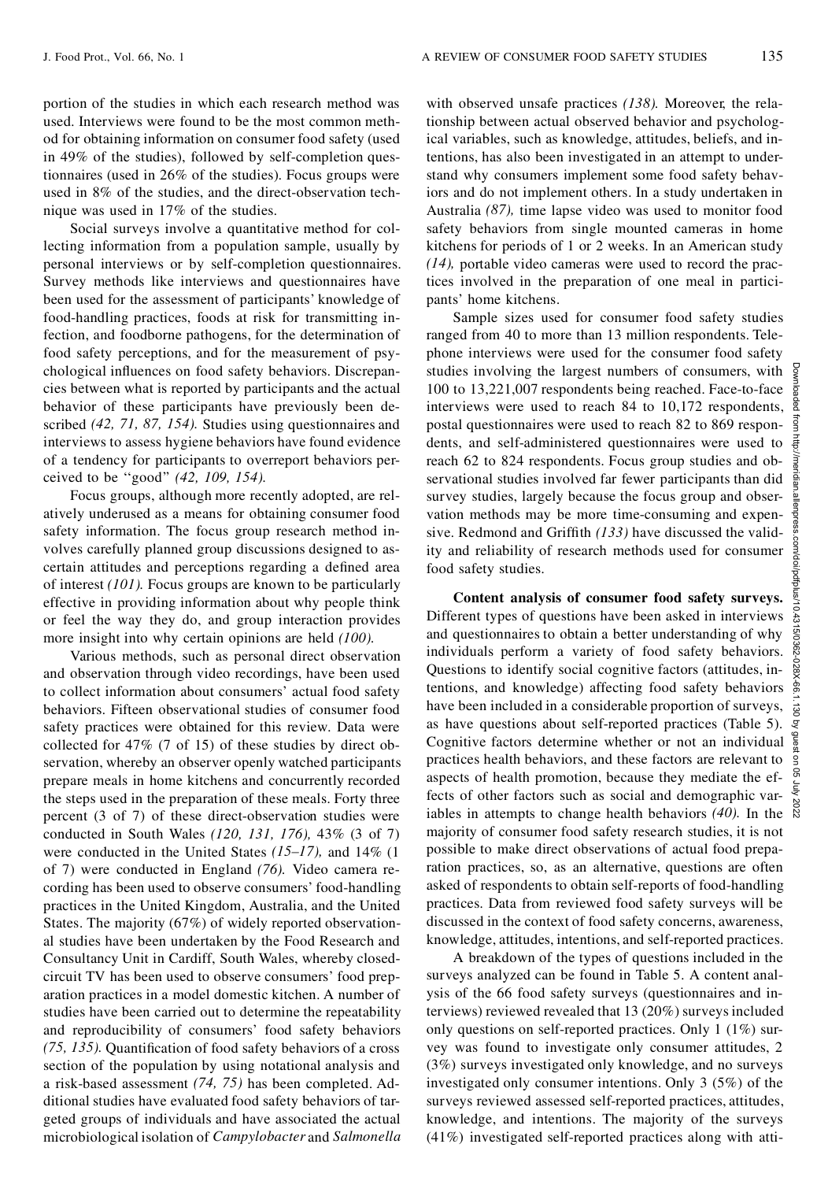portion of the studies in which each research method was used. Interviews were found to be the most common method for obtaining information on consumer food safety (used in 49% of the studies), followed by self-completion questionnaires (used in 26% of the studies). Focus groups were used in 8% of the studies, and the direct-observation technique was used in 17% of the studies.

Social surveys involve a quantitative method for collecting information from a population sample, usually by personal interviews or by self-completion questionnaires. Survey methods like interviews and questionnaires have been used for the assessment of participants' knowledge of food-handling practices, foods at risk for transmitting infection, and foodborne pathogens, for the determination of food safety perceptions, and for the measurement of psychological influences on food safety behaviors. Discrepancies between what is reported by participants and the actual behavior of these participants have previously been described *(42, 71, 87, 154).* Studies using questionnaires and interviews to assess hygiene behaviors have found evidence of a tendency for participants to overreport behaviors perceived to be ''good'' *(42, 109, 154).*

Focus groups, although more recently adopted, are relatively underused as a means for obtaining consumer food safety information. The focus group research method involves carefully planned group discussions designed to ascertain attitudes and perceptions regarding a defined area of interest *(101).* Focus groups are known to be particularly effective in providing information about why people think or feel the way they do, and group interaction provides more insight into why certain opinions are held *(100).*

Various methods, such as personal direct observation and observation through video recordings, have been used to collect information about consumers' actual food safety behaviors. Fifteen observational studies of consumer food safety practices were obtained for this review. Data were collected for 47% (7 of 15) of these studies by direct observation, whereby an observer openly watched participants prepare meals in home kitchens and concurrently recorded the steps used in the preparation of these meals. Forty three percent (3 of 7) of these direct-observation studies were conducted in South Wales *(120, 131, 176),* 43% (3 of 7) were conducted in the United States *(15–17),* and 14% (1 of 7) were conducted in England *(76).* Video camera recording has been used to observe consumers' food-handling practices in the United Kingdom, Australia, and the United States. The majority (67%) of widely reported observational studies have been undertaken by the Food Research and Consultancy Unit in Cardiff, South Wales, whereby closed-circuit TV has been used to observe consumers' food preparation practices in a model domestic kitchen. A number of studies have been carried out to determine the repeatability and reproducibility of consumers' food safety behaviors *(75, 135).* Quantification of food safety behaviors of a cross section of the population by using notational analysis and a risk-based assessment *(74, 75)* has been completed. Additional studies have evaluated food safety behaviors of targeted groups of individuals and have associated the actual microbiological isolation of *Campylobacter* and *Salmonella* with observed unsafe practices *(138).* Moreover, the relationship between actual observed behavior and psychological variables, such as knowledge, attitudes, beliefs, and intentions, has also been investigated in an attempt to understand why consumers implement some food safety behaviors and do not implement others. In a study undertaken in Australia *(87),* time lapse video was used to monitor food safety behaviors from single mounted cameras in home kitchens for periods of 1 or 2 weeks. In an American study *(14),* portable video cameras were used to record the practices involved in the preparation of one meal in participants' home kitchens.

Sample sizes used for consumer food safety studies ranged from 40 to more than 13 million respondents. Telephone interviews were used for the consumer food safety studies involving the largest numbers of consumers, with 100 to 13,221,007 respondents being reached. Face-to-face interviews were used to reach 84 to 10,172 respondents, postal questionnaires were used to reach 82 to 869 respondents, and self-administered questionnaires were used to reach 62 to 824 respondents. Focus group studies and observational studies involved far fewer participants than did survey studies, largely because the focus group and observation methods may be more time-consuming and expensive. Redmond and Griffith *(133)* have discussed the validity and reliability of research methods used for consumer food safety studies.

**Content analysis of consumer food safety surveys.** Different types of questions have been asked in interviews and questionnaires to obtain a better understanding of why individuals perform a variety of food safety behaviors. Questions to identify social cognitive factors (attitudes, intentions, and knowledge) affecting food safety behaviors have been included in a considerable proportion of surveys, as have questions about self-reported practices (Table 5). Cognitive factors determine whether or not an individual practices health behaviors, and these factors are relevant to aspects of health promotion, because they mediate the effects of other factors such as social and demographic variables in attempts to change health behaviors *(40).* In the majority of consumer food safety research studies, it is not possible to make direct observations of actual food preparation practices, so, as an alternative, questions are often asked of respondents to obtain self-reports of food-handling practices. Data from reviewed food safety surveys will be discussed in the context of food safety concerns, awareness, knowledge, attitudes, intentions, and self-reported practices.

A breakdown of the types of questions included in the surveys analyzed can be found in Table 5. A content analysis of the 66 food safety surveys (questionnaires and interviews) reviewed revealed that 13 (20%) surveys included only questions on self-reported practices. Only 1 (1%) survey was found to investigate only consumer attitudes, 2 (3%) surveys investigated only knowledge, and no surveys investigated only consumer intentions. Only 3 (5%) of the surveys reviewed assessed self-reported practices, attitudes, knowledge, and intentions. The majority of the surveys (41%) investigated self-reported practices along with atti-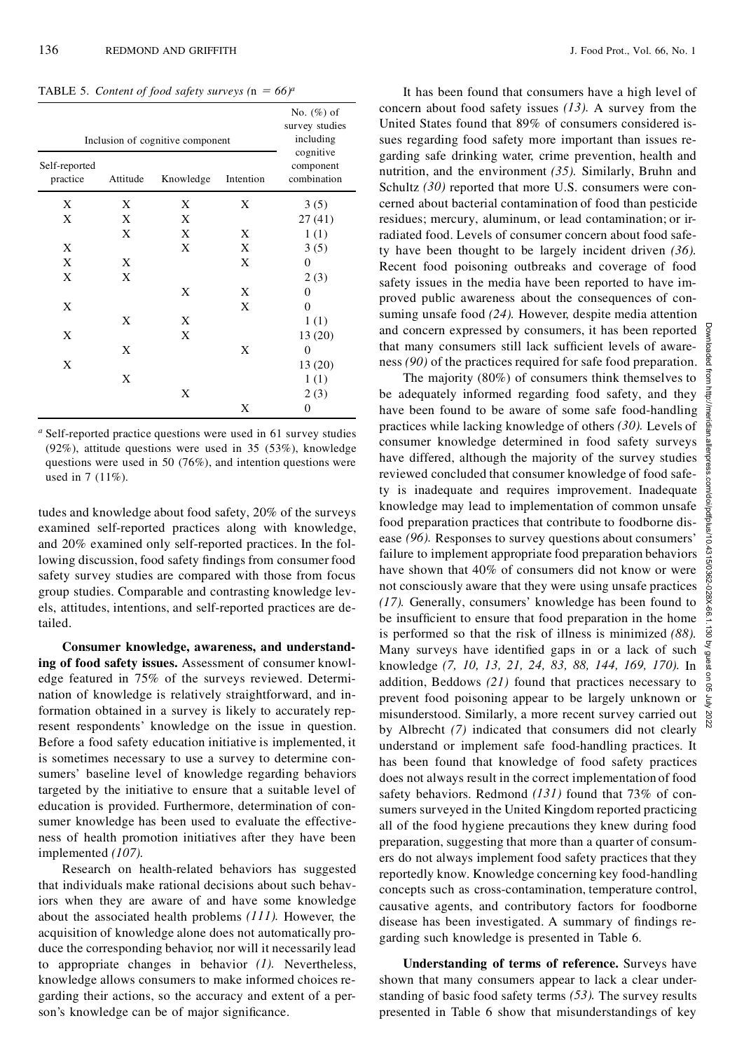TABLE 5. *Content of food safety surveys (n = 66)*[a]

| Inclusion of cognitive component | | | | No. (%) of survey studies including cognitive component combination |
|---|---|---|---|---|
| Self-reported practice | Attitude | Knowledge | Intention | |
| X | X | X | X | 3 (5) |
| X | X | X | | 27 (41) |
| | X | X | X | 1 (1) |
| X | | X | X | 3 (5) |
| X | X | | X | 0 |
| X | X | | | 2 (3) |
| | | X | X | 0 |
| X | | | X | 0 |
| | X | X | | 1 (1) |
| X | | X | | 13 (20) |
| | X | | X | 0 |
| X | | | | 13 (20) |
| | X | | | 1 (1) |
| | | X | | 2 (3) |
| | | | X | 0 |

[a] Self-reported practice questions were used in 61 survey studies (92%), attitude questions were used in 35 (53%), knowledge questions were used in 50 (76%), and intention questions were used in 7 (11%).

tudes and knowledge about food safety, 20% of the surveys examined self-reported practices along with knowledge, and 20% examined only self-reported practices. In the following discussion, food safety findings from consumer food safety survey studies are compared with those from focus group studies. Comparable and contrasting knowledge levels, attitudes, intentions, and self-reported practices are detailed.

**Consumer knowledge, awareness, and understanding of food safety issues.** Assessment of consumer knowledge featured in 75% of the surveys reviewed. Determination of knowledge is relatively straightforward, and information obtained in a survey is likely to accurately represent respondents' knowledge on the issue in question. Before a food safety education initiative is implemented, it is sometimes necessary to use a survey to determine consumers' baseline level of knowledge regarding behaviors targeted by the initiative to ensure that a suitable level of education is provided. Furthermore, determination of consumer knowledge has been used to evaluate the effectiveness of health promotion initiatives after they have been implemented *(107).*

Research on health-related behaviors has suggested that individuals make rational decisions about such behaviors when they are aware of and have some knowledge about the associated health problems *(111).* However, the acquisition of knowledge alone does not automatically produce the corresponding behavior, nor will it necessarily lead to appropriate changes in behavior *(1).* Nevertheless, knowledge allows consumers to make informed choices regarding their actions, so the accuracy and extent of a person's knowledge can be of major significance.

It has been found that consumers have a high level of concern about food safety issues *(13).* A survey from the United States found that 89% of consumers considered issues regarding food safety more important than issues regarding safe drinking water, crime prevention, health and nutrition, and the environment *(35).* Similarly, Bruhn and Schultz *(30)* reported that more U.S. consumers were concerned about bacterial contamination of food than pesticide residues; mercury, aluminum, or lead contamination; or irradiated food. Levels of consumer concern about food safety have been thought to be largely incident driven *(36).* Recent food poisoning outbreaks and coverage of food safety issues in the media have been reported to have improved public awareness about the consequences of consuming unsafe food *(24).* However, despite media attention and concern expressed by consumers, it has been reported that many consumers still lack sufficient levels of awareness *(90)* of the practices required for safe food preparation.

The majority (80%) of consumers think themselves to be adequately informed regarding food safety, and they have been found to be aware of some safe food-handling practices while lacking knowledge of others *(30).* Levels of consumer knowledge determined in food safety surveys have differed, although the majority of the survey studies reviewed concluded that consumer knowledge of food safety is inadequate and requires improvement. Inadequate knowledge may lead to implementation of common unsafe food preparation practices that contribute to foodborne disease *(96).* Responses to survey questions about consumers' failure to implement appropriate food preparation behaviors have shown that 40% of consumers did not know or were not consciously aware that they were using unsafe practices *(17).* Generally, consumers' knowledge has been found to be insufficient to ensure that food preparation in the home is performed so that the risk of illness is minimized *(88).* Many surveys have identified gaps in or a lack of such knowledge *(7, 10, 13, 21, 24, 83, 88, 144, 169, 170).* In addition, Beddows *(21)* found that practices necessary to prevent food poisoning appear to be largely unknown or misunderstood. Similarly, a more recent survey carried out by Albrecht *(7)* indicated that consumers did not clearly understand or implement safe food-handling practices. It has been found that knowledge of food safety practices does not always result in the correct implementation of food safety behaviors. Redmond *(131)* found that 73% of consumers surveyed in the United Kingdom reported practicing all of the food hygiene precautions they knew during food preparation, suggesting that more than a quarter of consumers do not always implement food safety practices that they reportedly know. Knowledge concerning key food-handling concepts such as cross-contamination, temperature control, causative agents, and contributory factors for foodborne disease has been investigated. A summary of findings regarding such knowledge is presented in Table 6.

**Understanding of terms of reference.** Surveys have shown that many consumers appear to lack a clear understanding of basic food safety terms *(53).* The survey results presented in Table 6 show that misunderstandings of key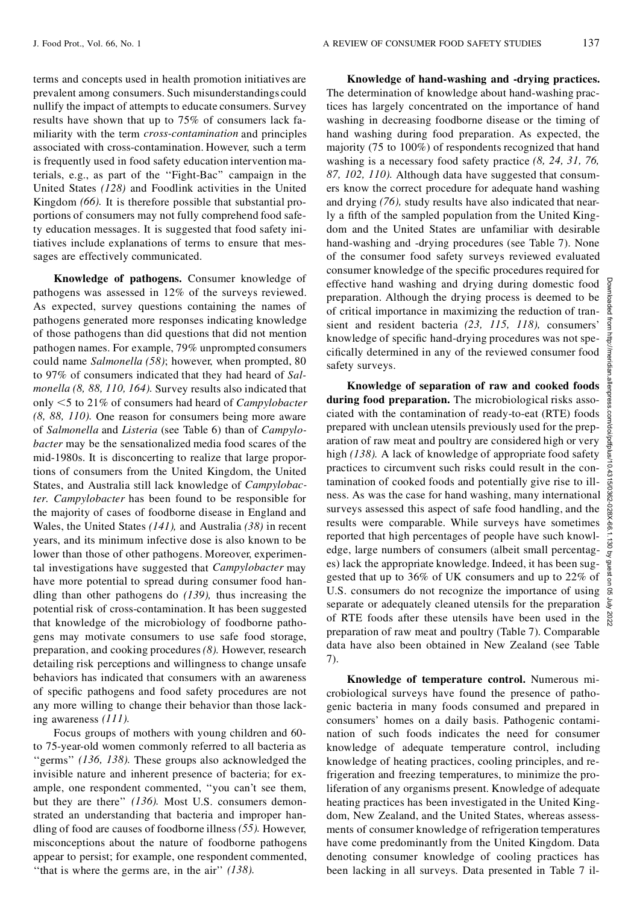terms and concepts used in health promotion initiatives are prevalent among consumers. Such misunderstandings could nullify the impact of attempts to educate consumers. Survey results have shown that up to 75% of consumers lack familiarity with the term *cross-contamination* and principles associated with cross-contamination. However, such a term is frequently used in food safety education intervention materials, e.g., as part of the ''Fight-Bac'' campaign in the United States *(128)* and Foodlink activities in the United Kingdom *(66).* It is therefore possible that substantial proportions of consumers may not fully comprehend food safety education messages. It is suggested that food safety initiatives include explanations of terms to ensure that messages are effectively communicated.

**Knowledge of pathogens.** Consumer knowledge of pathogens was assessed in 12% of the surveys reviewed. As expected, survey questions containing the names of pathogens generated more responses indicating knowledge of those pathogens than did questions that did not mention pathogen names. For example, 79% unprompted consumers could name *Salmonella (58)*; however, when prompted, 80 to 97% of consumers indicated that they had heard of *Salmonella (8, 88, 110, 164).* Survey results also indicated that only <5 to 21% of consumers had heard of *Campylobacter (8, 88, 110).* One reason for consumers being more aware of *Salmonella* and *Listeria* (see Table 6) than of *Campylobacter* may be the sensationalized media food scares of the mid-1980s. It is disconcerting to realize that large proportions of consumers from the United Kingdom, the United States, and Australia still lack knowledge of *Campylobacter. Campylobacter* has been found to be responsible for the majority of cases of foodborne disease in England and Wales, the United States *(141),* and Australia *(38)* in recent years, and its minimum infective dose is also known to be lower than those of other pathogens. Moreover, experimental investigations have suggested that *Campylobacter* may have more potential to spread during consumer food handling than other pathogens do *(139),* thus increasing the potential risk of cross-contamination. It has been suggested that knowledge of the microbiology of foodborne pathogens may motivate consumers to use safe food storage, preparation, and cooking procedures *(8).* However, research detailing risk perceptions and willingness to change unsafe behaviors has indicated that consumers with an awareness of specific pathogens and food safety procedures are not any more willing to change their behavior than those lacking awareness *(111).*

Focus groups of mothers with young children and 60- to 75-year-old women commonly referred to all bacteria as ''germs'' *(136, 138).* These groups also acknowledged the invisible nature and inherent presence of bacteria; for example, one respondent commented, ''you can't see them, but they are there'' *(136).* Most U.S. consumers demonstrated an understanding that bacteria and improper handling of food are causes of foodborne illness *(55).* However, misconceptions about the nature of foodborne pathogens appear to persist; for example, one respondent commented, ''that is where the germs are, in the air'' *(138).*

**Knowledge of hand-washing and -drying practices.** The determination of knowledge about hand-washing practices has largely concentrated on the importance of hand washing in decreasing foodborne disease or the timing of hand washing during food preparation. As expected, the majority (75 to 100%) of respondents recognized that hand washing is a necessary food safety practice *(8, 24, 31, 76, 87, 102, 110).* Although data have suggested that consumers know the correct procedure for adequate hand washing and drying *(76),* study results have also indicated that nearly a fifth of the sampled population from the United Kingdom and the United States are unfamiliar with desirable hand-washing and -drying procedures (see Table 7). None of the consumer food safety surveys reviewed evaluated consumer knowledge of the specific procedures required for effective hand washing and drying during domestic food preparation. Although the drying process is deemed to be of critical importance in maximizing the reduction of transient and resident bacteria *(23, 115, 118),* consumers' knowledge of specific hand-drying procedures was not specifically determined in any of the reviewed consumer food safety surveys.

**Knowledge of separation of raw and cooked foods during food preparation.** The microbiological risks associated with the contamination of ready-to-eat (RTE) foods prepared with unclean utensils previously used for the preparation of raw meat and poultry are considered high or very high *(138).* A lack of knowledge of appropriate food safety practices to circumvent such risks could result in the contamination of cooked foods and potentially give rise to illness. As was the case for hand washing, many international surveys assessed this aspect of safe food handling, and the results were comparable. While surveys have sometimes reported that high percentages of people have such knowledge, large numbers of consumers (albeit small percentages) lack the appropriate knowledge. Indeed, it has been suggested that up to 36% of UK consumers and up to 22% of U.S. consumers do not recognize the importance of using separate or adequately cleaned utensils for the preparation of RTE foods after these utensils have been used in the preparation of raw meat and poultry (Table 7). Comparable data have also been obtained in New Zealand (see Table 7).

**Knowledge of temperature control.** Numerous microbiological surveys have found the presence of pathogenic bacteria in many foods consumed and prepared in consumers' homes on a daily basis. Pathogenic contamination of such foods indicates the need for consumer knowledge of adequate temperature control, including knowledge of heating practices, cooling principles, and refrigeration and freezing temperatures, to minimize the proliferation of any organisms present. Knowledge of adequate heating practices has been investigated in the United Kingdom, New Zealand, and the United States, whereas assessments of consumer knowledge of refrigeration temperatures have come predominantly from the United Kingdom. Data denoting consumer knowledge of cooling practices has been lacking in all surveys. Data presented in Table 7 il-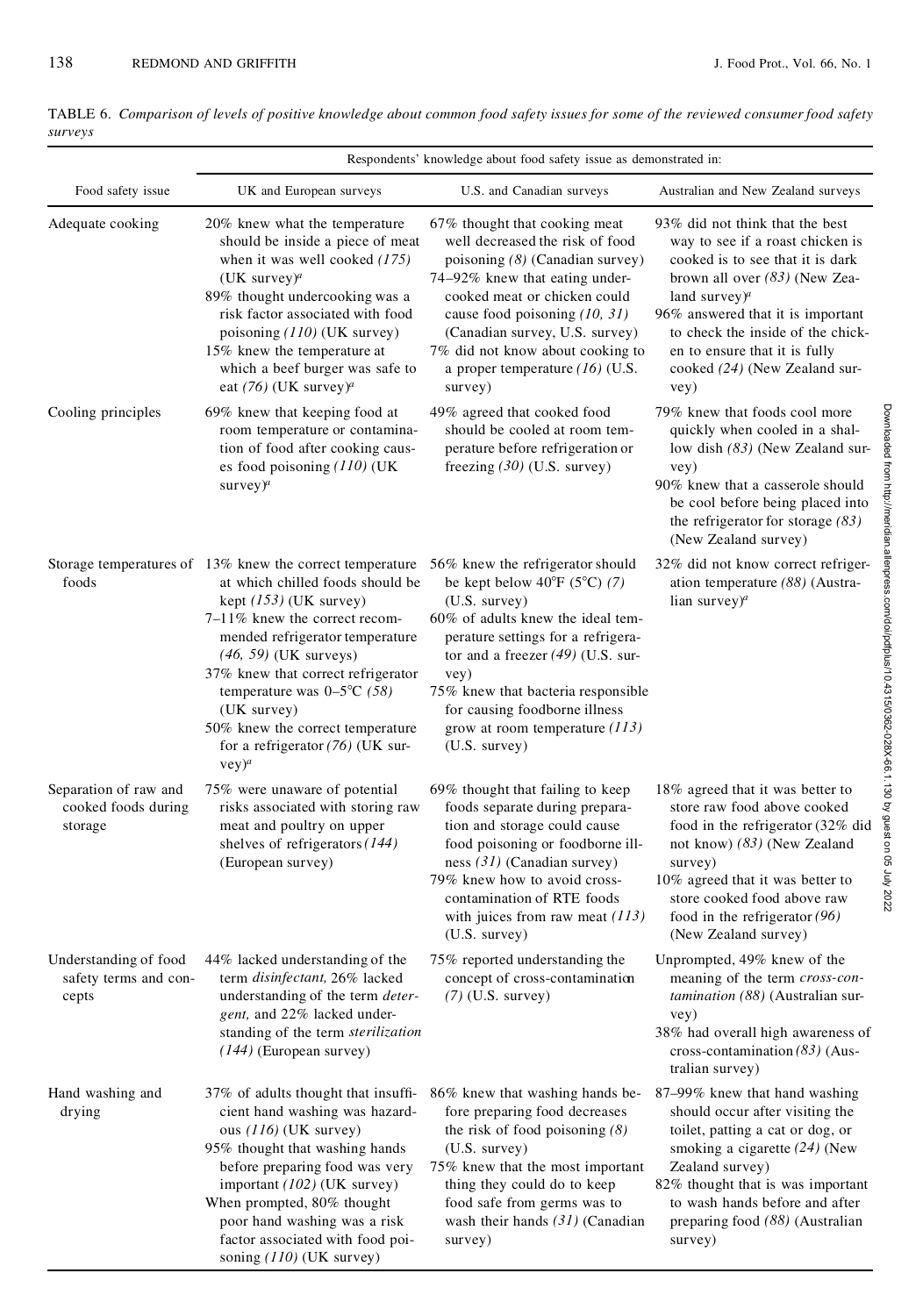TABLE 6. *Comparison of levels of positive knowledge about common food safety issues for some of the reviewed consumer food safety surveys*

| Food safety issue | Respondents' knowledge about food safety issue as demonstrated in: | | |
|---|---|---|---|
| | UK and European surveys | U.S. and Canadian surveys | Australian and New Zealand surveys |
| Adequate cooking | 20% knew what the temperature should be inside a piece of meat when it was well cooked *(175)* (UK survey)[a]<br>89% thought undercooking was a risk factor associated with food poisoning *(110)* (UK survey)<br>15% knew the temperature at which a beef burger was safe to eat *(76)* (UK survey)[a] | 67% thought that cooking meat well decreased the risk of food poisoning *(8)* (Canadian survey)<br>74–92% knew that eating undercooked meat or chicken could cause food poisoning *(10, 31)* (Canadian survey, U.S. survey)<br>7% did not know about cooking to a proper temperature *(16)* (U.S. survey) | 93% did not think that the best way to see if a roast chicken is cooked is to see that it is dark brown all over *(83)* (New Zealand survey)[a]<br>96% answered that it is important to check the inside of the chicken to ensure that it is fully cooked *(24)* (New Zealand survey) |
| Cooling principles | 69% knew that keeping food at room temperature or contamination of food after cooking causes food poisoning *(110)* (UK survey)[a] | 49% agreed that cooked food should be cooled at room temperature before refrigeration or freezing *(30)* (U.S. survey) | 79% knew that foods cool more quickly when cooled in a shallow dish *(83)* (New Zealand survey)<br>90% knew that a casserole should be cool before being placed into the refrigerator for storage *(83)* (New Zealand survey) |
| Storage temperatures of foods | 13% knew the correct temperature at which chilled foods should be kept *(153)* (UK survey)<br>7–11% knew the correct recommended refrigerator temperature *(46, 59)* (UK surveys)<br>37% knew that correct refrigerator temperature was 0–5°C *(58)* (UK survey)<br>50% knew the correct temperature for a refrigerator *(76)* (UK survey)[a] | 56% knew the refrigerator should be kept below 40°F (5°C) *(7)* (U.S. survey)<br>60% of adults knew the ideal temperature settings for a refrigerator and a freezer *(49)* (U.S. survey)<br>75% knew that bacteria responsible for causing foodborne illness grow at room temperature *(113)* (U.S. survey) | 32% did not know correct refrigeration temperature *(88)* (Australian survey)[a] |
| Separation of raw and cooked foods during storage | 75% were unaware of potential risks associated with storing raw meat and poultry on upper shelves of refrigerators *(144)* (European survey) | 69% thought that failing to keep foods separate during preparation and storage could cause food poisoning or foodborne illness *(31)* (Canadian survey)<br>79% knew how to avoid cross-contamination of RTE foods with juices from raw meat *(113)* (U.S. survey) | 18% agreed that it was better to store raw food above cooked food in the refrigerator (32% did not know) *(83)* (New Zealand survey)<br>10% agreed that it was better to store cooked food above raw food in the refrigerator *(96)* (New Zealand survey) |
| Understanding of food safety terms and concepts | 44% lacked understanding of the term *disinfectant,* 26% lacked understanding of the term *detergent,* and 22% lacked understanding of the term *sterilization* *(144)* (European survey) | 75% reported understanding the concept of cross-contamination *(7)* (U.S. survey) | Unprompted, 49% knew of the meaning of the term *cross-contamination* *(88)* (Australian survey)<br>38% had overall high awareness of cross-contamination *(83)* (Australian survey) |
| Hand washing and drying | 37% of adults thought that insufficient hand washing was hazardous *(116)* (UK survey)<br>95% thought that washing hands before preparing food was very important *(102)* (UK survey)<br>When prompted, 80% thought poor hand washing was a risk factor associated with food poisoning *(110)* (UK survey) | 86% knew that washing hands before preparing food decreases the risk of food poisoning *(8)* (U.S. survey)<br>75% knew that the most important thing they could do to keep food safe from germs was to wash their hands *(31)* (Canadian survey) | 87–99% knew that hand washing should occur after visiting the toilet, patting a cat or dog, or smoking a cigarette *(24)* (New Zealand survey)<br>82% thought that is was important to wash hands before and after preparing food *(88)* (Australian survey) |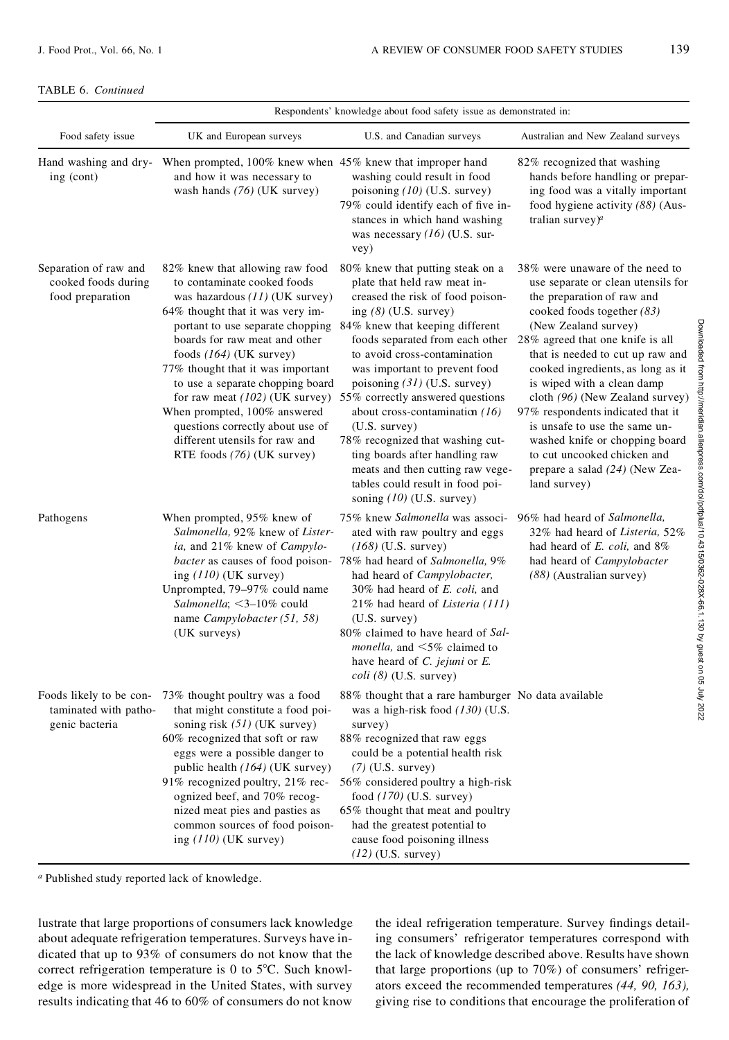TABLE 6. *Continued*

| Food safety issue | Respondents' knowledge about food safety issue as demonstrated in: UK and European surveys | U.S. and Canadian surveys | Australian and New Zealand surveys |
|---|---|---|---|
| Hand washing and drying (cont) | When prompted, 100% knew when and how it was necessary to wash hands *(76)* (UK survey) | 45% knew that improper hand washing could result in food poisoning *(10)* (U.S. survey)<br>79% could identify each of five instances in which hand washing was necessary *(16)* (U.S. survey) | 82% recognized that washing hands before handling or preparing food was a vitally important food hygiene activity *(88)* (Australian survey)[a] |
| Separation of raw and cooked foods during food preparation | 82% knew that allowing raw food to contaminate cooked foods was hazardous *(11)* (UK survey)<br>64% thought that it was very important to use separate chopping boards for raw meat and other foods *(164)* (UK survey)<br>77% thought that it was important to use a separate chopping board for raw meat *(102)* (UK survey)<br>When prompted, 100% answered questions correctly about use of different utensils for raw and RTE foods *(76)* (UK survey) | 80% knew that putting steak on a plate that held raw meat increased the risk of food poisoning *(8)* (U.S. survey)<br>84% knew that keeping different foods separated from each other to avoid cross-contamination was important to prevent food poisoning *(31)* (U.S. survey)<br>55% correctly answered questions about cross-contamination *(16)* (U.S. survey)<br>78% recognized that washing cutting boards after handling raw meats and then cutting raw vegetables could result in food poisoning *(10)* (U.S. survey) | 38% were unaware of the need to use separate or clean utensils for the preparation of raw and cooked foods together *(83)* (New Zealand survey)<br>28% agreed that one knife is all that is needed to cut up raw and cooked ingredients, as long as it is wiped with a clean damp cloth *(96)* (New Zealand survey)<br>97% respondents indicated that it is unsafe to use the same unwashed knife or chopping board to cut uncooked chicken and prepare a salad *(24)* (New Zealand survey) |
| Pathogens | When prompted, 95% knew of *Salmonella*, 92% knew of *Listeria*, and 21% knew of *Campylobacter* as causes of food poisoning *(110)* (UK survey)<br>Unprompted, 79–97% could name *Salmonella*; <3–10% could name *Campylobacter (51, 58)* (UK surveys) | 75% knew *Salmonella* was associated with raw poultry and eggs *(168)* (U.S. survey)<br>78% had heard of *Salmonella*, 9% had heard of *Campylobacter*, 30% had heard of *E. coli*, and 21% had heard of *Listeria (111)* (U.S. survey)<br>80% claimed to have heard of *Salmonella*, and <5% claimed to have heard of *C. jejuni* or *E. coli (8)* (U.S. survey) | 96% had heard of *Salmonella*, 32% had heard of *Listeria*, 52% had heard of *E. coli*, and 8% had heard of *Campylobacter (88)* (Australian survey) |
| Foods likely to be contaminated with pathogenic bacteria | 73% thought poultry was a food that might constitute a food poisoning risk *(51)* (UK survey)<br>60% recognized that soft or raw eggs were a possible danger to public health *(164)* (UK survey)<br>91% recognized poultry, 21% recognized beef, and 70% recognized meat pies and pasties as common sources of food poisoning *(110)* (UK survey) | 88% thought that a rare hamburger was a high-risk food *(130)* (U.S. survey)<br>88% recognized that raw eggs could be a potential health risk *(7)* (U.S. survey)<br>56% considered poultry a high-risk food *(170)* (U.S. survey)<br>65% thought that meat and poultry had the greatest potential to cause food poisoning illness *(12)* (U.S. survey) | No data available |

[a] Published study reported lack of knowledge.

lustrate that large proportions of consumers lack knowledge about adequate refrigeration temperatures. Surveys have indicated that up to 93% of consumers do not know that the correct refrigeration temperature is 0 to 5°C. Such knowledge is more widespread in the United States, with survey results indicating that 46 to 60% of consumers do not know the ideal refrigeration temperature. Survey findings detailing consumers' refrigerator temperatures correspond with the lack of knowledge described above. Results have shown that large proportions (up to 70%) of consumers' refrigerators exceed the recommended temperatures *(44, 90, 163)*, giving rise to conditions that encourage the proliferation of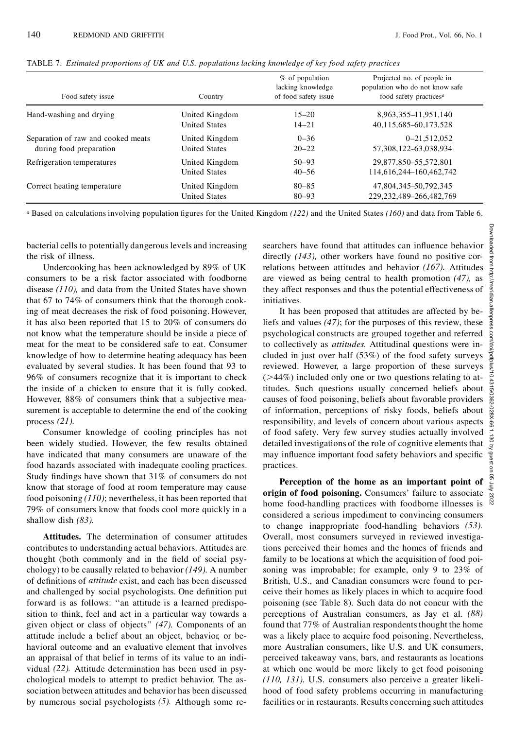TABLE 7. *Estimated proportions of UK and U.S. populations lacking knowledge of key food safety practices*

| Food safety issue | Country | % of population lacking knowledge of food safety issue | Projected no. of people in population who do not know safe food safety practices[a] |
|---|---|---|---|
| Hand-washing and drying | United Kingdom | 15–20 | 8,963,355–11,951,140 |
| | United States | 14–21 | 40,115,685–60,173,528 |
| Separation of raw and cooked meats during food preparation | United Kingdom | 0–36 | 0–21,512,052 |
| | United States | 20–22 | 57,308,122–63,038,934 |
| Refrigeration temperatures | United Kingdom | 50–93 | 29,877,850–55,572,801 |
| | United States | 40–56 | 114,616,244–160,462,742 |
| Correct heating temperature | United Kingdom | 80–85 | 47,804,345–50,792,345 |
| | United States | 80–93 | 229,232,489–266,482,769 |

[a] Based on calculations involving population figures for the United Kingdom *(122)* and the United States *(160)* and data from Table 6.

bacterial cells to potentially dangerous levels and increasing the risk of illness.

Undercooking has been acknowledged by 89% of UK consumers to be a risk factor associated with foodborne disease *(110),* and data from the United States have shown that 67 to 74% of consumers think that the thorough cooking of meat decreases the risk of food poisoning. However, it has also been reported that 15 to 20% of consumers do not know what the temperature should be inside a piece of meat for the meat to be considered safe to eat. Consumer knowledge of how to determine heating adequacy has been evaluated by several studies. It has been found that 93 to 96% of consumers recognize that it is important to check the inside of a chicken to ensure that it is fully cooked. However, 88% of consumers think that a subjective measurement is acceptable to determine the end of the cooking process *(21).*

Consumer knowledge of cooling principles has not been widely studied. However, the few results obtained have indicated that many consumers are unaware of the food hazards associated with inadequate cooling practices. Study findings have shown that 31% of consumers do not know that storage of food at room temperature may cause food poisoning *(110)*; nevertheless, it has been reported that 79% of consumers know that foods cool more quickly in a shallow dish *(83).*

**Attitudes.** The determination of consumer attitudes contributes to understanding actual behaviors. Attitudes are thought (both commonly and in the field of social psychology) to be causally related to behavior *(149).* A number of definitions of *attitude* exist, and each has been discussed and challenged by social psychologists. One definition put forward is as follows: "an attitude is a learned predisposition to think, feel and act in a particular way towards a given object or class of objects" *(47).* Components of an attitude include a belief about an object, behavior, or behavioral outcome and an evaluative element that involves an appraisal of that belief in terms of its value to an individual *(22).* Attitude determination has been used in psychological models to attempt to predict behavior. The association between attitudes and behavior has been discussed by numerous social psychologists *(5).* Although some researchers have found that attitudes can influence behavior directly *(143),* other workers have found no positive correlations between attitudes and behavior *(167).* Attitudes are viewed as being central to health promotion *(47),* as they affect responses and thus the potential effectiveness of initiatives.

It has been proposed that attitudes are affected by beliefs and values *(47)*; for the purposes of this review, these psychological constructs are grouped together and referred to collectively as *attitudes.* Attitudinal questions were included in just over half (53%) of the food safety surveys reviewed. However, a large proportion of these surveys (>44%) included only one or two questions relating to attitudes. Such questions usually concerned beliefs about causes of food poisoning, beliefs about favorable providers of information, perceptions of risky foods, beliefs about responsibility, and levels of concern about various aspects of food safety. Very few survey studies actually involved detailed investigations of the role of cognitive elements that may influence important food safety behaviors and specific practices.

**Perception of the home as an important point of origin of food poisoning.** Consumers' failure to associate home food-handling practices with foodborne illnesses is considered a serious impediment to convincing consumers to change inappropriate food-handling behaviors *(53).* Overall, most consumers surveyed in reviewed investigations perceived their homes and the homes of friends and family to be locations at which the acquisition of food poisoning was improbable; for example, only 9 to 23% of British, U.S., and Canadian consumers were found to perceive their homes as likely places in which to acquire food poisoning (see Table 8). Such data do not concur with the perceptions of Australian consumers, as Jay et al. *(88)* found that 77% of Australian respondents thought the home was a likely place to acquire food poisoning. Nevertheless, more Australian consumers, like U.S. and UK consumers, perceived takeaway vans, bars, and restaurants as locations at which one would be more likely to get food poisoning *(110, 131).* U.S. consumers also perceive a greater likelihood of food safety problems occurring in manufacturing facilities or in restaurants. Results concerning such attitudes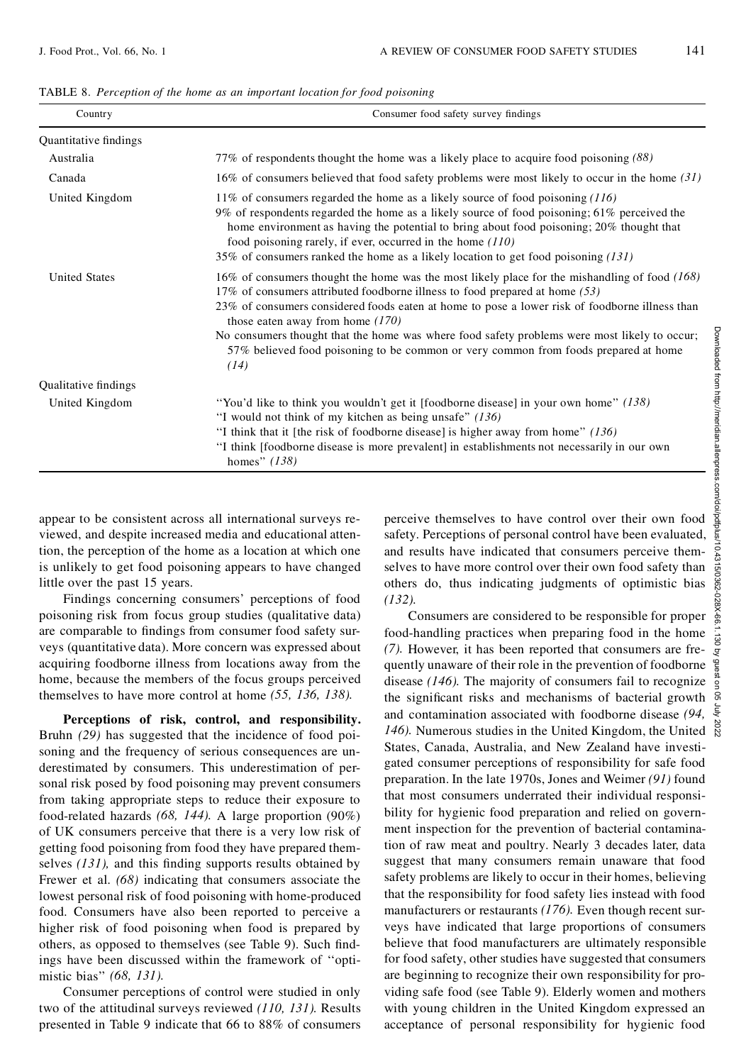TABLE 8. *Perception of the home as an important location for food poisoning*

| Country | Consumer food safety survey findings |
|---|---|
| Quantitative findings | |
| Australia | 77% of respondents thought the home was a likely place to acquire food poisoning *(88)* |
| Canada | 16% of consumers believed that food safety problems were most likely to occur in the home *(31)* |
| United Kingdom | 11% of consumers regarded the home as a likely source of food poisoning *(116)*<br>9% of respondents regarded the home as a likely source of food poisoning; 61% perceived the home environment as having the potential to bring about food poisoning; 20% thought that food poisoning rarely, if ever, occurred in the home *(110)*<br>35% of consumers ranked the home as a likely location to get food poisoning *(131)* |
| United States | 16% of consumers thought the home was the most likely place for the mishandling of food *(168)*<br>17% of consumers attributed foodborne illness to food prepared at home *(53)*<br>23% of consumers considered foods eaten at home to pose a lower risk of foodborne illness than those eaten away from home *(170)*<br>No consumers thought that the home was where food safety problems were most likely to occur; 57% believed food poisoning to be common or very common from foods prepared at home *(14)* |
| Qualitative findings | |
| United Kingdom | "You'd like to think you wouldn't get it [foodborne disease] in your own home" *(138)*<br>"I would not think of my kitchen as being unsafe" *(136)*<br>"I think that it [the risk of foodborne disease] is higher away from home" *(136)*<br>"I think [foodborne disease is more prevalent] in establishments not necessarily in our own homes" *(138)* |

appear to be consistent across all international surveys reviewed, and despite increased media and educational attention, the perception of the home as a location at which one is unlikely to get food poisoning appears to have changed little over the past 15 years.

Findings concerning consumers' perceptions of food poisoning risk from focus group studies (qualitative data) are comparable to findings from consumer food safety surveys (quantitative data). More concern was expressed about acquiring foodborne illness from locations away from the home, because the members of the focus groups perceived themselves to have more control at home *(55, 136, 138)*.

**Perceptions of risk, control, and responsibility.** Bruhn *(29)* has suggested that the incidence of food poisoning and the frequency of serious consequences are underestimated by consumers. This underestimation of personal risk posed by food poisoning may prevent consumers from taking appropriate steps to reduce their exposure to food-related hazards *(68, 144)*. A large proportion (90%) of UK consumers perceive that there is a very low risk of getting food poisoning from food they have prepared themselves *(131)*, and this finding supports results obtained by Frewer et al. *(68)* indicating that consumers associate the lowest personal risk of food poisoning with home-produced food. Consumers have also been reported to perceive a higher risk of food poisoning when food is prepared by others, as opposed to themselves (see Table 9). Such findings have been discussed within the framework of "optimistic bias" *(68, 131)*.

Consumer perceptions of control were studied in only two of the attitudinal surveys reviewed *(110, 131)*. Results presented in Table 9 indicate that 66 to 88% of consumers perceive themselves to have control over their own food safety. Perceptions of personal control have been evaluated, and results have indicated that consumers perceive themselves to have more control over their own food safety than others do, thus indicating judgments of optimistic bias *(132)*.

Consumers are considered to be responsible for proper food-handling practices when preparing food in the home *(7)*. However, it has been reported that consumers are frequently unaware of their role in the prevention of foodborne disease *(146)*. The majority of consumers fail to recognize the significant risks and mechanisms of bacterial growth and contamination associated with foodborne disease *(94, 146)*. Numerous studies in the United Kingdom, the United States, Canada, Australia, and New Zealand have investigated consumer perceptions of responsibility for safe food preparation. In the late 1970s, Jones and Weimer *(91)* found that most consumers underrated their individual responsibility for hygienic food preparation and relied on government inspection for the prevention of bacterial contamination of raw meat and poultry. Nearly 3 decades later, data suggest that many consumers remain unaware that food safety problems are likely to occur in their homes, believing that the responsibility for food safety lies instead with food manufacturers or restaurants *(176)*. Even though recent surveys have indicated that large proportions of consumers believe that food manufacturers are ultimately responsible for food safety, other studies have suggested that consumers are beginning to recognize their own responsibility for providing safe food (see Table 9). Elderly women and mothers with young children in the United Kingdom expressed an acceptance of personal responsibility for hygienic food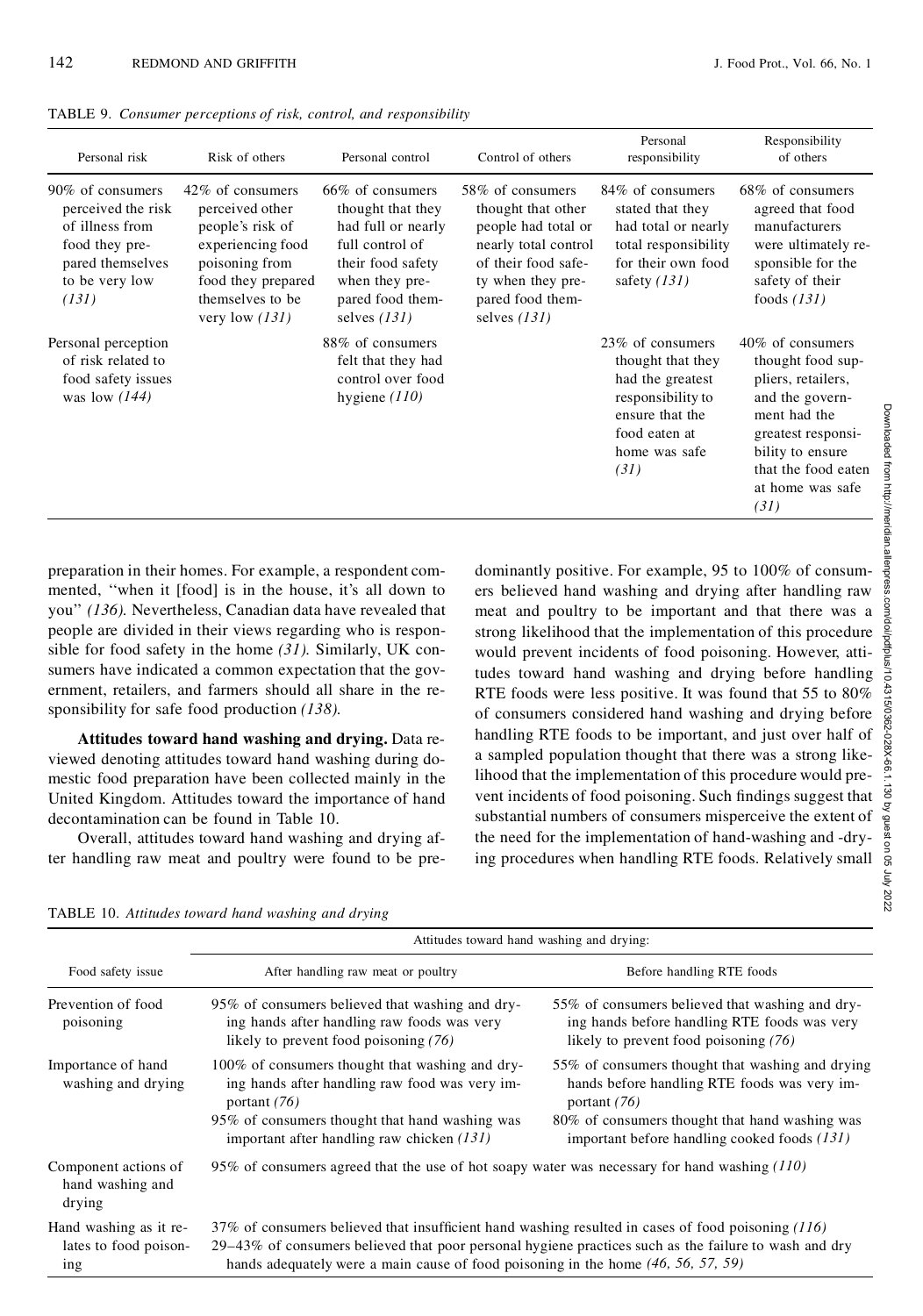TABLE 9. *Consumer perceptions of risk, control, and responsibility*

| Personal risk | Risk of others | Personal control | Control of others | Personal responsibility | Responsibility of others |
|---|---|---|---|---|---|
| 90% of consumers perceived the risk of illness from food they prepared themselves to be very low *(131)* | 42% of consumers perceived other people's risk of experiencing food poisoning from food they prepared themselves to be very low *(131)* | 66% of consumers thought that they had full or nearly full control of their food safety when they prepared food themselves *(131)* | 58% of consumers thought that other people had total or nearly total control of their food safety when they prepared food themselves *(131)* | 84% of consumers stated that they had total or nearly total responsibility for their own food safety *(131)* | 68% of consumers agreed that food manufacturers were ultimately responsible for the safety of their foods *(131)* |
| Personal perception of risk related to food safety issues was low *(144)* | | 88% of consumers felt that they had control over food hygiene *(110)* | | 23% of consumers thought that they had the greatest responsibility to ensure that the food eaten at home was safe *(31)* | 40% of consumers thought food suppliers, retailers, and the government had the greatest responsibility to ensure that the food eaten at home was safe *(31)* |

preparation in their homes. For example, a respondent commented, "when it [food] is in the house, it's all down to you" *(136).* Nevertheless, Canadian data have revealed that people are divided in their views regarding who is responsible for food safety in the home *(31).* Similarly, UK consumers have indicated a common expectation that the government, retailers, and farmers should all share in the responsibility for safe food production *(138).*

**Attitudes toward hand washing and drying.** Data reviewed denoting attitudes toward hand washing during domestic food preparation have been collected mainly in the United Kingdom. Attitudes toward the importance of hand decontamination can be found in Table 10.

Overall, attitudes toward hand washing and drying after handling raw meat and poultry were found to be predominantly positive. For example, 95 to 100% of consumers believed hand washing and drying after handling raw meat and poultry to be important and that there was a strong likelihood that the implementation of this procedure would prevent incidents of food poisoning. However, attitudes toward hand washing and drying before handling RTE foods were less positive. It was found that 55 to 80% of consumers considered hand washing and drying before handling RTE foods to be important, and just over half of a sampled population thought that there was a strong likelihood that the implementation of this procedure would prevent incidents of food poisoning. Such findings suggest that substantial numbers of consumers misperceive the extent of the need for the implementation of hand-washing and -drying procedures when handling RTE foods. Relatively small

TABLE 10. *Attitudes toward hand washing and drying*

| Food safety issue | Attitudes toward hand washing and drying: After handling raw meat or poultry | Before handling RTE foods |
|---|---|---|
| Prevention of food poisoning | 95% of consumers believed that washing and drying hands after handling raw foods was very likely to prevent food poisoning *(76)* | 55% of consumers believed that washing and drying hands before handling RTE foods was very likely to prevent food poisoning *(76)* |
| Importance of hand washing and drying | 100% of consumers thought that washing and drying hands after handling raw food was very important *(76)*<br>95% of consumers thought that hand washing was important after handling raw chicken *(131)* | 55% of consumers thought that washing and drying hands before handling RTE foods was very important *(76)*<br>80% of consumers thought that hand washing was important before handling cooked foods *(131)* |
| Component actions of hand washing and drying | 95% of consumers agreed that the use of hot soapy water was necessary for hand washing *(110)* | |
| Hand washing as it relates to food poisoning | 37% of consumers believed that insufficient hand washing resulted in cases of food poisoning *(116)*<br>29–43% of consumers believed that poor personal hygiene practices such as the failure to wash and dry hands adequately were a main cause of food poisoning in the home *(46, 56, 57, 59)* | |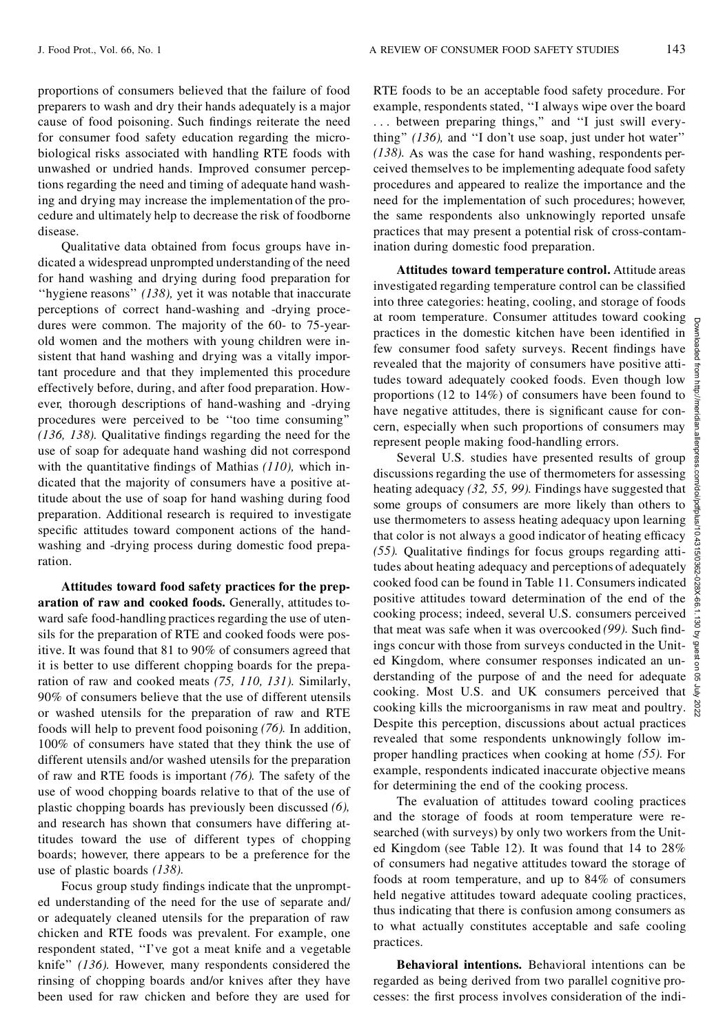proportions of consumers believed that the failure of food preparers to wash and dry their hands adequately is a major cause of food poisoning. Such findings reiterate the need for consumer food safety education regarding the microbiological risks associated with handling RTE foods with unwashed or undried hands. Improved consumer perceptions regarding the need and timing of adequate hand washing and drying may increase the implementation of the procedure and ultimately help to decrease the risk of foodborne disease.

Qualitative data obtained from focus groups have indicated a widespread unprompted understanding of the need for hand washing and drying during food preparation for "hygiene reasons" *(138),* yet it was notable that inaccurate perceptions of correct hand-washing and -drying procedures were common. The majority of the 60- to 75-year-old women and the mothers with young children were insistent that hand washing and drying was a vitally important procedure and that they implemented this procedure effectively before, during, and after food preparation. However, thorough descriptions of hand-washing and -drying procedures were perceived to be "too time consuming" *(136, 138).* Qualitative findings regarding the need for the use of soap for adequate hand washing did not correspond with the quantitative findings of Mathias *(110),* which indicated that the majority of consumers have a positive attitude about the use of soap for hand washing during food preparation. Additional research is required to investigate specific attitudes toward component actions of the hand-washing and -drying process during domestic food preparation.

**Attitudes toward food safety practices for the preparation of raw and cooked foods.** Generally, attitudes toward safe food-handling practices regarding the use of utensils for the preparation of RTE and cooked foods were positive. It was found that 81 to 90% of consumers agreed that it is better to use different chopping boards for the preparation of raw and cooked meats *(75, 110, 131).* Similarly, 90% of consumers believe that the use of different utensils or washed utensils for the preparation of raw and RTE foods will help to prevent food poisoning *(76).* In addition, 100% of consumers have stated that they think the use of different utensils and/or washed utensils for the preparation of raw and RTE foods is important *(76).* The safety of the use of wood chopping boards relative to that of the use of plastic chopping boards has previously been discussed *(6),* and research has shown that consumers have differing attitudes toward the use of different types of chopping boards; however, there appears to be a preference for the use of plastic boards *(138).*

Focus group study findings indicate that the unprompted understanding of the need for the use of separate and/or adequately cleaned utensils for the preparation of raw chicken and RTE foods was prevalent. For example, one respondent stated, "I've got a meat knife and a vegetable knife" *(136).* However, many respondents considered the rinsing of chopping boards and/or knives after they have been used for raw chicken and before they are used for RTE foods to be an acceptable food safety procedure. For example, respondents stated, "I always wipe over the board . . . between preparing things," and "I just swill everything" *(136),* and "I don't use soap, just under hot water" *(138).* As was the case for hand washing, respondents perceived themselves to be implementing adequate food safety procedures and appeared to realize the importance and the need for the implementation of such procedures; however, the same respondents also unknowingly reported unsafe practices that may present a potential risk of cross-contamination during domestic food preparation.

**Attitudes toward temperature control.** Attitude areas investigated regarding temperature control can be classified into three categories: heating, cooling, and storage of foods at room temperature. Consumer attitudes toward cooking practices in the domestic kitchen have been identified in few consumer food safety surveys. Recent findings have revealed that the majority of consumers have positive attitudes toward adequately cooked foods. Even though low proportions (12 to 14%) of consumers have been found to have negative attitudes, there is significant cause for concern, especially when such proportions of consumers may represent people making food-handling errors.

Several U.S. studies have presented results of group discussions regarding the use of thermometers for assessing heating adequacy *(32, 55, 99).* Findings have suggested that some groups of consumers are more likely than others to use thermometers to assess heating adequacy upon learning that color is not always a good indicator of heating efficacy *(55).* Qualitative findings for focus groups regarding attitudes about heating adequacy and perceptions of adequately cooked food can be found in Table 11. Consumers indicated positive attitudes toward determination of the end of the cooking process; indeed, several U.S. consumers perceived that meat was safe when it was overcooked *(99).* Such findings concur with those from surveys conducted in the United Kingdom, where consumer responses indicated an understanding of the purpose of and the need for adequate cooking. Most U.S. and UK consumers perceived that cooking kills the microorganisms in raw meat and poultry. Despite this perception, discussions about actual practices revealed that some respondents unknowingly follow improper handling practices when cooking at home *(55).* For example, respondents indicated inaccurate objective means for determining the end of the cooking process.

The evaluation of attitudes toward cooling practices and the storage of foods at room temperature were researched (with surveys) by only two workers from the United Kingdom (see Table 12). It was found that 14 to 28% of consumers had negative attitudes toward the storage of foods at room temperature, and up to 84% of consumers held negative attitudes toward adequate cooling practices, thus indicating that there is confusion among consumers as to what actually constitutes acceptable and safe cooling practices.

**Behavioral intentions.** Behavioral intentions can be regarded as being derived from two parallel cognitive processes: the first process involves consideration of the indi-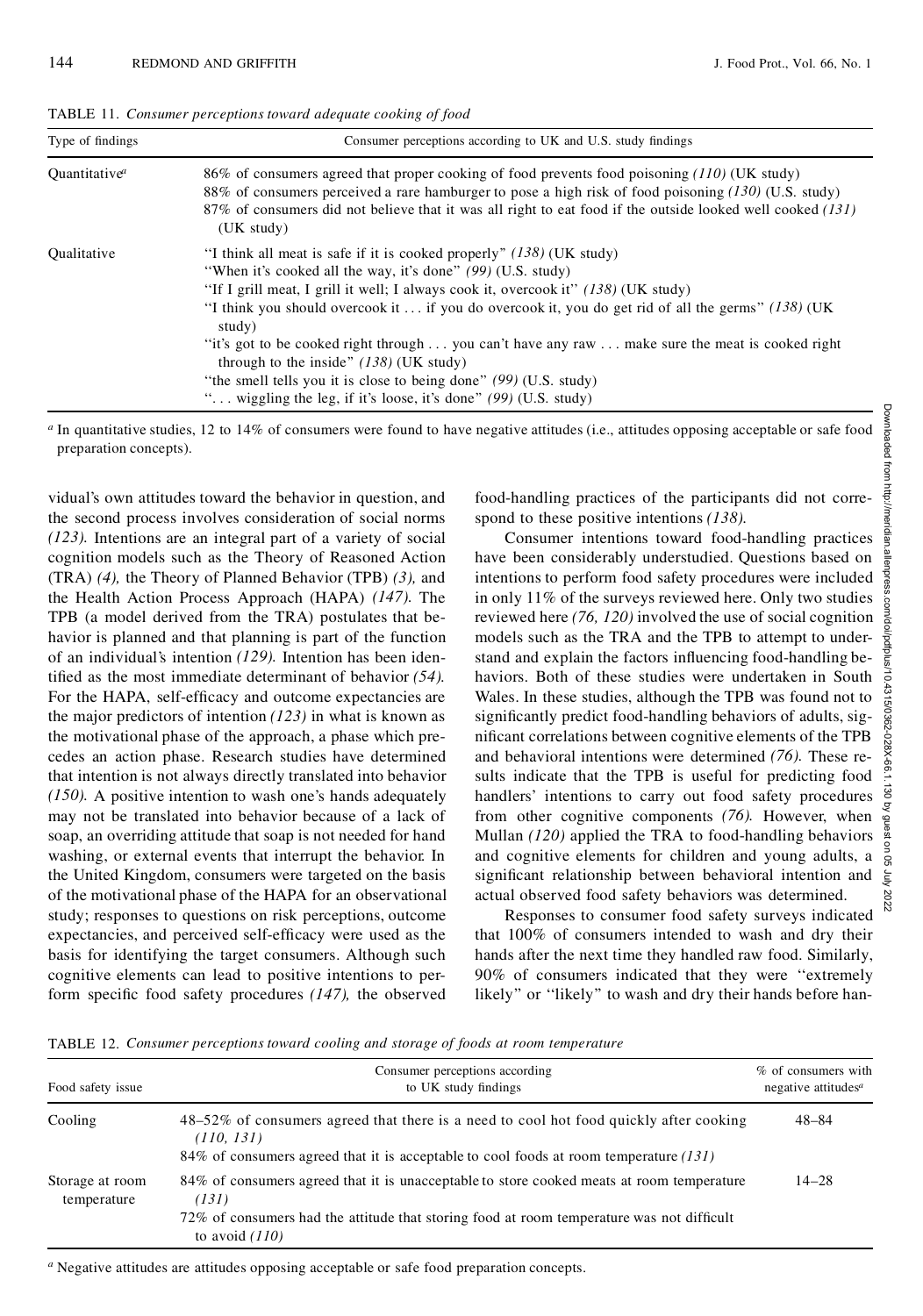TABLE 11. *Consumer perceptions toward adequate cooking of food*

| Type of findings | Consumer perceptions according to UK and U.S. study findings |
|---|---|
| Quantitative[a] | 86% of consumers agreed that proper cooking of food prevents food poisoning *(110)* (UK study)<br>88% of consumers perceived a rare hamburger to pose a high risk of food poisoning *(130)* (U.S. study)<br>87% of consumers did not believe that it was all right to eat food if the outside looked well cooked *(131)* (UK study) |
| Qualitative | "I think all meat is safe if it is cooked properly" *(138)* (UK study)<br>"When it's cooked all the way, it's done" *(99)* (U.S. study)<br>"If I grill meat, I grill it well; I always cook it, overcook it" *(138)* (UK study)<br>"I think you should overcook it . . . if you do overcook it, you do get rid of all the germs" *(138)* (UK study)<br>"it's got to be cooked right through . . . you can't have any raw . . . make sure the meat is cooked right through to the inside" *(138)* (UK study)<br>"the smell tells you it is close to being done" *(99)* (U.S. study)<br>". . . wiggling the leg, if it's loose, it's done" *(99)* (U.S. study) |

[a] In quantitative studies, 12 to 14% of consumers were found to have negative attitudes (i.e., attitudes opposing acceptable or safe food preparation concepts).

vidual's own attitudes toward the behavior in question, and the second process involves consideration of social norms *(123)*. Intentions are an integral part of a variety of social cognition models such as the Theory of Reasoned Action (TRA) *(4)*, the Theory of Planned Behavior (TPB) *(3)*, and the Health Action Process Approach (HAPA) *(147)*. The TPB (a model derived from the TRA) postulates that behavior is planned and that planning is part of the function of an individual's intention *(129)*. Intention has been identified as the most immediate determinant of behavior *(54)*. For the HAPA, self-efficacy and outcome expectancies are the major predictors of intention *(123)* in what is known as the motivational phase of the approach, a phase which precedes an action phase. Research studies have determined that intention is not always directly translated into behavior *(150)*. A positive intention to wash one's hands adequately may not be translated into behavior because of a lack of soap, an overriding attitude that soap is not needed for hand washing, or external events that interrupt the behavior. In the United Kingdom, consumers were targeted on the basis of the motivational phase of the HAPA for an observational study; responses to questions on risk perceptions, outcome expectancies, and perceived self-efficacy were used as the basis for identifying the target consumers. Although such cognitive elements can lead to positive intentions to perform specific food safety procedures *(147)*, the observed food-handling practices of the participants did not correspond to these positive intentions *(138)*.

Consumer intentions toward food-handling practices have been considerably understudied. Questions based on intentions to perform food safety procedures were included in only 11% of the surveys reviewed here. Only two studies reviewed here *(76, 120)* involved the use of social cognition models such as the TRA and the TPB to attempt to understand and explain the factors influencing food-handling behaviors. Both of these studies were undertaken in South Wales. In these studies, although the TPB was found not to significantly predict food-handling behaviors of adults, significant correlations between cognitive elements of the TPB and behavioral intentions were determined *(76)*. These results indicate that the TPB is useful for predicting food handlers' intentions to carry out food safety procedures from other cognitive components *(76)*. However, when Mullan *(120)* applied the TRA to food-handling behaviors and cognitive elements for children and young adults, a significant relationship between behavioral intention and actual observed food safety behaviors was determined.

Responses to consumer food safety surveys indicated that 100% of consumers intended to wash and dry their hands after the next time they handled raw food. Similarly, 90% of consumers indicated that they were "extremely likely" or "likely" to wash and dry their hands before han-

TABLE 12. *Consumer perceptions toward cooling and storage of foods at room temperature*

| Food safety issue | Consumer perceptions according to UK study findings | % of consumers with negative attitudes[a] |
|---|---|---|
| Cooling | 48–52% of consumers agreed that there is a need to cool hot food quickly after cooking *(110, 131)*<br>84% of consumers agreed that it is acceptable to cool foods at room temperature *(131)* | 48–84 |
| Storage at room temperature | 84% of consumers agreed that it is unacceptable to store cooked meats at room temperature *(131)*<br>72% of consumers had the attitude that storing food at room temperature was not difficult to avoid *(110)* | 14–28 |

[a] Negative attitudes are attitudes opposing acceptable or safe food preparation concepts.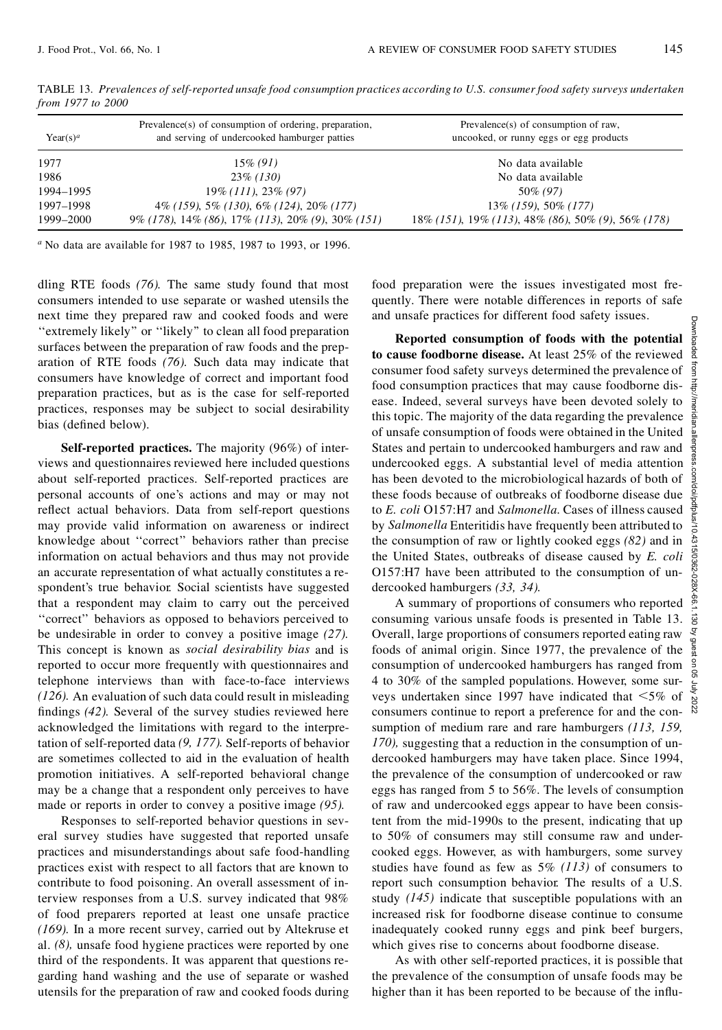TABLE 13. *Prevalences of self-reported unsafe food consumption practices according to U.S. consumer food safety surveys undertaken from 1977 to 2000*

| Year(s)[a] | Prevalence(s) of consumption of ordering, preparation, and serving of undercooked hamburger patties | Prevalence(s) of consumption of raw, uncooked, or runny eggs or egg products |
|---|---|---|
| 1977 | 15% *(91)* | No data available |
| 1986 | 23% *(130)* | No data available |
| 1994–1995 | 19% *(111)*, 23% *(97)* | 50% *(97)* |
| 1997–1998 | 4% *(159)*, 5% *(130)*, 6% *(124)*, 20% *(177)* | 13% *(159)*, 50% *(177)* |
| 1999–2000 | 9% *(178)*, 14% *(86)*, 17% *(113)*, 20% *(9)*, 30% *(151)* | 18% *(151)*, 19% *(113)*, 48% *(86)*, 50% *(9)*, 56% *(178)* |

[a] No data are available for 1987 to 1985, 1987 to 1993, or 1996.

dling RTE foods *(76)*. The same study found that most consumers intended to use separate or washed utensils the next time they prepared raw and cooked foods and were "extremely likely" or "likely" to clean all food preparation surfaces between the preparation of raw foods and the preparation of RTE foods *(76)*. Such data may indicate that consumers have knowledge of correct and important food preparation practices, but as is the case for self-reported practices, responses may be subject to social desirability bias (defined below).

**Self-reported practices.** The majority (96%) of interviews and questionnaires reviewed here included questions about self-reported practices. Self-reported practices are personal accounts of one's actions and may or may not reflect actual behaviors. Data from self-report questions may provide valid information on awareness or indirect knowledge about "correct" behaviors rather than precise information on actual behaviors and thus may not provide an accurate representation of what actually constitutes a respondent's true behavior. Social scientists have suggested that a respondent may claim to carry out the perceived "correct" behaviors as opposed to behaviors perceived to be undesirable in order to convey a positive image *(27)*. This concept is known as *social desirability bias* and is reported to occur more frequently with questionnaires and telephone interviews than with face-to-face interviews *(126)*. An evaluation of such data could result in misleading findings *(42)*. Several of the survey studies reviewed here acknowledged the limitations with regard to the interpretation of self-reported data *(9, 177)*. Self-reports of behavior are sometimes collected to aid in the evaluation of health promotion initiatives. A self-reported behavioral change may be a change that a respondent only perceives to have made or reports in order to convey a positive image *(95)*.

Responses to self-reported behavior questions in several survey studies have suggested that reported unsafe practices and misunderstandings about safe food-handling practices exist with respect to all factors that are known to contribute to food poisoning. An overall assessment of interview responses from a U.S. survey indicated that 98% of food preparers reported at least one unsafe practice *(169)*. In a more recent survey, carried out by Altekruse et al. *(8)*, unsafe food hygiene practices were reported by one third of the respondents. It was apparent that questions regarding hand washing and the use of separate or washed utensils for the preparation of raw and cooked foods during food preparation were the issues investigated most frequently. There were notable differences in reports of safe and unsafe practices for different food safety issues.

**Reported consumption of foods with the potential to cause foodborne disease.** At least 25% of the reviewed consumer food safety surveys determined the prevalence of food consumption practices that may cause foodborne disease. Indeed, several surveys have been devoted solely to this topic. The majority of the data regarding the prevalence of unsafe consumption of foods were obtained in the United States and pertain to undercooked hamburgers and raw and undercooked eggs. A substantial level of media attention has been devoted to the microbiological hazards of both of these foods because of outbreaks of foodborne disease due to *E. coli* O157:H7 and *Salmonella*. Cases of illness caused by *Salmonella* Enteritidis have frequently been attributed to the consumption of raw or lightly cooked eggs *(82)* and in the United States, outbreaks of disease caused by *E. coli* O157:H7 have been attributed to the consumption of undercooked hamburgers *(33, 34)*.

A summary of proportions of consumers who reported consuming various unsafe foods is presented in Table 13. Overall, large proportions of consumers reported eating raw foods of animal origin. Since 1977, the prevalence of the consumption of undercooked hamburgers has ranged from 4 to 30% of the sampled populations. However, some surveys undertaken since 1997 have indicated that <5% of consumers continue to report a preference for and the consumption of medium rare and rare hamburgers *(113, 159, 170)*, suggesting that a reduction in the consumption of undercooked hamburgers may have taken place. Since 1994, the prevalence of the consumption of undercooked or raw eggs has ranged from 5 to 56%. The levels of consumption of raw and undercooked eggs appear to have been consistent from the mid-1990s to the present, indicating that up to 50% of consumers may still consume raw and undercooked eggs. However, as with hamburgers, some survey studies have found as few as 5% *(113)* of consumers to report such consumption behavior. The results of a U.S. study *(145)* indicate that susceptible populations with an increased risk for foodborne disease continue to consume inadequately cooked runny eggs and pink beef burgers, which gives rise to concerns about foodborne disease.

As with other self-reported practices, it is possible that the prevalence of the consumption of unsafe foods may be higher than it has been reported to be because of the influ-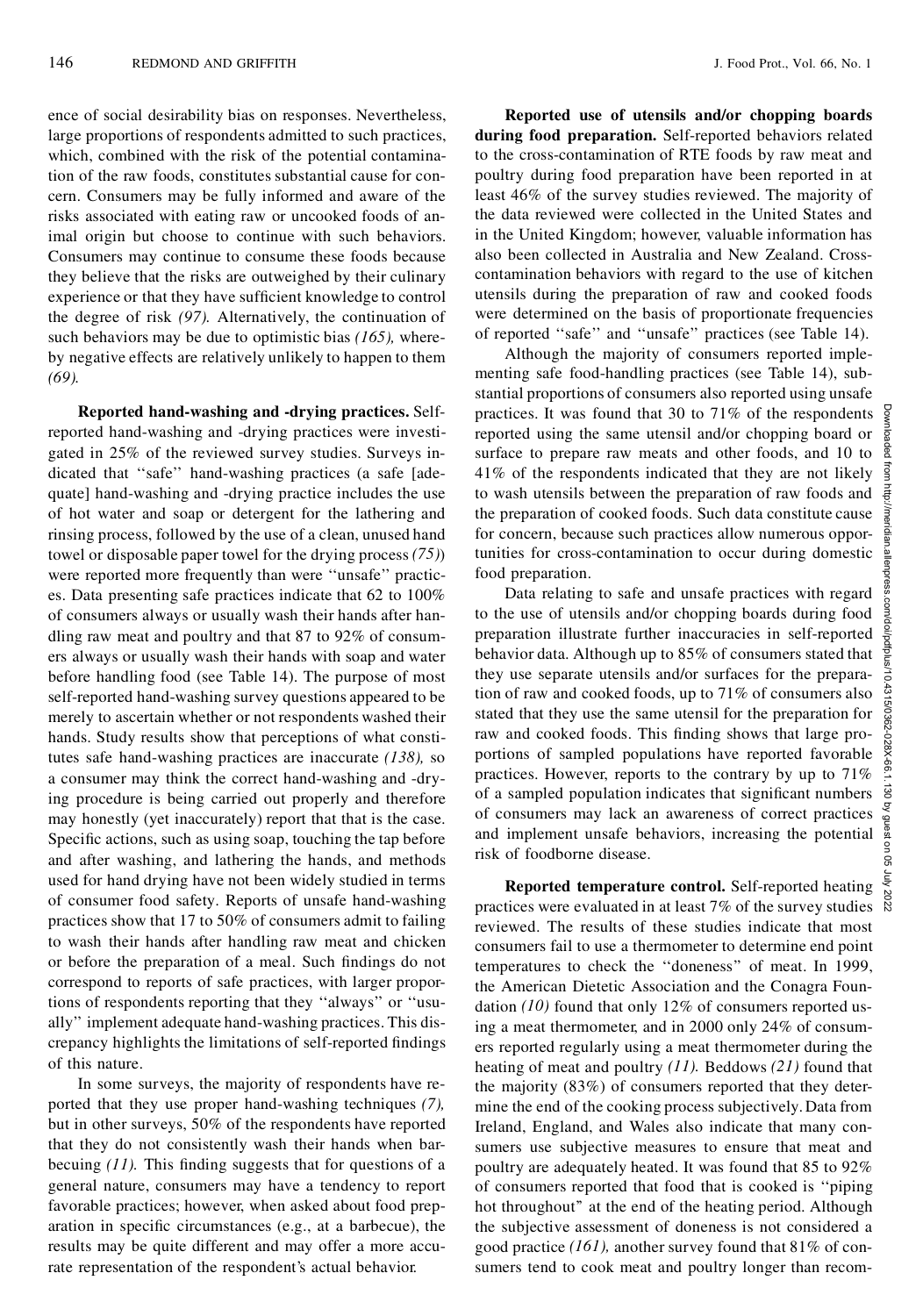ence of social desirability bias on responses. Nevertheless, large proportions of respondents admitted to such practices, which, combined with the risk of the potential contamination of the raw foods, constitutes substantial cause for concern. Consumers may be fully informed and aware of the risks associated with eating raw or uncooked foods of animal origin but choose to continue with such behaviors. Consumers may continue to consume these foods because they believe that the risks are outweighed by their culinary experience or that they have sufficient knowledge to control the degree of risk *(97)*. Alternatively, the continuation of such behaviors may be due to optimistic bias *(165)*, whereby negative effects are relatively unlikely to happen to them *(69)*.

**Reported hand-washing and -drying practices.** Self-reported hand-washing and -drying practices were investigated in 25% of the reviewed survey studies. Surveys indicated that ''safe'' hand-washing practices (a safe [adequate] hand-washing and -drying practice includes the use of hot water and soap or detergent for the lathering and rinsing process, followed by the use of a clean, unused hand towel or disposable paper towel for the drying process *(75)*) were reported more frequently than were ''unsafe'' practices. Data presenting safe practices indicate that 62 to 100% of consumers always or usually wash their hands after handling raw meat and poultry and that 87 to 92% of consumers always or usually wash their hands with soap and water before handling food (see Table 14). The purpose of most self-reported hand-washing survey questions appeared to be merely to ascertain whether or not respondents washed their hands. Study results show that perceptions of what constitutes safe hand-washing practices are inaccurate *(138)*, so a consumer may think the correct hand-washing and -drying procedure is being carried out properly and therefore may honestly (yet inaccurately) report that that is the case. Specific actions, such as using soap, touching the tap before and after washing, and lathering the hands, and methods used for hand drying have not been widely studied in terms of consumer food safety. Reports of unsafe hand-washing practices show that 17 to 50% of consumers admit to failing to wash their hands after handling raw meat and chicken or before the preparation of a meal. Such findings do not correspond to reports of safe practices, with larger proportions of respondents reporting that they ''always'' or ''usually'' implement adequate hand-washing practices. This discrepancy highlights the limitations of self-reported findings of this nature.

In some surveys, the majority of respondents have reported that they use proper hand-washing techniques *(7)*, but in other surveys, 50% of the respondents have reported that they do not consistently wash their hands when barbecuing *(11)*. This finding suggests that for questions of a general nature, consumers may have a tendency to report favorable practices; however, when asked about food preparation in specific circumstances (e.g., at a barbecue), the results may be quite different and may offer a more accurate representation of the respondent's actual behavior.

**Reported use of utensils and/or chopping boards during food preparation.** Self-reported behaviors related to the cross-contamination of RTE foods by raw meat and poultry during food preparation have been reported in at least 46% of the survey studies reviewed. The majority of the data reviewed were collected in the United States and in the United Kingdom; however, valuable information has also been collected in Australia and New Zealand. Cross-contamination behaviors with regard to the use of kitchen utensils during the preparation of raw and cooked foods were determined on the basis of proportionate frequencies of reported ''safe'' and ''unsafe'' practices (see Table 14).

Although the majority of consumers reported implementing safe food-handling practices (see Table 14), substantial proportions of consumers also reported using unsafe practices. It was found that 30 to 71% of the respondents reported using the same utensil and/or chopping board or surface to prepare raw meats and other foods, and 10 to 41% of the respondents indicated that they are not likely to wash utensils between the preparation of raw foods and the preparation of cooked foods. Such data constitute cause for concern, because such practices allow numerous opportunities for cross-contamination to occur during domestic food preparation.

Data relating to safe and unsafe practices with regard to the use of utensils and/or chopping boards during food preparation illustrate further inaccuracies in self-reported behavior data. Although up to 85% of consumers stated that they use separate utensils and/or surfaces for the preparation of raw and cooked foods, up to 71% of consumers also stated that they use the same utensil for the preparation for raw and cooked foods. This finding shows that large proportions of sampled populations have reported favorable practices. However, reports to the contrary by up to 71% of a sampled population indicates that significant numbers of consumers may lack an awareness of correct practices and implement unsafe behaviors, increasing the potential risk of foodborne disease.

**Reported temperature control.** Self-reported heating practices were evaluated in at least 7% of the survey studies reviewed. The results of these studies indicate that most consumers fail to use a thermometer to determine end point temperatures to check the ''doneness'' of meat. In 1999, the American Dietetic Association and the Conagra Foundation *(10)* found that only 12% of consumers reported using a meat thermometer, and in 2000 only 24% of consumers reported regularly using a meat thermometer during the heating of meat and poultry *(11)*. Beddows *(21)* found that the majority (83%) of consumers reported that they determine the end of the cooking process subjectively. Data from Ireland, England, and Wales also indicate that many consumers use subjective measures to ensure that meat and poultry are adequately heated. It was found that 85 to 92% of consumers reported that food that is cooked is ''piping hot throughout'' at the end of the heating period. Although the subjective assessment of doneness is not considered a good practice *(161)*, another survey found that 81% of consumers tend to cook meat and poultry longer than recom-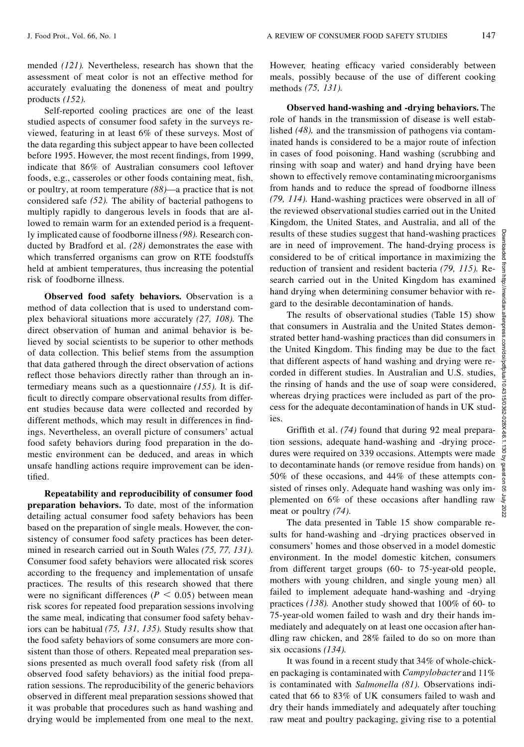mended *(121)*. Nevertheless, research has shown that the assessment of meat color is not an effective method for accurately evaluating the doneness of meat and poultry products *(152)*.

Self-reported cooling practices are one of the least studied aspects of consumer food safety in the surveys reviewed, featuring in at least 6% of these surveys. Most of the data regarding this subject appear to have been collected before 1995. However, the most recent findings, from 1999, indicate that 86% of Australian consumers cool leftover foods, e.g., casseroles or other foods containing meat, fish, or poultry, at room temperature *(88)*—a practice that is not considered safe *(52)*. The ability of bacterial pathogens to multiply rapidly to dangerous levels in foods that are allowed to remain warm for an extended period is a frequently implicated cause of foodborne illness *(98)*. Research conducted by Bradford et al. *(28)* demonstrates the ease with which transferred organisms can grow on RTE foodstuffs held at ambient temperatures, thus increasing the potential risk of foodborne illness.

**Observed food safety behaviors.** Observation is a method of data collection that is used to understand complex behavioral situations more accurately *(27, 108)*. The direct observation of human and animal behavior is believed by social scientists to be superior to other methods of data collection. This belief stems from the assumption that data gathered through the direct observation of actions reflect those behaviors directly rather than through an intermediary means such as a questionnaire *(155)*. It is difficult to directly compare observational results from different studies because data were collected and recorded by different methods, which may result in differences in findings. Nevertheless, an overall picture of consumers' actual food safety behaviors during food preparation in the domestic environment can be deduced, and areas in which unsafe handling actions require improvement can be identified.

**Repeatability and reproducibility of consumer food preparation behaviors.** To date, most of the information detailing actual consumer food safety behaviors has been based on the preparation of single meals. However, the consistency of consumer food safety practices has been determined in research carried out in South Wales *(75, 77, 131)*. Consumer food safety behaviors were allocated risk scores according to the frequency and implementation of unsafe practices. The results of this research showed that there were no significant differences ($P < 0.05$) between mean risk scores for repeated food preparation sessions involving the same meal, indicating that consumer food safety behaviors can be habitual *(75, 131, 135)*. Study results show that the food safety behaviors of some consumers are more consistent than those of others. Repeated meal preparation sessions presented as much overall food safety risk (from all observed food safety behaviors) as the initial food preparation sessions. The reproducibility of the generic behaviors observed in different meal preparation sessions showed that it was probable that procedures such as hand washing and drying would be implemented from one meal to the next. However, heating efficacy varied considerably between meals, possibly because of the use of different cooking methods *(75, 131)*.

**Observed hand-washing and -drying behaviors.** The role of hands in the transmission of disease is well established *(48)*, and the transmission of pathogens via contaminated hands is considered to be a major route of infection in cases of food poisoning. Hand washing (scrubbing and rinsing with soap and water) and hand drying have been shown to effectively remove contaminating microorganisms from hands and to reduce the spread of foodborne illness *(79, 114)*. Hand-washing practices were observed in all of the reviewed observational studies carried out in the United Kingdom, the United States, and Australia, and all of the results of these studies suggest that hand-washing practices are in need of improvement. The hand-drying process is considered to be of critical importance in maximizing the reduction of transient and resident bacteria *(79, 115)*. Research carried out in the United Kingdom has examined hand drying when determining consumer behavior with regard to the desirable decontamination of hands.

The results of observational studies (Table 15) show that consumers in Australia and the United States demonstrated better hand-washing practices than did consumers in the United Kingdom. This finding may be due to the fact that different aspects of hand washing and drying were recorded in different studies. In Australian and U.S. studies, the rinsing of hands and the use of soap were considered, whereas drying practices were included as part of the process for the adequate decontamination of hands in UK studies.

Griffith et al. *(74)* found that during 92 meal preparation sessions, adequate hand-washing and -drying procedures were required on 339 occasions. Attempts were made to decontaminate hands (or remove residue from hands) on 50% of these occasions, and 44% of these attempts consisted of rinses only. Adequate hand washing was only implemented on 6% of these occasions after handling raw meat or poultry *(74)*.

The data presented in Table 15 show comparable results for hand-washing and -drying practices observed in consumers' homes and those observed in a model domestic environment. In the model domestic kitchen, consumers from different target groups (60- to 75-year-old people, mothers with young children, and single young men) all failed to implement adequate hand-washing and -drying practices *(138)*. Another study showed that 100% of 60- to 75-year-old women failed to wash and dry their hands immediately and adequately on at least one occasion after handling raw chicken, and 28% failed to do so on more than six occasions *(134)*.

It was found in a recent study that 34% of whole-chicken packaging is contaminated with *Campylobacter* and 11% is contaminated with *Salmonella (81)*. Observations indicated that 66 to 83% of UK consumers failed to wash and dry their hands immediately and adequately after touching raw meat and poultry packaging, giving rise to a potential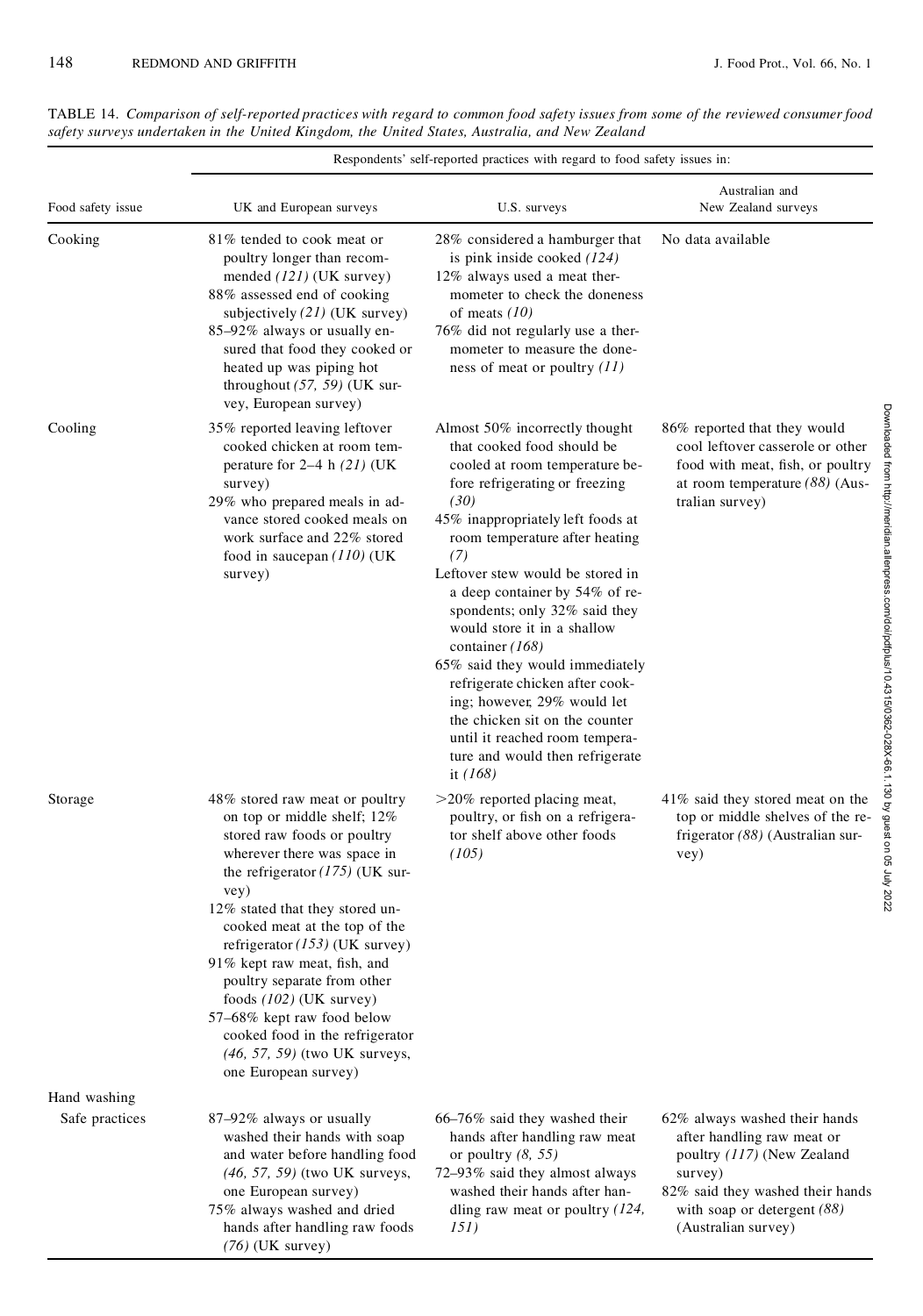TABLE 14. *Comparison of self-reported practices with regard to common food safety issues from some of the reviewed consumer food safety surveys undertaken in the United Kingdom, the United States, Australia, and New Zealand*

| Food safety issue | Respondents' self-reported practices with regard to food safety issues in: | | |
|---|---|---|---|
| | UK and European surveys | U.S. surveys | Australian and New Zealand surveys |
| Cooking | 81% tended to cook meat or poultry longer than recommended *(121)* (UK survey)<br>88% assessed end of cooking subjectively *(21)* (UK survey)<br>85–92% always or usually ensured that food they cooked or heated up was piping hot throughout *(57, 59)* (UK survey, European survey) | 28% considered a hamburger that is pink inside cooked *(124)*<br>12% always used a meat thermometer to check the doneness of meats *(10)*<br>76% did not regularly use a thermometer to measure the doneness of meat or poultry *(11)* | No data available |
| Cooling | 35% reported leaving leftover cooked chicken at room temperature for 2–4 h *(21)* (UK survey)<br>29% who prepared meals in advance stored cooked meals on work surface and 22% stored food in saucepan *(110)* (UK survey) | Almost 50% incorrectly thought that cooked food should be cooled at room temperature before refrigerating or freezing *(30)*<br>45% inappropriately left foods at room temperature after heating *(7)*<br>Leftover stew would be stored in a deep container by 54% of respondents; only 32% said they would store it in a shallow container *(168)*<br>65% said they would immediately refrigerate chicken after cooking; however, 29% would let the chicken sit on the counter until it reached room temperature and would then refrigerate it *(168)* | 86% reported that they would cool leftover casserole or other food with meat, fish, or poultry at room temperature *(88)* (Australian survey) |
| Storage | 48% stored raw meat or poultry on top or middle shelf; 12% stored raw foods or poultry wherever there was space in the refrigerator *(175)* (UK survey)<br>12% stated that they stored uncooked meat at the top of the refrigerator *(153)* (UK survey)<br>91% kept raw meat, fish, and poultry separate from other foods *(102)* (UK survey)<br>57–68% kept raw food below cooked food in the refrigerator *(46, 57, 59)* (two UK surveys, one European survey) | >20% reported placing meat, poultry, or fish on a refrigerator shelf above other foods *(105)* | 41% said they stored meat on the top or middle shelves of the refrigerator *(88)* (Australian survey) |
| Hand washing | | | |
| Safe practices | 87–92% always or usually washed their hands with soap and water before handling food *(46, 57, 59)* (two UK surveys, one European survey)<br>75% always washed and dried hands after handling raw foods *(76)* (UK survey) | 66–76% said they washed their hands after handling raw meat or poultry *(8, 55)*<br>72–93% said they almost always washed their hands after handling raw meat or poultry *(124, 151)* | 62% always washed their hands after handling raw meat or poultry *(117)* (New Zealand survey)<br>82% said they washed their hands with soap or detergent *(88)* (Australian survey) |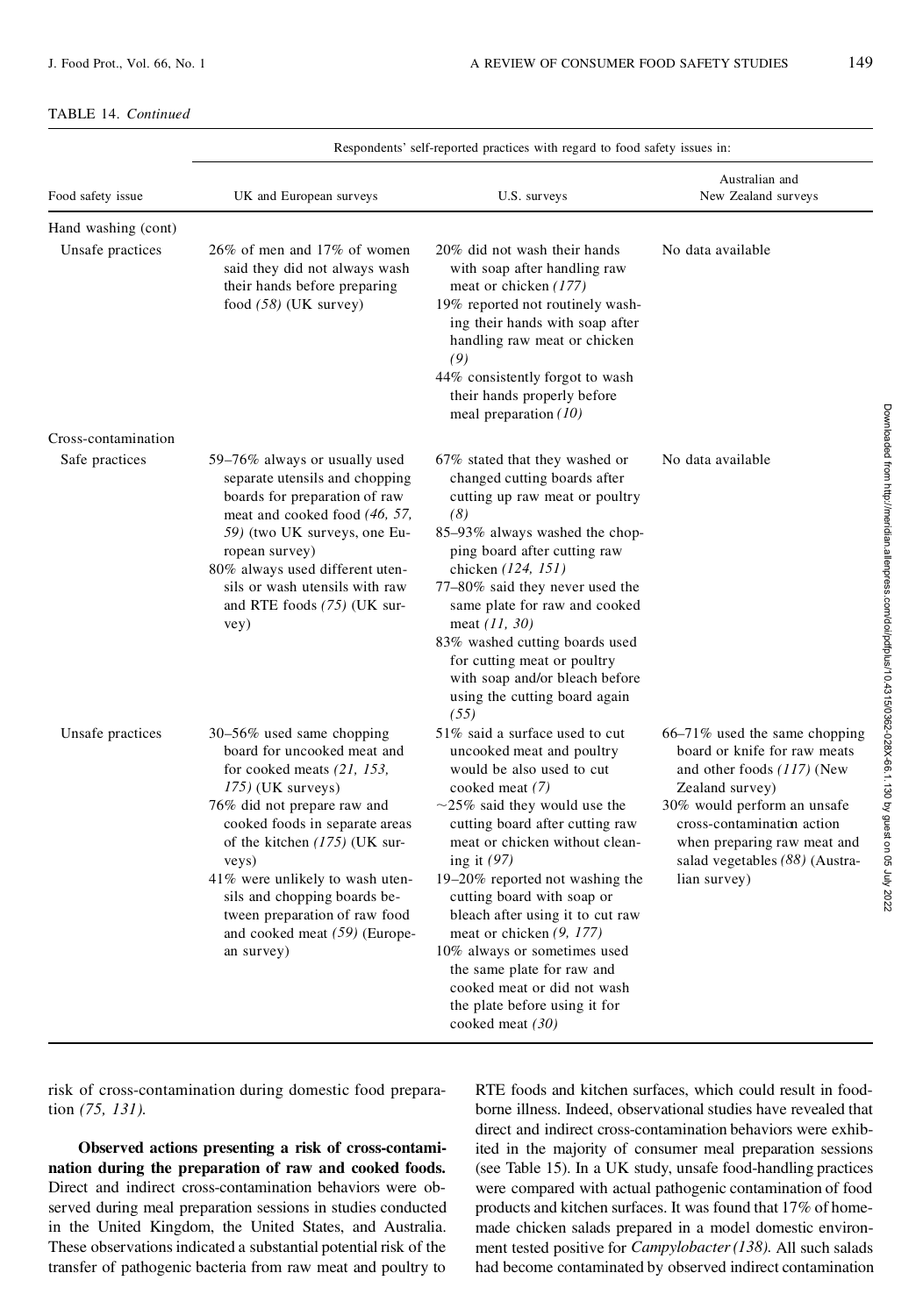TABLE 14. *Continued*

| Food safety issue | Respondents' self-reported practices with regard to food safety issues in: UK and European surveys | U.S. surveys | Australian and New Zealand surveys |
|---|---|---|---|
| Hand washing (cont) | | | |
| Unsafe practices | 26% of men and 17% of women said they did not always wash their hands before preparing food *(58)* (UK survey) | 20% did not wash their hands with soap after handling raw meat or chicken *(177)*<br>19% reported not routinely washing their hands with soap after handling raw meat or chicken *(9)*<br>44% consistently forgot to wash their hands properly before meal preparation *(10)* | No data available |
| Cross-contamination | | | |
| Safe practices | 59–76% always or usually used separate utensils and chopping boards for preparation of raw meat and cooked food *(46, 57, 59)* (two UK surveys, one European survey)<br>80% always used different utensils or wash utensils with raw and RTE foods *(75)* (UK survey) | 67% stated that they washed or changed cutting boards after cutting up raw meat or poultry *(8)*<br>85–93% always washed the chopping board after cutting raw chicken *(124, 151)*<br>77–80% said they never used the same plate for raw and cooked meat *(11, 30)*<br>83% washed cutting boards used for cutting meat or poultry with soap and/or bleach before using the cutting board again *(55)* | No data available |
| Unsafe practices | 30–56% used same chopping board for uncooked meat and for cooked meats *(21, 153, 175)* (UK surveys)<br>76% did not prepare raw and cooked foods in separate areas of the kitchen *(175)* (UK surveys)<br>41% were unlikely to wash utensils and chopping boards between preparation of raw food and cooked meat *(59)* (European survey) | 51% said a surface used to cut uncooked meat and poultry would be also used to cut cooked meat *(7)*<br>~25% said they would use the cutting board after cutting raw meat or chicken without cleaning it *(97)*<br>19–20% reported not washing the cutting board with soap or bleach after using it to cut raw meat or chicken *(9, 177)*<br>10% always or sometimes used the same plate for raw and cooked meat or did not wash the plate before using it for cooked meat *(30)* | 66–71% used the same chopping board or knife for raw meats and other foods *(117)* (New Zealand survey)<br>30% would perform an unsafe cross-contamination action when preparing raw meat and salad vegetables *(88)* (Australian survey) |

risk of cross-contamination during domestic food preparation *(75, 131)*.

**Observed actions presenting a risk of cross-contamination during the preparation of raw and cooked foods.** Direct and indirect cross-contamination behaviors were observed during meal preparation sessions in studies conducted in the United Kingdom, the United States, and Australia. These observations indicated a substantial potential risk of the transfer of pathogenic bacteria from raw meat and poultry to RTE foods and kitchen surfaces, which could result in foodborne illness. Indeed, observational studies have revealed that direct and indirect cross-contamination behaviors were exhibited in the majority of consumer meal preparation sessions (see Table 15). In a UK study, unsafe food-handling practices were compared with actual pathogenic contamination of food products and kitchen surfaces. It was found that 17% of homemade chicken salads prepared in a model domestic environment tested positive for *Campylobacter (138)*. All such salads had become contaminated by observed indirect contamination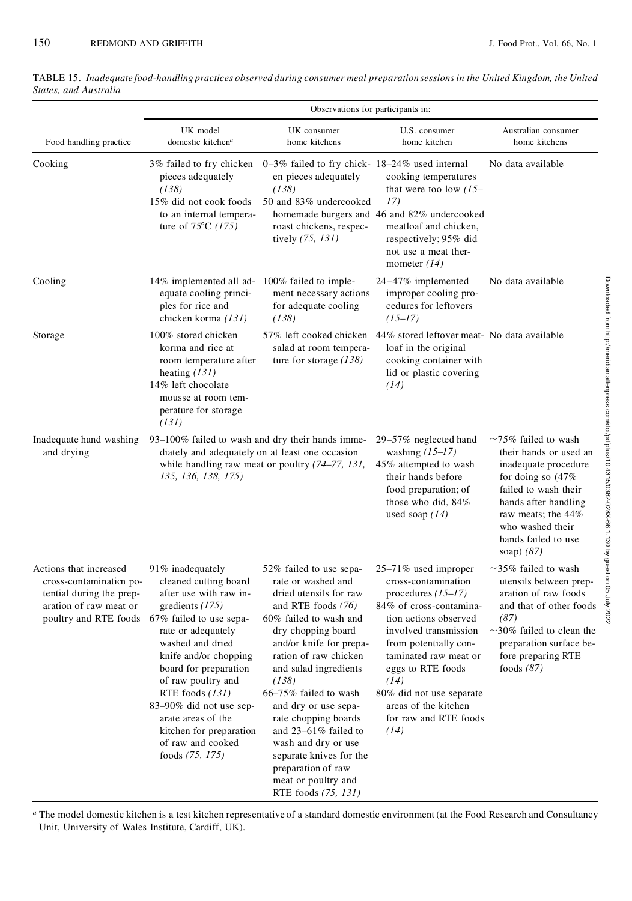TABLE 15. *Inadequate food-handling practices observed during consumer meal preparation sessions in the United Kingdom, the United States, and Australia*

| Food handling practice | Observations for participants in: | | | |
|---|---|---|---|---|
| | UK model domestic kitchen[a] | UK consumer home kitchens | U.S. consumer home kitchen | Australian consumer home kitchens |
| Cooking | 3% failed to fry chicken pieces adequately *(138)* 15% did not cook foods to an internal temperature of 75°C *(175)* | 0–3% failed to fry chicken pieces adequately *(138)* 50 and 83% undercooked homemade burgers and roast chickens, respectively *(75, 131)* | 18–24% used internal cooking temperatures that were too low *(15–17)* 46 and 82% undercooked meatloaf and chicken, respectively; 95% did not use a meat thermometer *(14)* | No data available |
| Cooling | 14% implemented all adequate cooling principles for rice and chicken korma *(131)* | 100% failed to implement necessary actions for adequate cooling *(138)* | 24–47% implemented improper cooling procedures for leftovers *(15–17)* | No data available |
| Storage | 100% stored chicken korma and rice at room temperature after heating *(131)* 14% left chocolate mousse at room temperature for storage *(131)* | 57% left cooked chicken salad at room temperature for storage *(138)* | 44% stored leftover meatloaf in the original cooking container with lid or plastic covering *(14)* | No data available |
| Inadequate hand washing and drying | 93–100% failed to wash and dry their hands immediately and adequately on at least one occasion while handling raw meat or poultry *(74–77, 131, 135, 136, 138, 175)* | | 29–57% neglected hand washing *(15–17)* 45% attempted to wash their hands before food preparation; of those who did, 84% used soap *(14)* | ~75% failed to wash their hands or used an inadequate procedure for doing so (47% failed to wash their hands after handling raw meats; the 44% who washed their hands failed to use soap) *(87)* |
| Actions that increased cross-contamination potential during the preparation of raw meat or poultry and RTE foods | 91% inadequately cleaned cutting board after use with raw ingredients *(175)* 67% failed to use separate or adequately washed and dried knife and/or chopping board for preparation of raw poultry and RTE foods *(131)* 83–90% did not use separate areas of the kitchen for preparation of raw and cooked foods *(75, 175)* | 52% failed to use separate or washed and dried utensils for raw and RTE foods *(76)* 60% failed to wash and dry chopping board and/or knife for preparation of raw chicken and salad ingredients *(138)* 66–75% failed to wash and dry or use separate chopping boards and 23–61% failed to wash and dry or use separate knives for the preparation of raw meat or poultry and RTE foods *(75, 131)* | 25–71% used improper cross-contamination procedures *(15–17)* 84% of cross-contamination actions observed involved transmission from potentially contaminated raw meat or eggs to RTE foods *(14)* 80% did not use separate areas of the kitchen for raw and RTE foods *(14)* | ~35% failed to wash utensils between preparation of raw foods and that of other foods *(87)* ~30% failed to clean the preparation surface before preparing RTE foods *(87)* |

[a] The model domestic kitchen is a test kitchen representative of a standard domestic environment (at the Food Research and Consultancy Unit, University of Wales Institute, Cardiff, UK).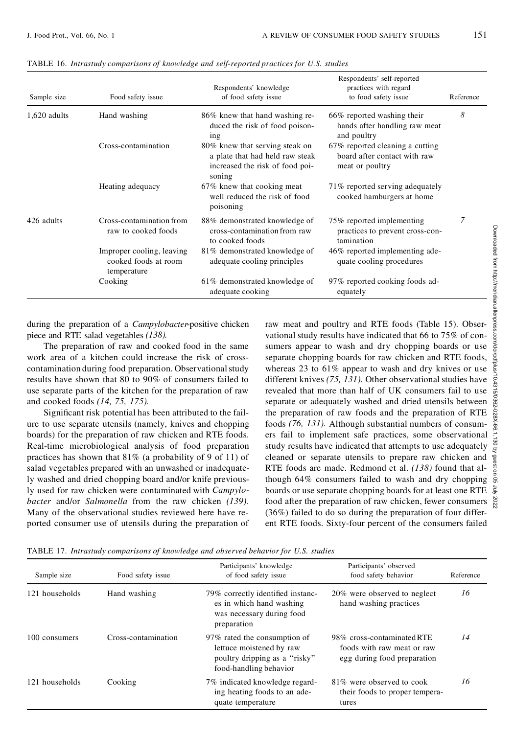TABLE 16. *Intrastudy comparisons of knowledge and self-reported practices for U.S. studies*

| Sample size | Food safety issue | Respondents' knowledge of food safety issue | Respondents' self-reported practices with regard to food safety issue | Reference |
|---|---|---|---|---|
| 1,620 adults | Hand washing | 86% knew that hand washing reduced the risk of food poisoning | 66% reported washing their hands after handling raw meat and poultry | *8* |
| | Cross-contamination | 80% knew that serving steak on a plate that had held raw steak increased the risk of food poisoning | 67% reported cleaning a cutting board after contact with raw meat or poultry | |
| | Heating adequacy | 67% knew that cooking meat well reduced the risk of food poisoning | 71% reported serving adequately cooked hamburgers at home | |
| 426 adults | Cross-contamination from raw to cooked foods | 88% demonstrated knowledge of cross-contamination from raw to cooked foods | 75% reported implementing practices to prevent cross-contamination | *7* |
| | Improper cooling, leaving cooked foods at room temperature | 81% demonstrated knowledge of adequate cooling principles | 46% reported implementing adequate cooling procedures | |
| | Cooking | 61% demonstrated knowledge of adequate cooking | 97% reported cooking foods adequately | |

during the preparation of a *Campylobacter*-positive chicken piece and RTE salad vegetables *(138)*.

The preparation of raw and cooked food in the same work area of a kitchen could increase the risk of cross-contamination during food preparation. Observational study results have shown that 80 to 90% of consumers failed to use separate parts of the kitchen for the preparation of raw and cooked foods *(14, 75, 175)*.

Significant risk potential has been attributed to the failure to use separate utensils (namely, knives and chopping boards) for the preparation of raw chicken and RTE foods. Real-time microbiological analysis of food preparation practices has shown that 81% (a probability of 9 of 11) of salad vegetables prepared with an unwashed or inadequately washed and dried chopping board and/or knife previously used for raw chicken were contaminated with *Campylobacter* and/or *Salmonella* from the raw chicken *(139)*. Many of the observational studies reviewed here have reported consumer use of utensils during the preparation of raw meat and poultry and RTE foods (Table 15). Observational study results have indicated that 66 to 75% of consumers appear to wash and dry chopping boards or use separate chopping boards for raw chicken and RTE foods, whereas 23 to 61% appear to wash and dry knives or use different knives *(75, 131)*. Other observational studies have revealed that more than half of UK consumers fail to use separate or adequately washed and dried utensils between the preparation of raw foods and the preparation of RTE foods *(76, 131)*. Although substantial numbers of consumers fail to implement safe practices, some observational study results have indicated that attempts to use adequately cleaned or separate utensils to prepare raw chicken and RTE foods are made. Redmond et al. *(138)* found that although 64% consumers failed to wash and dry chopping boards or use separate chopping boards for at least one RTE food after the preparation of raw chicken, fewer consumers (36%) failed to do so during the preparation of four different RTE foods. Sixty-four percent of the consumers failed

TABLE 17. *Intrastudy comparisons of knowledge and observed behavior for U.S. studies*

| Sample size | Food safety issue | Participants' knowledge of food safety issue | Participants' observed food safety behavior | Reference |
|---|---|---|---|---|
| 121 households | Hand washing | 79% correctly identified instances in which hand washing was necessary during food preparation | 20% were observed to neglect hand washing practices | *16* |
| 100 consumers | Cross-contamination | 97% rated the consumption of lettuce moistened by raw poultry dripping as a "risky" food-handling behavior | 98% cross-contaminated RTE foods with raw meat or raw egg during food preparation | *14* |
| 121 households | Cooking | 7% indicated knowledge regarding heating foods to an adequate temperature | 81% were observed to cook their foods to proper temperatures | *16* |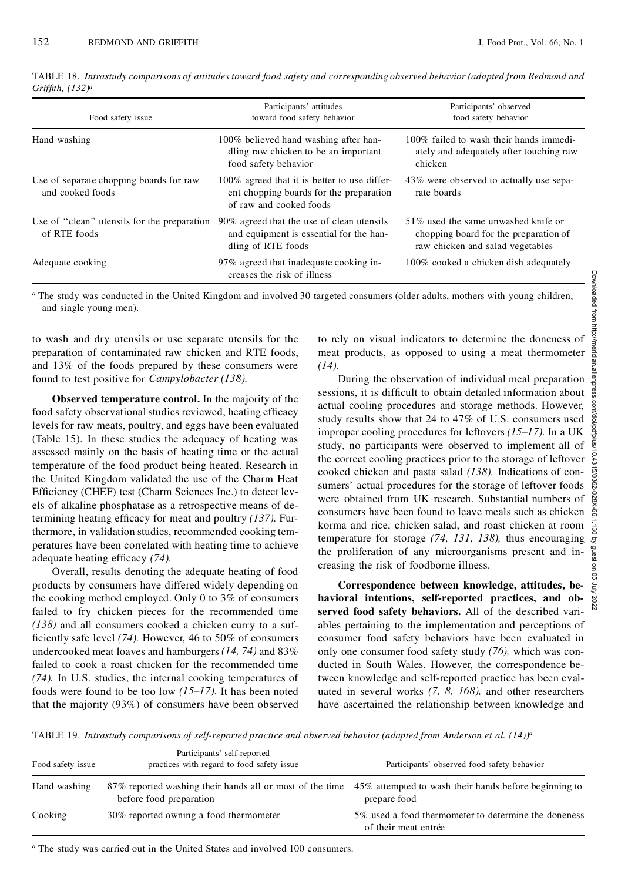TABLE 18. *Intrastudy comparisons of attitudes toward food safety and corresponding observed behavior (adapted from Redmond and Griffith, (132)*[a]

| Food safety issue | Participants' attitudes toward food safety behavior | Participants' observed food safety behavior |
|---|---|---|
| Hand washing | 100% believed hand washing after handling raw chicken to be an important food safety behavior | 100% failed to wash their hands immediately and adequately after touching raw chicken |
| Use of separate chopping boards for raw and cooked foods | 100% agreed that it is better to use different chopping boards for the preparation of raw and cooked foods | 43% were observed to actually use separate boards |
| Use of "clean" utensils for the preparation of RTE foods | 90% agreed that the use of clean utensils and equipment is essential for the handling of RTE foods | 51% used the same unwashed knife or chopping board for the preparation of raw chicken and salad vegetables |
| Adequate cooking | 97% agreed that inadequate cooking increases the risk of illness | 100% cooked a chicken dish adequately |

[a] The study was conducted in the United Kingdom and involved 30 targeted consumers (older adults, mothers with young children, and single young men).

to wash and dry utensils or use separate utensils for the preparation of contaminated raw chicken and RTE foods, and 13% of the foods prepared by these consumers were found to test positive for *Campylobacter (138).*

**Observed temperature control.** In the majority of the food safety observational studies reviewed, heating efficacy levels for raw meats, poultry, and eggs have been evaluated (Table 15). In these studies the adequacy of heating was assessed mainly on the basis of heating time or the actual temperature of the food product being heated. Research in the United Kingdom validated the use of the Charm Heat Efficiency (CHEF) test (Charm Sciences Inc.) to detect levels of alkaline phosphatase as a retrospective means of determining heating efficacy for meat and poultry *(137).* Furthermore, in validation studies, recommended cooking temperatures have been correlated with heating time to achieve adequate heating efficacy *(74).*

Overall, results denoting the adequate heating of food products by consumers have differed widely depending on the cooking method employed. Only 0 to 3% of consumers failed to fry chicken pieces for the recommended time *(138)* and all consumers cooked a chicken curry to a sufficiently safe level *(74).* However, 46 to 50% of consumers undercooked meat loaves and hamburgers *(14, 74)* and 83% failed to cook a roast chicken for the recommended time *(74).* In U.S. studies, the internal cooking temperatures of foods were found to be too low *(15–17).* It has been noted that the majority (93%) of consumers have been observed to rely on visual indicators to determine the doneness of meat products, as opposed to using a meat thermometer *(14).*

During the observation of individual meal preparation sessions, it is difficult to obtain detailed information about actual cooling procedures and storage methods. However, study results show that 24 to 47% of U.S. consumers used improper cooling procedures for leftovers *(15–17).* In a UK study, no participants were observed to implement all of the correct cooling practices prior to the storage of leftover cooked chicken and pasta salad *(138).* Indications of consumers' actual procedures for the storage of leftover foods were obtained from UK research. Substantial numbers of consumers have been found to leave meals such as chicken korma and rice, chicken salad, and roast chicken at room temperature for storage *(74, 131, 138),* thus encouraging the proliferation of any microorganisms present and increasing the risk of foodborne illness.

**Correspondence between knowledge, attitudes, behavioral intentions, self-reported practices, and observed food safety behaviors.** All of the described variables pertaining to the implementation and perceptions of consumer food safety behaviors have been evaluated in only one consumer food safety study *(76),* which was conducted in South Wales. However, the correspondence between knowledge and self-reported practice has been evaluated in several works *(7, 8, 168),* and other researchers have ascertained the relationship between knowledge and

TABLE 19. *Intrastudy comparisons of self-reported practice and observed behavior (adapted from Anderson et al. (14))*[a]

| Food safety issue | Participants' self-reported practices with regard to food safety issue | Participants' observed food safety behavior |
|---|---|---|
| Hand washing | 87% reported washing their hands all or most of the time before food preparation | 45% attempted to wash their hands before beginning to prepare food |
| Cooking | 30% reported owning a food thermometer | 5% used a food thermometer to determine the doneness of their meat entrée |

[a] The study was carried out in the United States and involved 100 consumers.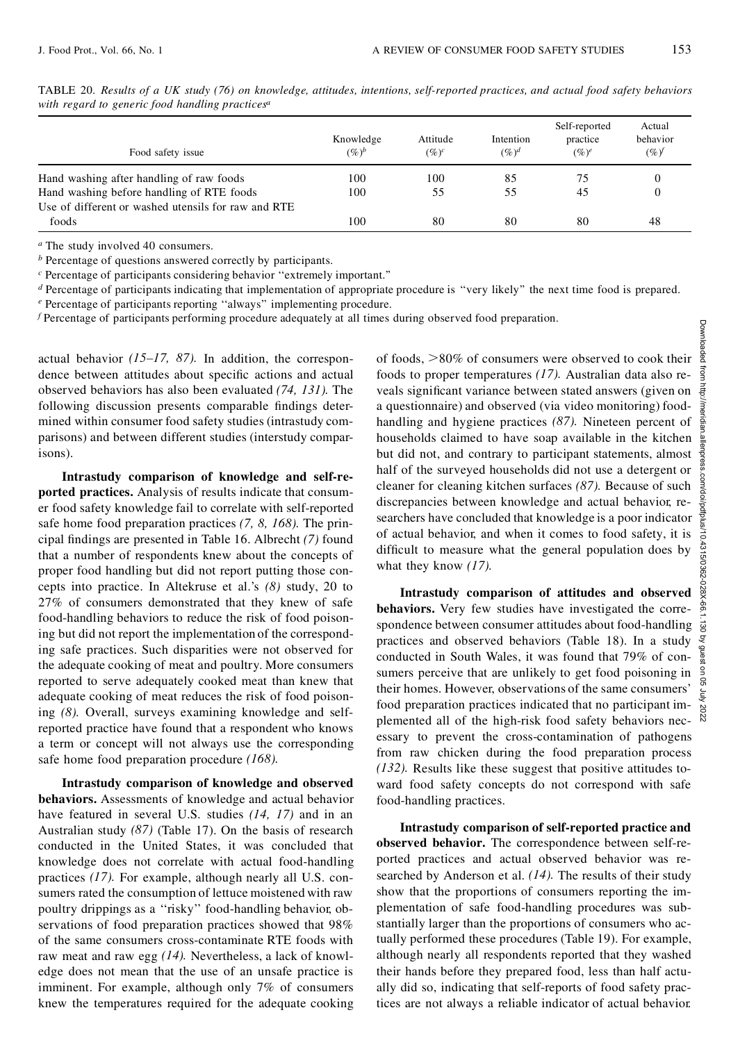TABLE 20. *Results of a UK study (76) on knowledge, attitudes, intentions, self-reported practices, and actual food safety behaviors with regard to generic food handling practices*[a]

| Food safety issue | Knowledge (%)[b] | Attitude (%)[c] | Intention (%)[d] | Self-reported practice (%)[e] | Actual behavior (%)[f] |
|---|---|---|---|---|---|
| Hand washing after handling of raw foods | 100 | 100 | 85 | 75 | 0 |
| Hand washing before handling of RTE foods | 100 | 55 | 55 | 45 | 0 |
| Use of different or washed utensils for raw and RTE foods | 100 | 80 | 80 | 80 | 48 |

[a] The study involved 40 consumers.

[b] Percentage of questions answered correctly by participants.

[c] Percentage of participants considering behavior "extremely important."

[d] Percentage of participants indicating that implementation of appropriate procedure is "very likely" the next time food is prepared.

[e] Percentage of participants reporting "always" implementing procedure.

[f] Percentage of participants performing procedure adequately at all times during observed food preparation.

actual behavior *(15–17, 87)*. In addition, the correspondence between attitudes about specific actions and actual observed behaviors has also been evaluated *(74, 131)*. The following discussion presents comparable findings determined within consumer food safety studies (intrastudy comparisons) and between different studies (interstudy comparisons).

**Intrastudy comparison of knowledge and self-reported practices.** Analysis of results indicate that consumer food safety knowledge fail to correlate with self-reported safe home food preparation practices *(7, 8, 168)*. The principal findings are presented in Table 16. Albrecht *(7)* found that a number of respondents knew about the concepts of proper food handling but did not report putting those concepts into practice. In Altekruse et al.'s *(8)* study, 20 to 27% of consumers demonstrated that they knew of safe food-handling behaviors to reduce the risk of food poisoning but did not report the implementation of the corresponding safe practices. Such disparities were not observed for the adequate cooking of meat and poultry. More consumers reported to serve adequately cooked meat than knew that adequate cooking of meat reduces the risk of food poisoning *(8)*. Overall, surveys examining knowledge and self-reported practice have found that a respondent who knows a term or concept will not always use the corresponding safe home food preparation procedure *(168)*.

**Intrastudy comparison of knowledge and observed behaviors.** Assessments of knowledge and actual behavior have featured in several U.S. studies *(14, 17)* and in an Australian study *(87)* (Table 17). On the basis of research conducted in the United States, it was concluded that knowledge does not correlate with actual food-handling practices *(17)*. For example, although nearly all U.S. consumers rated the consumption of lettuce moistened with raw poultry drippings as a "risky" food-handling behavior, observations of food preparation practices showed that 98% of the same consumers cross-contaminate RTE foods with raw meat and raw egg *(14)*. Nevertheless, a lack of knowledge does not mean that the use of an unsafe practice is imminent. For example, although only 7% of consumers knew the temperatures required for the adequate cooking of foods, >80% of consumers were observed to cook their foods to proper temperatures *(17)*. Australian data also reveals significant variance between stated answers (given on a questionnaire) and observed (via video monitoring) food-handling and hygiene practices *(87)*. Nineteen percent of households claimed to have soap available in the kitchen but did not, and contrary to participant statements, almost half of the surveyed households did not use a detergent or cleaner for cleaning kitchen surfaces *(87)*. Because of such discrepancies between knowledge and actual behavior, researchers have concluded that knowledge is a poor indicator of actual behavior, and when it comes to food safety, it is difficult to measure what the general population does by what they know *(17)*.

**Intrastudy comparison of attitudes and observed behaviors.** Very few studies have investigated the correspondence between consumer attitudes about food-handling practices and observed behaviors (Table 18). In a study conducted in South Wales, it was found that 79% of consumers perceive that are unlikely to get food poisoning in their homes. However, observations of the same consumers' food preparation practices indicated that no participant implemented all of the high-risk food safety behaviors necessary to prevent the cross-contamination of pathogens from raw chicken during the food preparation process *(132)*. Results like these suggest that positive attitudes toward food safety concepts do not correspond with safe food-handling practices.

**Intrastudy comparison of self-reported practice and observed behavior.** The correspondence between self-reported practices and actual observed behavior was researched by Anderson et al. *(14)*. The results of their study show that the proportions of consumers reporting the implementation of safe food-handling procedures was substantially larger than the proportions of consumers who actually performed these procedures (Table 19). For example, although nearly all respondents reported that they washed their hands before they prepared food, less than half actually did so, indicating that self-reports of food safety practices are not always a reliable indicator of actual behavior.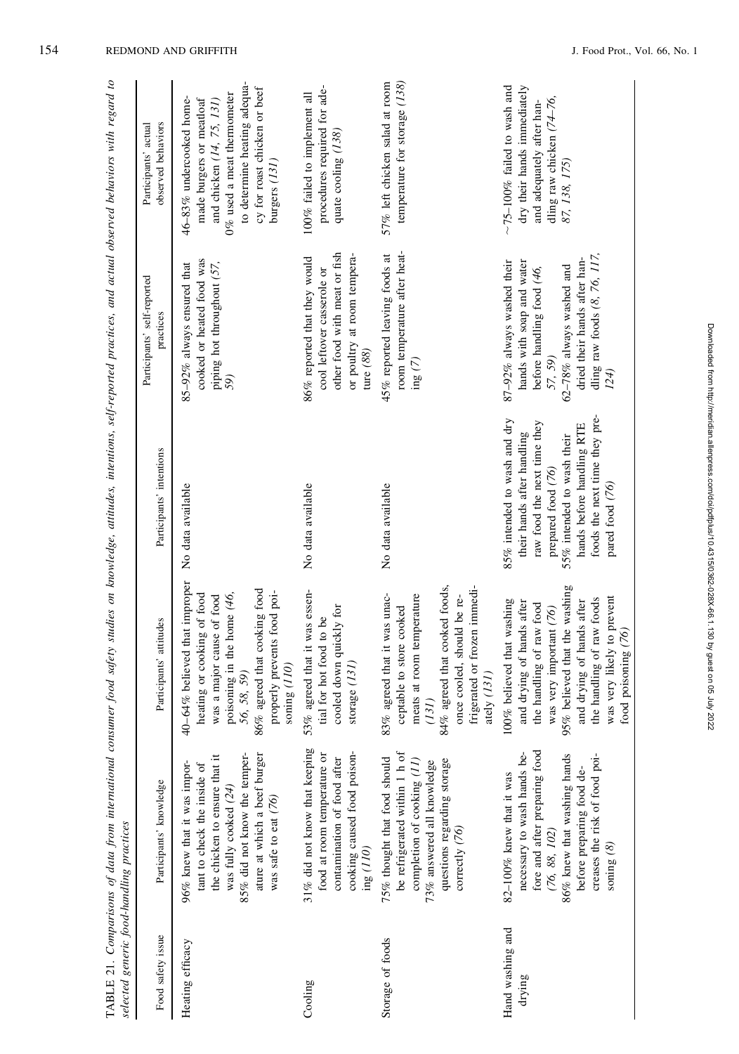TABLE 21. *Comparisons of data from international consumer food safety studies on knowledge, attitudes, intentions, self-reported practices, and actual observed behaviors with regard to selected generic food-handling practices*

| Food safety issue | Participants' knowledge | Participants' attitudes | Participants' intentions | Participants' self-reported practices | Participants' actual observed behaviors |
|---|---|---|---|---|---|
| Heating efficacy | 96% knew that it was important to check the inside of the chicken to ensure that it was fully cooked *(24)*<br>85% did not know the temperature at which a beef burger was safe to eat *(76)* | 40–64% believed that improper heating or cooking of food was a major cause of food poisoning in the home *(46, 56, 58, 59)*<br>86% agreed that cooking food properly prevents food poisoning *(110)* | No data available | 85–92% always ensured that cooked or heated food was piping hot throughout *(57, 59)* | 46–83% undercooked home-made burgers or meatloaf and chicken *(14, 75, 131)*<br>0% used a meat thermometer to determine heating adequacy for roast chicken or beef burgers *(131)* |
| Cooling | 31% did not know that keeping food at room temperature or contamination of food after cooking caused food poisoning *(110)* | 53% agreed that it was essential for hot food to be cooled down quickly for storage *(131)* | No data available | 86% reported that they would cool leftover casserole or other food with meat or fish or poultry at room temperature *(88)* | 100% failed to implement all procedures required for adequate cooling *(138)* |
| Storage of foods | 75% thought that food should be refrigerated within 1 h of completion of cooking *(11)*<br>73% answered all knowledge questions regarding storage correctly *(76)* | 83% agreed that it was unacceptable to store cooked meats at room temperature *(131)*<br>84% agreed that cooked foods, once cooled, should be refrigerated or frozen immediately *(131)* | No data available | 45% reported leaving foods at room temperature after heating *(7)* | 57% left chicken salad at room temperature for storage *(138)* |
| Hand washing and drying | 82–100% knew that it was necessary to wash hands before and after preparing food *(76, 88, 102)*<br>86% knew that washing hands before preparing food decreases the risk of food poisoning *(8)* | 100% believed that washing and drying of hands after the handling of raw food was very important *(76)*<br>95% believed that the washing and drying of hands after the handling of raw foods was very likely to prevent food poisoning *(76)* | 85% intended to wash and dry their hands after handling raw food the next time they prepared food *(76)*<br>55% intended to wash their hands before handling RTE foods the next time they prepared food *(76)* | 87–92% always washed their hands with soap and water before handling food *(46, 57, 59)*<br>62–78% always washed and dried their hands after handling raw foods *(8, 76, 117, 124)* | ~75–100% failed to wash and dry their hands immediately and adequately after handling raw chicken *(74–76, 87, 138, 175)* |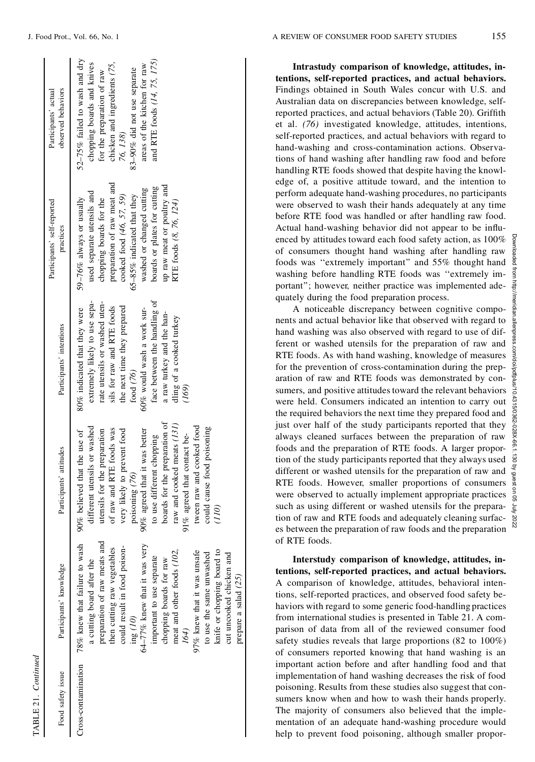TABLE 21. *Continued*

| Food safety issue | Participants' knowledge | Participants' attitudes | Participants' intentions | Participants' self-reported practices | Participants' actual observed behaviors |
|---|---|---|---|---|---|
| Cross-contamination | 78% knew that failure to wash a cutting board after the preparation of raw meats and then cutting raw vegetables could result in food poisoning (*10*)<br>64–77% knew that it was very important to use separate chopping boards for raw meat and other foods (*102, 164*)<br>97% knew that it was unsafe to use the same unwashed knife or chopping board to cut uncooked chicken and prepare a salad (*25*) | 90% believed that the use of different utensils or washed utensils for the preparation of raw and RTE foods was very likely to prevent food poisoning (*76*)<br>90% agreed that it was better to use different chopping boards for the preparation of raw and cooked meats (*131*)<br>91% agreed that contact between raw and cooked food could cause food poisoning (*110*) | 80% indicated that they were extremely likely to use separate utensils or washed utensils for raw and RTE foods the next time they prepared food (*76*)<br>60% would wash a work surface between the handling of a raw turkey and the handling of a cooked turkey (*169*) | 59–76% always or usually used separate utensils and chopping boards for the preparation of raw meat and cooked food (*46, 57, 59*)<br>65–85% indicated that they washed or changed cutting boards or plates for cutting up raw meat or poultry and RTE foods (*8, 76, 124*) | 52–75% failed to wash and dry chopping boards and knives for the preparation of raw chicken and ingredients (*75, 76, 138*)<br>83–90% did not use separate areas of the kitchen for raw and RTE foods (*14, 75, 175*) |

**Intrastudy comparison of knowledge, attitudes, intentions, self-reported practices, and actual behaviors.** Findings obtained in South Wales concur with U.S. and Australian data on discrepancies between knowledge, self-reported practices, and actual behaviors (Table 20). Griffith et al. *(76)* investigated knowledge, attitudes, intentions, self-reported practices, and actual behaviors with regard to hand-washing and cross-contamination actions. Observations of hand washing after handling raw food and before handling RTE foods showed that despite having the knowledge of, a positive attitude toward, and the intention to perform adequate hand-washing procedures, no participants were observed to wash their hands adequately at any time before RTE food was handled or after handling raw food. Actual hand-washing behavior did not appear to be influenced by attitudes toward each food safety action, as 100% of consumers thought hand washing after handling raw foods was ''extremely important'' and 55% thought hand washing before handling RTE foods was ''extremely important''; however, neither practice was implemented adequately during the food preparation process.

A noticeable discrepancy between cognitive components and actual behavior like that observed with regard to hand washing was also observed with regard to use of different or washed utensils for the preparation of raw and RTE foods. As with hand washing, knowledge of measures for the prevention of cross-contamination during the preparation of raw and RTE foods was demonstrated by consumers, and positive attitudes toward the relevant behaviors were held. Consumers indicated an intention to carry out the required behaviors the next time they prepared food and just over half of the study participants reported that they always cleaned surfaces between the preparation of raw foods and the preparation of RTE foods. A larger proportion of the study participants reported that they always used different or washed utensils for the preparation of raw and RTE foods. However, smaller proportions of consumers were observed to actually implement appropriate practices such as using different or washed utensils for the preparation of raw and RTE foods and adequately cleaning surfaces between the preparation of raw foods and the preparation of RTE foods.

**Interstudy comparison of knowledge, attitudes, intentions, self-reported practices, and actual behaviors.** A comparison of knowledge, attitudes, behavioral intentions, self-reported practices, and observed food safety behaviors with regard to some generic food-handling practices from international studies is presented in Table 21. A comparison of data from all of the reviewed consumer food safety studies reveals that large proportions (82 to 100%) of consumers reported knowing that hand washing is an important action before and after handling food and that implementation of hand washing decreases the risk of food poisoning. Results from these studies also suggest that consumers know when and how to wash their hands properly. The majority of consumers also believed that the implementation of an adequate hand-washing procedure would help to prevent food poisoning, although smaller propor-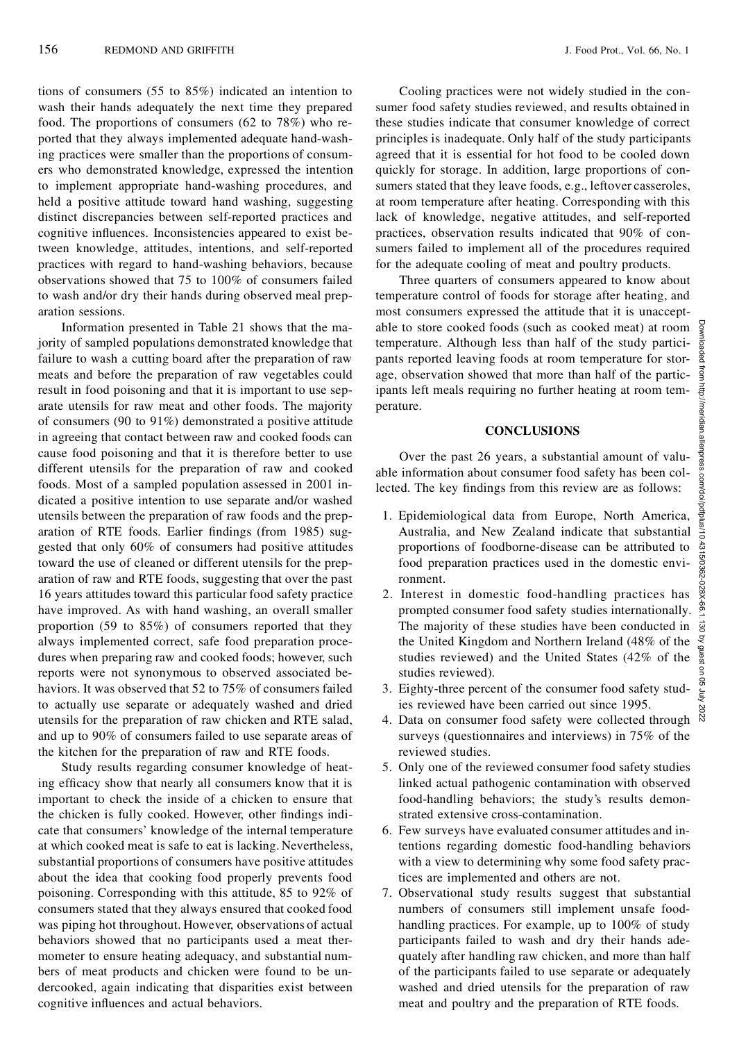tions of consumers (55 to 85%) indicated an intention to wash their hands adequately the next time they prepared food. The proportions of consumers (62 to 78%) who reported that they always implemented adequate hand-washing practices were smaller than the proportions of consumers who demonstrated knowledge, expressed the intention to implement appropriate hand-washing procedures, and held a positive attitude toward hand washing, suggesting distinct discrepancies between self-reported practices and cognitive influences. Inconsistencies appeared to exist between knowledge, attitudes, intentions, and self-reported practices with regard to hand-washing behaviors, because observations showed that 75 to 100% of consumers failed to wash and/or dry their hands during observed meal preparation sessions.

Information presented in Table 21 shows that the majority of sampled populations demonstrated knowledge that failure to wash a cutting board after the preparation of raw meats and before the preparation of raw vegetables could result in food poisoning and that it is important to use separate utensils for raw meat and other foods. The majority of consumers (90 to 91%) demonstrated a positive attitude in agreeing that contact between raw and cooked foods can cause food poisoning and that it is therefore better to use different utensils for the preparation of raw and cooked foods. Most of a sampled population assessed in 2001 indicated a positive intention to use separate and/or washed utensils between the preparation of raw foods and the preparation of RTE foods. Earlier findings (from 1985) suggested that only 60% of consumers had positive attitudes toward the use of cleaned or different utensils for the preparation of raw and RTE foods, suggesting that over the past 16 years attitudes toward this particular food safety practice have improved. As with hand washing, an overall smaller proportion (59 to 85%) of consumers reported that they always implemented correct, safe food preparation procedures when preparing raw and cooked foods; however, such reports were not synonymous to observed associated behaviors. It was observed that 52 to 75% of consumers failed to actually use separate or adequately washed and dried utensils for the preparation of raw chicken and RTE salad, and up to 90% of consumers failed to use separate areas of the kitchen for the preparation of raw and RTE foods.

Study results regarding consumer knowledge of heating efficacy show that nearly all consumers know that it is important to check the inside of a chicken to ensure that the chicken is fully cooked. However, other findings indicate that consumers' knowledge of the internal temperature at which cooked meat is safe to eat is lacking. Nevertheless, substantial proportions of consumers have positive attitudes about the idea that cooking food properly prevents food poisoning. Corresponding with this attitude, 85 to 92% of consumers stated that they always ensured that cooked food was piping hot throughout. However, observations of actual behaviors showed that no participants used a meat thermometer to ensure heating adequacy, and substantial numbers of meat products and chicken were found to be undercooked, again indicating that disparities exist between cognitive influences and actual behaviors.

Cooling practices were not widely studied in the consumer food safety studies reviewed, and results obtained in these studies indicate that consumer knowledge of correct principles is inadequate. Only half of the study participants agreed that it is essential for hot food to be cooled down quickly for storage. In addition, large proportions of consumers stated that they leave foods, e.g., leftover casseroles, at room temperature after heating. Corresponding with this lack of knowledge, negative attitudes, and self-reported practices, observation results indicated that 90% of consumers failed to implement all of the procedures required for the adequate cooling of meat and poultry products.

Three quarters of consumers appeared to know about temperature control of foods for storage after heating, and most consumers expressed the attitude that it is unacceptable to store cooked foods (such as cooked meat) at room temperature. Although less than half of the study participants reported leaving foods at room temperature for storage, observation showed that more than half of the participants left meals requiring no further heating at room temperature.

## CONCLUSIONS

Over the past 26 years, a substantial amount of valuable information about consumer food safety has been collected. The key findings from this review are as follows:

1. Epidemiological data from Europe, North America, Australia, and New Zealand indicate that substantial proportions of foodborne-disease can be attributed to food preparation practices used in the domestic environment.
2. Interest in domestic food-handling practices has prompted consumer food safety studies internationally. The majority of these studies have been conducted in the United Kingdom and Northern Ireland (48% of the studies reviewed) and the United States (42% of the studies reviewed).
3. Eighty-three percent of the consumer food safety studies reviewed have been carried out since 1995.
4. Data on consumer food safety were collected through surveys (questionnaires and interviews) in 75% of the reviewed studies.
5. Only one of the reviewed consumer food safety studies linked actual pathogenic contamination with observed food-handling behaviors; the study's results demonstrated extensive cross-contamination.
6. Few surveys have evaluated consumer attitudes and intentions regarding domestic food-handling behaviors with a view to determining why some food safety practices are implemented and others are not.
7. Observational study results suggest that substantial numbers of consumers still implement unsafe food-handling practices. For example, up to 100% of study participants failed to wash and dry their hands adequately after handling raw chicken, and more than half of the participants failed to use separate or adequately washed and dried utensils for the preparation of raw meat and poultry and the preparation of RTE foods.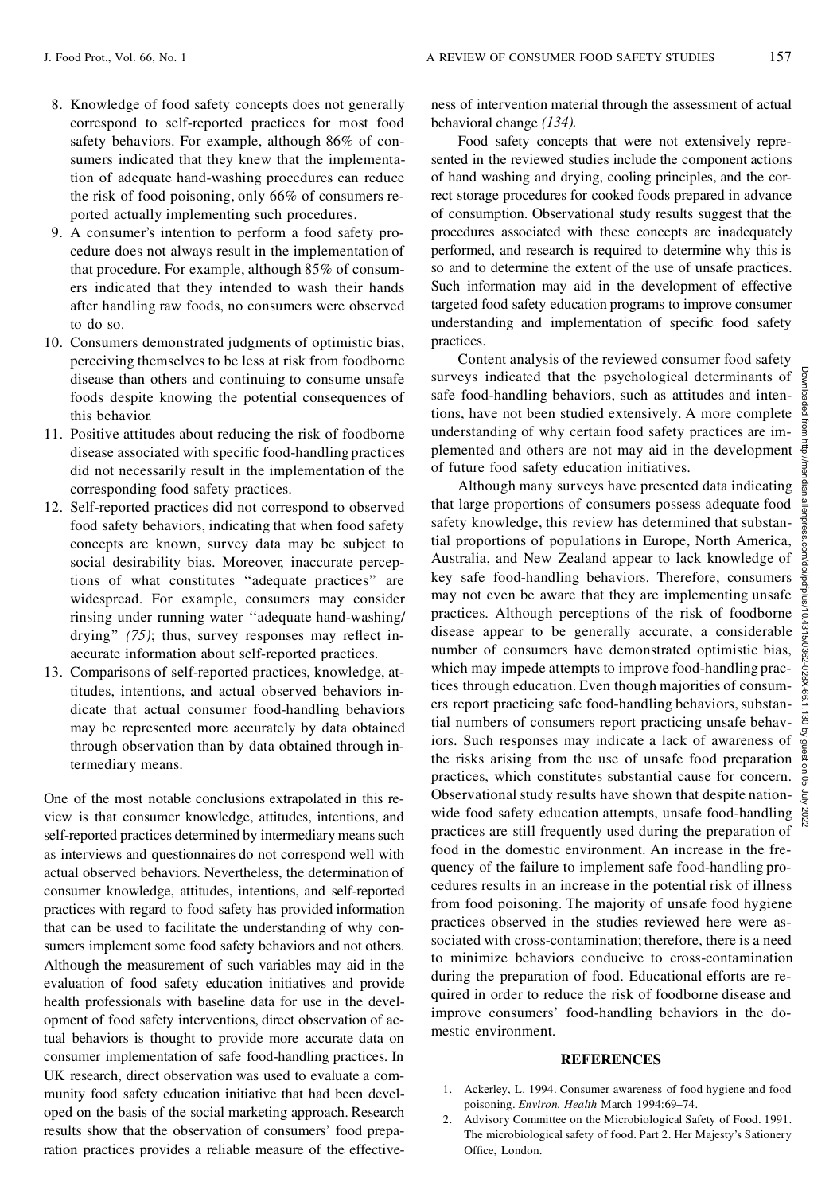8. Knowledge of food safety concepts does not generally correspond to self-reported practices for most food safety behaviors. For example, although 86% of consumers indicated that they knew that the implementation of adequate hand-washing procedures can reduce the risk of food poisoning, only 66% of consumers reported actually implementing such procedures.
9. A consumer's intention to perform a food safety procedure does not always result in the implementation of that procedure. For example, although 85% of consumers indicated that they intended to wash their hands after handling raw foods, no consumers were observed to do so.
10. Consumers demonstrated judgments of optimistic bias, perceiving themselves to be less at risk from foodborne disease than others and continuing to consume unsafe foods despite knowing the potential consequences of this behavior.
11. Positive attitudes about reducing the risk of foodborne disease associated with specific food-handling practices did not necessarily result in the implementation of the corresponding food safety practices.
12. Self-reported practices did not correspond to observed food safety behaviors, indicating that when food safety concepts are known, survey data may be subject to social desirability bias. Moreover, inaccurate perceptions of what constitutes "adequate practices" are widespread. For example, consumers may consider rinsing under running water "adequate hand-washing/drying" *(75)*; thus, survey responses may reflect inaccurate information about self-reported practices.
13. Comparisons of self-reported practices, knowledge, attitudes, intentions, and actual observed behaviors indicate that actual consumer food-handling behaviors may be represented more accurately by data obtained through observation than by data obtained through intermediary means.

One of the most notable conclusions extrapolated in this review is that consumer knowledge, attitudes, intentions, and self-reported practices determined by intermediary means such as interviews and questionnaires do not correspond well with actual observed behaviors. Nevertheless, the determination of consumer knowledge, attitudes, intentions, and self-reported practices with regard to food safety has provided information that can be used to facilitate the understanding of why consumers implement some food safety behaviors and not others. Although the measurement of such variables may aid in the evaluation of food safety education initiatives and provide health professionals with baseline data for use in the development of food safety interventions, direct observation of actual behaviors is thought to provide more accurate data on consumer implementation of safe food-handling practices. In UK research, direct observation was used to evaluate a community food safety education initiative that had been developed on the basis of the social marketing approach. Research results show that the observation of consumers' food preparation practices provides a reliable measure of the effectiveness of intervention material through the assessment of actual behavioral change *(134)*.

Food safety concepts that were not extensively represented in the reviewed studies include the component actions of hand washing and drying, cooling principles, and the correct storage procedures for cooked foods prepared in advance of consumption. Observational study results suggest that the procedures associated with these concepts are inadequately performed, and research is required to determine why this is so and to determine the extent of the use of unsafe practices. Such information may aid in the development of effective targeted food safety education programs to improve consumer understanding and implementation of specific food safety practices.

Content analysis of the reviewed consumer food safety surveys indicated that the psychological determinants of safe food-handling behaviors, such as attitudes and intentions, have not been studied extensively. A more complete understanding of why certain food safety practices are implemented and others are not may aid in the development of future food safety education initiatives.

Although many surveys have presented data indicating that large proportions of consumers possess adequate food safety knowledge, this review has determined that substantial proportions of populations in Europe, North America, Australia, and New Zealand appear to lack knowledge of key safe food-handling behaviors. Therefore, consumers may not even be aware that they are implementing unsafe practices. Although perceptions of the risk of foodborne disease appear to be generally accurate, a considerable number of consumers have demonstrated optimistic bias, which may impede attempts to improve food-handling practices through education. Even though majorities of consumers report practicing safe food-handling behaviors, substantial numbers of consumers report practicing unsafe behaviors. Such responses may indicate a lack of awareness of the risks arising from the use of unsafe food preparation practices, which constitutes substantial cause for concern. Observational study results have shown that despite nationwide food safety education attempts, unsafe food-handling practices are still frequently used during the preparation of food in the domestic environment. An increase in the frequency of the failure to implement safe food-handling procedures results in an increase in the potential risk of illness from food poisoning. The majority of unsafe food hygiene practices observed in the studies reviewed here were associated with cross-contamination; therefore, there is a need to minimize behaviors conducive to cross-contamination during the preparation of food. Educational efforts are required in order to reduce the risk of foodborne disease and improve consumers' food-handling behaviors in the domestic environment.

## REFERENCES

1. Ackerley, L. 1994. Consumer awareness of food hygiene and food poisoning. *Environ. Health* March 1994:69–74.
2. Advisory Committee on the Microbiological Safety of Food. 1991. The microbiological safety of food. Part 2. Her Majesty's Sationery Office, London.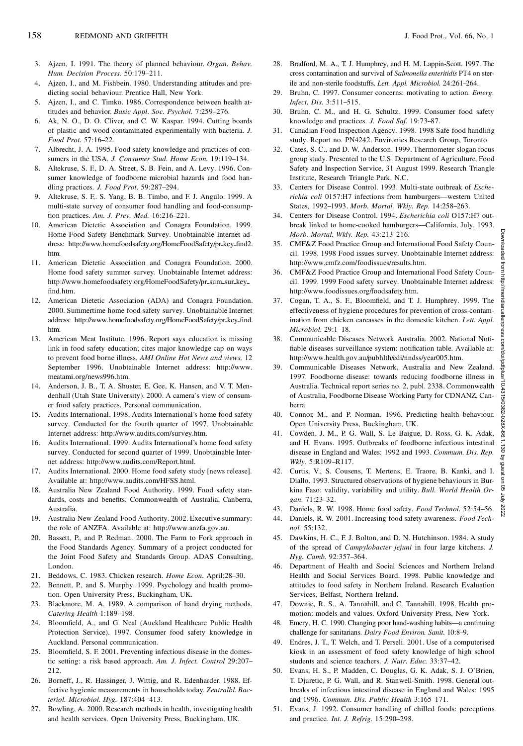3. Ajzen, I. 1991. The theory of planned behaviour. *Organ. Behav. Hum. Decision Process.* 50:179–211.
4. Ajzen, I., and M. Fishbein. 1980. Understanding attitudes and predicting social behaviour. Prentice Hall, New York.
5. Ajzen, I., and C. Timko. 1986. Correspondence between health attitudes and behavior. *Basic Appl. Soc. Psychol.* 7:259–276.
6. Ak, N. O., D. O. Cliver, and C. W. Kaspar. 1994. Cutting boards of plastic and wood contaminated experimentally with bacteria. *J. Food Prot.* 57:16–22.
7. Albrecht, J. A. 1995. Food safety knowledge and practices of consumers in the USA. *J. Consumer Stud. Home Econ.* 19:119–134.
8. Altekruse, S. F., D. A. Street, S. B. Fein, and A. Levy. 1996. Consumer knowledge of foodborne microbial hazards and food handling practices. *J. Food Prot.* 59:287–294.
9. Altekruse, S. F., S. Yang, B. B. Timbo, and F. J. Angulo. 1999. A multi-state survey of consumer food handling and food-consumption practices. *Am. J. Prev. Med.* 16:216–221.
10. American Dietetic Association and Conagra Foundation. 1999. Home Food Safety Benchmark Survey. Unobtainable Internet address: http://www.homefoodsafety.org/HomeFoodSafety/pr_key_find2.htm.
11. American Dietetic Association and Conagra Foundation. 2000. Home food safety summer survey. Unobtainable Internet address: http://www.homefoodsafety.org/HomeFoodSafety/pr_sum_sur_key_find.htm.
12. American Dietetic Association (ADA) and Conagra Foundation. 2000. Summertime home food safety survey. Unobtainable Internet address: http://www.homefoodsafety.org/HomeFoodSafety/pr_key_find.htm.
13. American Meat Institute. 1996. Report says education is missing link in food safety education; cites major knowledge cap on ways to prevent food borne illness. *AMI Online Hot News and views,* 12 September 1996. Unobtainable Internet address: http://www.meatami.org/news996.htm.
14. Anderson, J. B., T. A. Shuster, E. Gee, K. Hansen, and V. T. Mendenhall (Utah State University). 2000. A camera's view of consumer food safety practices. Personal communication.
15. Audits International. 1998. Audits International's home food safety survey. Conducted for the fourth quarter of 1997. Unobtainable Internet address: http://www.audits.com/survey.htm.
16. Audits International. 1999. Audits International's home food safety survey. Conducted for second quarter of 1999. Unobtainable Internet address: http://www.audits.com/Report.html.
17. Audits International. 2000. Home food safety study [news release]. Available at: http://www.audits.com/HFSS.html.
18. Australia New Zealand Food Authority. 1999. Food safety standards, costs and benefits. Commonwealth of Australia, Canberra, Australia.
19. Australia New Zealand Food Authority. 2002. Executive summary: the role of ANZFA. Available at: http://www.anzfa.gov.au.
20. Bassett, P., and P. Redman. 2000. The Farm to Fork approach in the Food Standards Agency. Summary of a project conducted for the Joint Food Safety and Standards Group. ADAS Consulting, London.
21. Beddows, C. 1983. Chicken research. *Home Econ.* April:28–30.
22. Bennett, P., and S. Murphy. 1999. Psychology and health promotion. Open University Press, Buckingham, UK.
23. Blackmore, M. A. 1989. A comparison of hand drying methods. *Catering Health* 1:189–198.
24. Bloomfield, A., and G. Neal (Auckland Healthcare Public Health Protection Service). 1997. Consumer food safety knowledge in Auckland. Personal communication.
25. Bloomfield, S. F. 2001. Preventing infectious disease in the domestic setting: a risk based approach. *Am. J. Infect. Control* 29:207–212.
26. Borneff, J., R. Hassinger, J. Wittig, and R. Edenharder. 1988. Effective hygienic measurements in households today. *Zentralbl. Bacteriol. Microbiol. Hyg.* 187:404–413.
27. Bowling, A. 2000. Research methods in health, investigating health and health services. Open University Press, Buckingham, UK.
28. Bradford, M. A., T. J. Humphrey, and H. M. Lappin-Scott. 1997. The cross contamination and survival of *Salmonella enteritidis* PT4 on sterile and non-sterile foodstuffs. *Lett. Appl. Microbiol.* 24:261–264.
29. Bruhn, C. 1997. Consumer concerns: motivating to action. *Emerg. Infect. Dis.* 3:511–515.
30. Bruhn, C. M., and H. G. Schultz. 1999. Consumer food safety knowledge and practices. *J. Food Saf.* 19:73–87.
31. Canadian Food Inspection Agency. 1998. 1998 Safe food handling study. Report no. PN4242. Environics Research Group, Toronto.
32. Cates, S. C., and D. W. Anderson. 1999. Thermometer slogan focus group study. Presented to the U.S. Department of Agriculture, Food Safety and Inspection Service, 31 August 1999. Research Triangle Institute, Research Triangle Park, N.C.
33. Centers for Disease Control. 1993. Multi-state outbreak of *Escherichia coli* 0157:H7 infections from hamburgers—western United States, 1992–1993. *Morb. Mortal. Wkly. Rep.* 14:258–263.
34. Centers for Disease Control. 1994. *Escherichia coli* O157:H7 outbreak linked to home-cooked hamburgers—California, July, 1993. *Morb. Mortal. Wkly. Rep.* 43:213–216.
35. CMF&Z Food Practice Group and International Food Safety Council. 1998. 1998 Food issues survey. Unobtainable Internet address: http://www.cmfz.com/foodissues/results.htm.
36. CMF&Z Food Practice Group and International Food Safety Council. 1999. 1999 Food safety survey. Unobtainable Internet address: http://www.foodissues.org/foodsafety.htm.
37. Cogan, T. A., S. F., Bloomfield, and T. J. Humphrey. 1999. The effectiveness of hygiene procedures for prevention of cross-contamination from chicken carcasses in the domestic kitchen. *Lett. Appl. Microbiol.* 29:1–18.
38. Communicable Diseases Network Australia. 2002. National Notifiable diseases surveillance system: notification table. Available at: http://www.health.gov.au/pubhlth/cdi/nndss/year005.htm.
39. Communicable Diseases Network, Australia and New Zealand. 1997. Foodborne disease: towards reducing foodborne illness in Australia. Technical report series no. 2, publ. 2338. Commonwealth of Australia, Foodborne Disease Working Party for CDNANZ, Canberra.
40. Connor, M., and P. Norman. 1996. Predicting health behaviour. Open University Press, Buckingham, UK.
41. Cowden, J. M., P. G. Wall, S. Le Baigue, D. Ross, G. K. Adak, and H. Evans. 1995. Outbreaks of foodborne infectious intestinal disease in England and Wales: 1992 and 1993. *Commum. Dis. Rep. Wkly.* 5:R109–R117.
42. Curtis, V., S. Cousens, T. Mertens, E. Traore, B. Kanki, and I. Diallo. 1993. Structured observations of hygiene behaviours in Burkina Faso: validity, variability and utility. *Bull. World Health Organ.* 71:23–32.
43. Daniels, R. W. 1998. Home food safety. *Food Technol.* 52:54–56.
44. Daniels, R. W. 2001. Increasing food safety awareness. *Food Technol.* 55:132.
45. Dawkins, H. C., F. J. Bolton, and D. N. Hutchinson. 1984. A study of the spread of *Campylobacter jejuni* in four large kitchens. *J. Hyg. Camb.* 92:357–364.
46. Department of Health and Social Sciences and Northern Ireland Health and Social Services Board. 1998. Public knowledge and attitudes to food safety in Northern Ireland. Research Evaluation Services, Belfast, Northern Ireland.
47. Downie, R. S., A. Tannahill, and C. Tannahill. 1998. Health promotion: models and values. Oxford University Press, New York.
48. Emery, H. C. 1990. Changing poor hand-washing habits—a continuing challenge for sanitarians. *Dairy Food Environ. Sanit.* 10:8–9.
49. Endres, J. T., T. Welch, and T. Perseli. 2001. Use of a computerised kiosk in an assessment of food safety knowledge of high school students and science teachers. *J. Nutr. Educ.* 33:37–42.
50. Evans, H. S., P. Madden, C. Douglas, G. K. Adak, S. J. O'Brien, T. Djuretic, P. G. Wall, and R. Stanwell-Smith. 1998. General outbreaks of infectious intestinal disease in England and Wales: 1995 and 1996. *Commun. Dis. Public Health* 3:165–171.
51. Evans, J. 1992. Consumer handling of chilled foods: perceptions and practice. *Int. J. Refrig.* 15:290–298.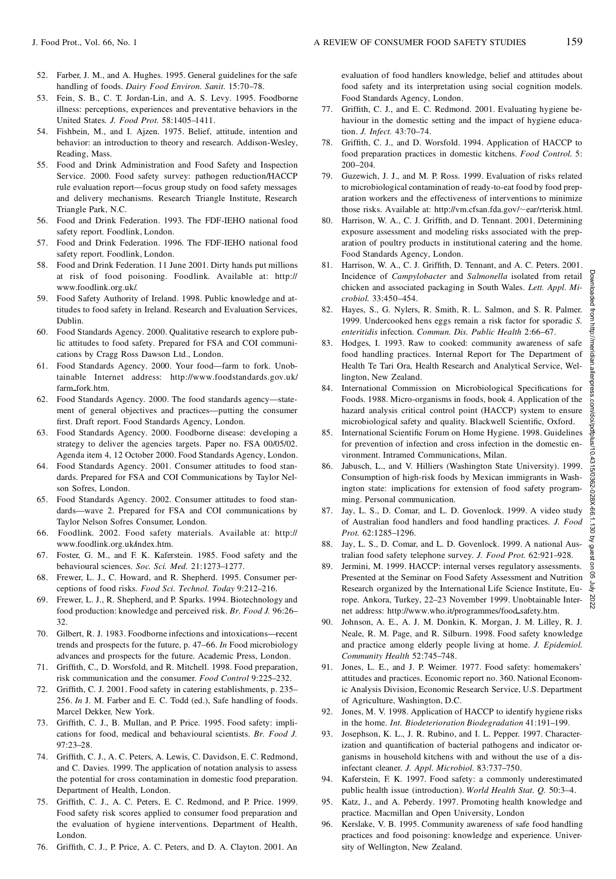52. Farber, J. M., and A. Hughes. 1995. General guidelines for the safe handling of foods. *Dairy Food Environ. Sanit.* 15:70–78.
53. Fein, S. B., C. T. Jordan-Lin, and A. S. Levy. 1995. Foodborne illness: perceptions, experiences and preventative behaviors in the United States. *J. Food Prot.* 58:1405–1411.
54. Fishbein, M., and I. Ajzen. 1975. Belief, attitude, intention and behavior: an introduction to theory and research. Addison-Wesley, Reading, Mass.
55. Food and Drink Administration and Food Safety and Inspection Service. 2000. Food safety survey: pathogen reduction/HACCP rule evaluation report—focus group study on food safety messages and delivery mechanisms. Research Triangle Institute, Research Triangle Park, N.C.
56. Food and Drink Federation. 1993. The FDF-IEHO national food safety report. Foodlink, London.
57. Food and Drink Federation. 1996. The FDF-IEHO national food safety report. Foodlink, London.
58. Food and Drink Federation. 11 June 2001. Dirty hands put millions at risk of food poisoning. Foodlink. Available at: http://www.foodlink.org.uk/.
59. Food Safety Authority of Ireland. 1998. Public knowledge and attitudes to food safety in Ireland. Research and Evaluation Services, Dublin.
60. Food Standards Agency. 2000. Qualitative research to explore public attitudes to food safety. Prepared for FSA and COI communications by Cragg Ross Dawson Ltd., London.
61. Food Standards Agency. 2000. Your food—farm to fork. Unobtainable Internet address: http://www.foodstandards.gov.uk/farm_fork.htm.
62. Food Standards Agency. 2000. The food standards agency—statement of general objectives and practices—putting the consumer first. Draft report. Food Standards Agency, London.
63. Food Standards Agency. 2000. Foodborne disease: developing a strategy to deliver the agencies targets. Paper no. FSA 00/05/02. Agenda item 4, 12 October 2000. Food Standards Agency, London.
64. Food Standards Agency. 2001. Consumer attitudes to food standards. Prepared for FSA and COI Communications by Taylor Nelson Sofres, London.
65. Food Standards Agency. 2002. Consumer attitudes to food standards—wave 2. Prepared for FSA and COI communications by Taylor Nelson Sofres Consumer, London.
66. Foodlink. 2002. Food safety materials. Available at: http://www.foodlink.org.uk/index.htm.
67. Foster, G. M., and F. K. Kaferstein. 1985. Food safety and the behavioural sciences. *Soc. Sci. Med.* 21:1273–1277.
68. Frewer, L. J., C. Howard, and R. Shepherd. 1995. Consumer perceptions of food risks. *Food Sci. Technol. Today* 9:212–216.
69. Frewer, L. J., R. Shepherd, and P. Sparks. 1994. Biotechnology and food production: knowledge and perceived risk. *Br. Food J.* 96:26–32.
70. Gilbert, R. J. 1983. Foodborne infections and intoxications—recent trends and prospects for the future, p. 47–66. *In* Food microbiology advances and prospects for the future. Academic Press, London.
71. Griffith, C., D. Worsfold, and R. Mitchell. 1998. Food preparation, risk communication and the consumer. *Food Control* 9:225–232.
72. Griffith, C. J. 2001. Food safety in catering establishments, p. 235–256. *In* J. M. Farber and E. C. Todd (ed.), Safe handling of foods. Marcel Dekker, New York.
73. Griffith, C. J., B. Mullan, and P. Price. 1995. Food safety: implications for food, medical and behavioural scientists. *Br. Food J.* 97:23–28.
74. Griffith, C. J., A. C. Peters, A. Lewis, C. Davidson, E. C. Redmond, and C. Davies. 1999. The application of notation analysis to assess the potential for cross contamination in domestic food preparation. Department of Health, London.
75. Griffith, C. J., A. C. Peters, E. C. Redmond, and P. Price. 1999. Food safety risk scores applied to consumer food preparation and the evaluation of hygiene interventions. Department of Health, London.
76. Griffith, C. J., P. Price, A. C. Peters, and D. A. Clayton. 2001. An evaluation of food handlers knowledge, belief and attitudes about food safety and its interpretation using social cognition models. Food Standards Agency, London.
77. Griffith, C. J., and E. C. Redmond. 2001. Evaluating hygiene behaviour in the domestic setting and the impact of hygiene education. *J. Infect.* 43:70–74.
78. Griffith, C. J., and D. Worsfold. 1994. Application of HACCP to food preparation practices in domestic kitchens. *Food Control.* 5:200–204.
79. Guzewich, J. J., and M. P. Ross. 1999. Evaluation of risks related to microbiological contamination of ready-to-eat food by food preparation workers and the effectiveness of interventions to minimize those risks. Available at: http://vm.cfsan.fda.gov/~ear/rterisk.html.
80. Harrison, W. A., C. J. Griffith, and D. Tennant. 2001. Determining exposure assessment and modeling risks associated with the preparation of poultry products in institutional catering and the home. Food Standards Agency, London.
81. Harrison, W. A., C. J. Griffith, D. Tennant, and A. C. Peters. 2001. Incidence of *Campylobacter* and *Salmonella* isolated from retail chicken and associated packaging in South Wales. *Lett. Appl. Microbiol.* 33:450–454.
82. Hayes, S., G. Nylers, R. Smith, R. L. Salmon, and S. R. Palmer. 1999. Undercooked hens eggs remain a risk factor for sporadic *S. enteritidis* infection. *Commun. Dis. Public Health* 2:66–67.
83. Hodges, I. 1993. Raw to cooked: community awareness of safe food handling practices. Internal Report for The Department of Health Te Tari Ora, Health Research and Analytical Service, Wellington, New Zealand.
84. International Commission on Microbiological Specifications for Foods. 1988. Micro-organisms in foods, book 4. Application of the hazard analysis critical control point (HACCP) system to ensure microbiological safety and quality. Blackwell Scientific, Oxford.
85. International Scientific Forum on Home Hygiene. 1998. Guidelines for prevention of infection and cross infection in the domestic environment. Intramed Communications, Milan.
86. Jabusch, L., and V. Hilliers (Washington State University). 1999. Consumption of high-risk foods by Mexican immigrants in Washington state: implications for extension of food safety programming. Personal communication.
87. Jay, L. S., D. Comar, and L. D. Govenlock. 1999. A video study of Australian food handlers and food handling practices. *J. Food Prot.* 62:1285–1296.
88. Jay, L. S., D. Comar, and L. D. Govenlock. 1999. A national Australian food safety telephone survey. *J. Food Prot.* 62:921–928.
89. Jermini, M. 1999. HACCP: internal verses regulatory assessments. Presented at the Seminar on Food Safety Assessment and Nutrition Research organized by the International Life Science Institute, Europe. Ankora, Turkey, 22–23 November 1999. Unobtainable Internet address: http://www.who.it/programmes/food_safety.htm.
90. Johnson, A. E., A. J. M. Donkin, K. Morgan, J. M. Lilley, R. J. Neale, R. M. Page, and R. Silburn. 1998. Food safety knowledge and practice among elderly people living at home. *J. Epidemiol. Community Health* 52:745–748.
91. Jones, L. E., and J. P. Weimer. 1977. Food safety: homemakers' attitudes and practices. Economic report no. 360. National Economic Analysis Division, Economic Research Service, U.S. Department of Agriculture, Washington, D.C.
92. Jones, M. V. 1998. Application of HACCP to identify hygiene risks in the home. *Int. Biodeterioration Biodegradation* 41:191–199.
93. Josephson, K. L., J. R. Rubino, and I. L. Pepper. 1997. Characterization and quantification of bacterial pathogens and indicator organisms in household kitchens with and without the use of a disinfectant cleaner. *J. Appl. Microbiol.* 83:737–750.
94. Kaferstein, F. K. 1997. Food safety: a commonly underestimated public health issue (introduction). *World Health Stat. Q.* 50:3–4.
95. Katz, J., and A. Peberdy. 1997. Promoting health knowledge and practice. Macmillan and Open University, London
96. Kerslake, V. B. 1995. Community awareness of safe food handling practices and food poisoning: knowledge and experience. University of Wellington, New Zealand.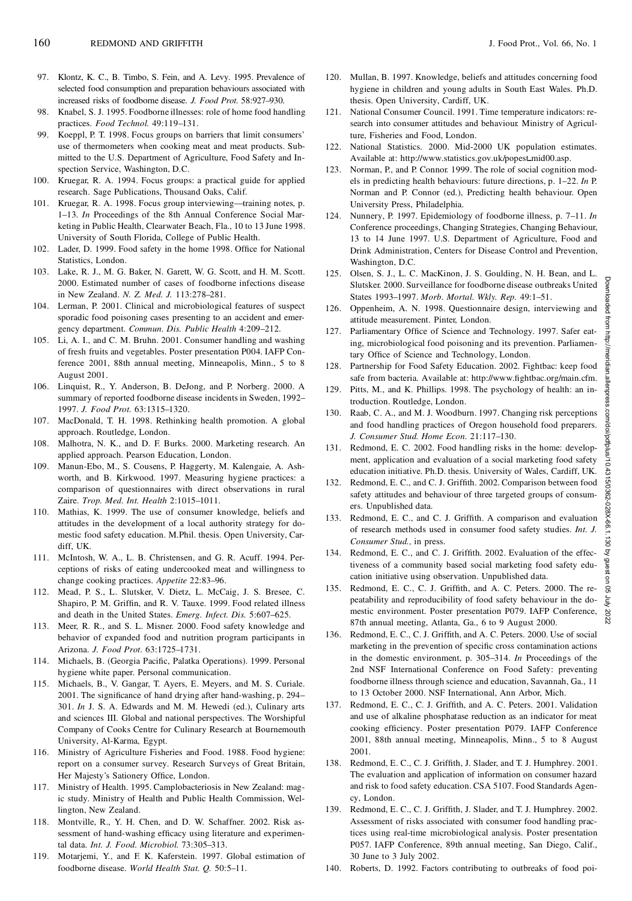97. Klontz, K. C., B. Timbo, S. Fein, and A. Levy. 1995. Prevalence of selected food consumption and preparation behaviours associated with increased risks of foodborne disease. *J. Food Prot.* 58:927–930.
98. Knabel, S. J. 1995. Foodborne illnesses: role of home food handling practices. *Food Technol.* 49:119–131.
99. Koeppl, P. T. 1998. Focus groups on barriers that limit consumers' use of thermometers when cooking meat and meat products. Submitted to the U.S. Department of Agriculture, Food Safety and Inspection Service, Washington, D.C.
100. Kruegar, R. A. 1994. Focus groups: a practical guide for applied research. Sage Publications, Thousand Oaks, Calif.
101. Kruegar, R. A. 1998. Focus group interviewing—training notes, p. 1–13. *In* Proceedings of the 8th Annual Conference Social Marketing in Public Health, Clearwater Beach, Fla., 10 to 13 June 1998. University of South Florida, College of Public Health.
102. Lader, D. 1999. Food safety in the home 1998. Office for National Statistics, London.
103. Lake, R. J., M. G. Baker, N. Garett, W. G. Scott, and H. M. Scott. 2000. Estimated number of cases of foodborne infections disease in New Zealand. *N. Z. Med. J.* 113:278–281.
104. Lerman, P. 2001. Clinical and microbiological features of suspect sporadic food poisoning cases presenting to an accident and emergency department. *Commun. Dis. Public Health* 4:209–212.
105. Li, A. I., and C. M. Bruhn. 2001. Consumer handling and washing of fresh fruits and vegetables. Poster presentation P004. IAFP Conference 2001, 88th annual meeting, Minneapolis, Minn., 5 to 8 August 2001.
106. Linquist, R., Y. Anderson, B. DeJong, and P. Norberg. 2000. A summary of reported foodborne disease incidents in Sweden, 1992–1997. *J. Food Prot.* 63:1315–1320.
107. MacDonald, T. H. 1998. Rethinking health promotion. A global approach. Routledge, London.
108. Malhotra, N. K., and D. F. Burks. 2000. Marketing research. An applied approach. Pearson Education, London.
109. Manun-Ebo, M., S. Cousens, P. Haggerty, M. Kalengaie, A. Ashworth, and B. Kirkwood. 1997. Measuring hygiene practices: a comparison of questionnaires with direct observations in rural Zaire. *Trop. Med. Int. Health* 2:1015–1011.
110. Mathias, K. 1999. The use of consumer knowledge, beliefs and attitudes in the development of a local authority strategy for domestic food safety education. M.Phil. thesis. Open University, Cardiff, UK.
111. McIntosh, W. A., L. B. Christensen, and G. R. Acuff. 1994. Perceptions of risks of eating undercooked meat and willingness to change cooking practices. *Appetite* 22:83–96.
112. Mead, P. S., L. Slutsker, V. Dietz, L. McCaig, J. S. Bresee, C. Shapiro, P. M. Griffin, and R. V. Tauxe. 1999. Food related illness and death in the United States. *Emerg. Infect. Dis.* 5:607–625.
113. Meer, R. R., and S. L. Misner. 2000. Food safety knowledge and behavior of expanded food and nutrition program participants in Arizona. *J. Food Prot.* 63:1725–1731.
114. Michaels, B. (Georgia Pacific, Palatka Operations). 1999. Personal hygiene white paper. Personal communication.
115. Michaels, B., V. Gangar, T. Ayers, E. Meyers, and M. S. Curiale. 2001. The significance of hand drying after hand-washing, p. 294–301. *In* J. S. A. Edwards and M. M. Hewedi (ed.), Culinary arts and sciences III. Global and national perspectives. The Worshipful Company of Cooks Centre for Culinary Research at Bournemouth University, Al-Karma, Egypt.
116. Ministry of Agriculture Fisheries and Food. 1988. Food hygiene: report on a consumer survey. Research Surveys of Great Britain, Her Majesty's Sationery Office, London.
117. Ministry of Health. 1995. Camplobacteriosis in New Zealand: magic study. Ministry of Health and Public Health Commission, Wellington, New Zealand.
118. Montville, R., Y. H. Chen, and D. W. Schaffner. 2002. Risk assessment of hand-washing efficacy using literature and experimental data. *Int. J. Food. Microbiol.* 73:305–313.
119. Motarjemi, Y., and F. K. Kaferstein. 1997. Global estimation of foodborne disease. *World Health Stat. Q.* 50:5–11.
120. Mullan, B. 1997. Knowledge, beliefs and attitudes concerning food hygiene in children and young adults in South East Wales. Ph.D. thesis. Open University, Cardiff, UK.
121. National Consumer Council. 1991. Time temperature indicators: research into consumer attitudes and behaviour. Ministry of Agriculture, Fisheries and Food, London.
122. National Statistics. 2000. Mid-2000 UK population estimates. Available at: http://www.statistics.gov.uk/popest_mid00.asp.
123. Norman, P., and P. Connor. 1999. The role of social cognition models in predicting health behaviours: future directions, p. 1–22. *In* P. Norman and P. Connor (ed.), Predicting health behaviour. Open University Press, Philadelphia.
124. Nunnery, P. 1997. Epidemiology of foodborne illness, p. 7–11. *In* Conference proceedings, Changing Strategies, Changing Behaviour, 13 to 14 June 1997. U.S. Department of Agriculture, Food and Drink Administration, Centers for Disease Control and Prevention, Washington, D.C.
125. Olsen, S. J., L. C. MacKinon, J. S. Goulding, N. H. Bean, and L. Slutsker. 2000. Surveillance for foodborne disease outbreaks United States 1993–1997. *Morb. Mortal. Wkly. Rep.* 49:1–51.
126. Oppenheim, A. N. 1998. Questionnaire design, interviewing and attitude measurement. Pinter, London.
127. Parliamentary Office of Science and Technology. 1997. Safer eating, microbiological food poisoning and its prevention. Parliamentary Office of Science and Technology, London.
128. Partnership for Food Safety Education. 2002. Fightbac: keep food safe from bacteria. Available at: http://www.fightbac.org/main.cfm.
129. Pitts, M., and K. Phillips. 1998. The psychology of health: an introduction. Routledge, London.
130. Raab, C. A., and M. J. Woodburn. 1997. Changing risk perceptions and food handling practices of Oregon household food preparers. *J. Consumer Stud. Home Econ.* 21:117–130.
131. Redmond, E. C. 2002. Food handling risks in the home: development, application and evaluation of a social marketing food safety education initiative. Ph.D. thesis. University of Wales, Cardiff, UK.
132. Redmond, E. C., and C. J. Griffith. 2002. Comparison between food safety attitudes and behaviour of three targeted groups of consumers. Unpublished data.
133. Redmond, E. C., and C. J. Griffith. A comparison and evaluation of research methods used in consumer food safety studies. *Int. J. Consumer Stud.,* in press.
134. Redmond, E. C., and C. J. Griffith. 2002. Evaluation of the effectiveness of a community based social marketing food safety education initiative using observation. Unpublished data.
135. Redmond, E. C., C. J. Griffith, and A. C. Peters. 2000. The repeatability and reproducibility of food safety behaviour in the domestic environment. Poster presentation P079. IAFP Conference, 87th annual meeting, Atlanta, Ga., 6 to 9 August 2000.
136. Redmond, E. C., C. J. Griffith, and A. C. Peters. 2000. Use of social marketing in the prevention of specific cross contamination actions in the domestic environment, p. 305–314. *In* Proceedings of the 2nd NSF International Conference on Food Safety: preventing foodborne illness through science and education, Savannah, Ga., 11 to 13 October 2000. NSF International, Ann Arbor, Mich.
137. Redmond, E. C., C. J. Griffith, and A. C. Peters. 2001. Validation and use of alkaline phosphatase reduction as an indicator for meat cooking efficiency. Poster presentation P079. IAFP Conference 2001, 88th annual meeting, Minneapolis, Minn., 5 to 8 August 2001.
138. Redmond, E. C., C. J. Griffith, J. Slader, and T. J. Humphrey. 2001. The evaluation and application of information on consumer hazard and risk to food safety education. CSA 5107. Food Standards Agency, London.
139. Redmond, E. C., C. J. Griffith, J. Slader, and T. J. Humphrey. 2002. Assessment of risks associated with consumer food handling practices using real-time microbiological analysis. Poster presentation P057. IAFP Conference, 89th annual meeting, San Diego, Calif., 30 June to 3 July 2002.
140. Roberts, D. 1992. Factors contributing to outbreaks of food poi-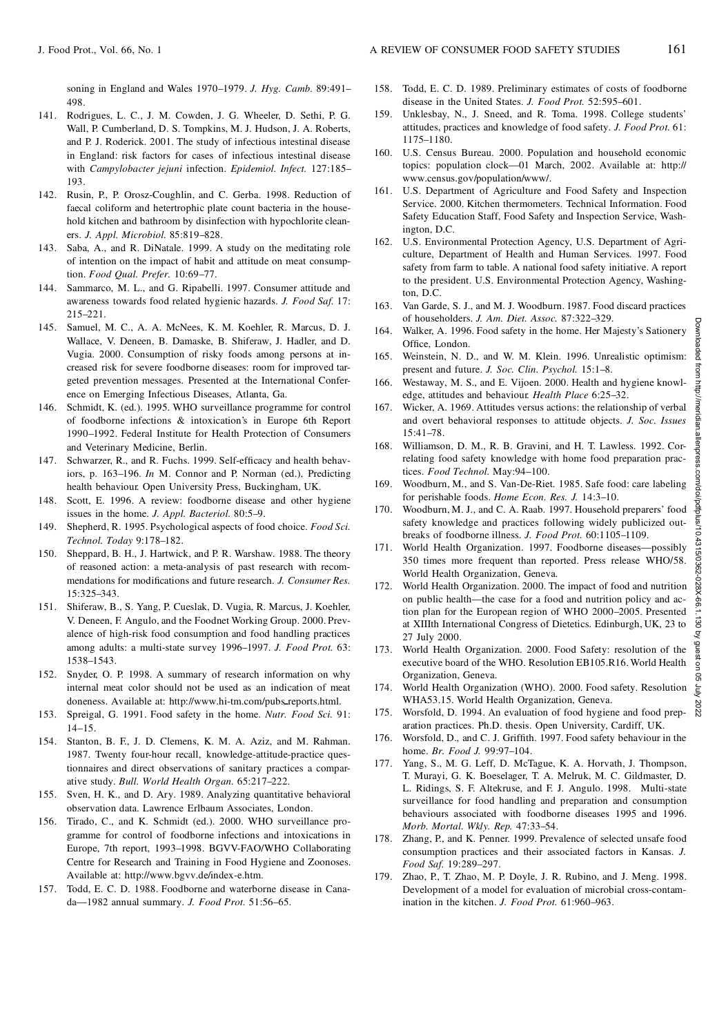soning in England and Wales 1970–1979. *J. Hyg. Camb.* 89:491–498.

141. Rodrigues, L. C., J. M. Cowden, J. G. Wheeler, D. Sethi, P. G. Wall, P. Cumberland, D. S. Tompkins, M. J. Hudson, J. A. Roberts, and P. J. Roderick. 2001. The study of infectious intestinal disease in England: risk factors for cases of infectious intestinal disease with *Campylobacter jejuni* infection. *Epidemiol. Infect.* 127:185–193.
142. Rusin, P., P. Orosz-Coughlin, and C. Gerba. 1998. Reduction of faecal coliform and hetertrophic plate count bacteria in the household kitchen and bathroom by disinfection with hypochlorite cleaners. *J. Appl. Microbiol.* 85:819–828.
143. Saba, A., and R. DiNatale. 1999. A study on the meditating role of intention on the impact of habit and attitude on meat consumption. *Food Qual. Prefer.* 10:69–77.
144. Sammarco, M. L., and G. Ripabelli. 1997. Consumer attitude and awareness towards food related hygienic hazards. *J. Food Saf.* 17: 215–221.
145. Samuel, M. C., A. A. McNees, K. M. Koehler, R. Marcus, D. J. Wallace, V. Deneen, B. Damaske, B. Shiferaw, J. Hadler, and D. Vugia. 2000. Consumption of risky foods among persons at increased risk for severe foodborne diseases: room for improved targeted prevention messages. Presented at the International Conference on Emerging Infectious Diseases, Atlanta, Ga.
146. Schmidt, K. (ed.). 1995. WHO surveillance programme for control of foodborne infections & intoxication's in Europe 6th Report 1990–1992. Federal Institute for Health Protection of Consumers and Veterinary Medicine, Berlin.
147. Schwarzer, R., and R. Fuchs. 1999. Self-efficacy and health behaviors, p. 163–196. *In* M. Connor and P. Norman (ed.), Predicting health behaviour. Open University Press, Buckingham, UK.
148. Scott, E. 1996. A review: foodborne disease and other hygiene issues in the home. *J. Appl. Bacteriol.* 80:5–9.
149. Shepherd, R. 1995. Psychological aspects of food choice. *Food Sci. Technol. Today* 9:178–182.
150. Sheppard, B. H., J. Hartwick, and P. R. Warshaw. 1988. The theory of reasoned action: a meta-analysis of past research with recommendations for modifications and future research. *J. Consumer Res.* 15:325–343.
151. Shiferaw, B., S. Yang, P. Cueslak, D. Vugia, R. Marcus, J. Koehler, V. Deneen, F. Angulo, and the Foodnet Working Group. 2000. Prevalence of high-risk food consumption and food handling practices among adults: a multi-state survey 1996–1997. *J. Food Prot.* 63: 1538–1543.
152. Snyder, O. P. 1998. A summary of research information on why internal meat color should not be used as an indication of meat doneness. Available at: http://www.hi-tm.com/pubs_reports.html.
153. Spreigal, G. 1991. Food safety in the home. *Nutr. Food Sci.* 91: 14–15.
154. Stanton, B. F., J. D. Clemens, K. M. A. Aziz, and M. Rahman. 1987. Twenty four-hour recall, knowledge-attitude-practice questionnaires and direct observations of sanitary practices a comparative study. *Bull. World Health Organ.* 65:217–222.
155. Sven, H. K., and D. Ary. 1989. Analyzing quantitative behavioral observation data. Lawrence Erlbaum Associates, London.
156. Tirado, C., and K. Schmidt (ed.). 2000. WHO surveillance programme for control of foodborne infections and intoxications in Europe, 7th report, 1993–1998. BGVV-FAO/WHO Collaborating Centre for Research and Training in Food Hygiene and Zoonoses. Available at: http://www.bgvv.de/index-e.htm.
157. Todd, E. C. D. 1988. Foodborne and waterborne disease in Canada—1982 annual summary. *J. Food Prot.* 51:56–65.
158. Todd, E. C. D. 1989. Preliminary estimates of costs of foodborne disease in the United States. *J. Food Prot.* 52:595–601.
159. Unklesbay, N., J. Sneed, and R. Toma. 1998. College students' attitudes, practices and knowledge of food safety. *J. Food Prot.* 61: 1175–1180.
160. U.S. Census Bureau. 2000. Population and household economic topics: population clock—01 March, 2002. Available at: http://www.census.gov/population/www/.
161. U.S. Department of Agriculture and Food Safety and Inspection Service. 2000. Kitchen thermometers. Technical Information. Food Safety Education Staff, Food Safety and Inspection Service, Washington, D.C.
162. U.S. Environmental Protection Agency, U.S. Department of Agriculture, Department of Health and Human Services. 1997. Food safety from farm to table. A national food safety initiative. A report to the president. U.S. Environmental Protection Agency, Washington, D.C.
163. Van Garde, S. J., and M. J. Woodburn. 1987. Food discard practices of householders. *J. Am. Diet. Assoc.* 87:322–329.
164. Walker, A. 1996. Food safety in the home. Her Majesty's Sationery Office, London.
165. Weinstein, N. D., and W. M. Klein. 1996. Unrealistic optimism: present and future. *J. Soc. Clin. Psychol.* 15:1–8.
166. Westaway, M. S., and E. Vijoen. 2000. Health and hygiene knowledge, attitudes and behaviour. *Health Place* 6:25–32.
167. Wicker, A. 1969. Attitudes versus actions: the relationship of verbal and overt behavioral responses to attitude objects. *J. Soc. Issues* 15:41–78.
168. Williamson, D. M., R. B. Gravini, and H. T. Lawless. 1992. Correlating food safety knowledge with home food preparation practices. *Food Technol.* May:94–100.
169. Woodburn, M., and S. Van-De-Riet. 1985. Safe food: care labeling for perishable foods. *Home Econ. Res. J.* 14:3–10.
170. Woodburn, M. J., and C. A. Raab. 1997. Household preparers' food safety knowledge and practices following widely publicized outbreaks of foodborne illness. *J. Food Prot.* 60:1105–1109.
171. World Health Organization. 1997. Foodborne diseases—possibly 350 times more frequent than reported. Press release WHO/58. World Health Organization, Geneva.
172. World Health Organization. 2000. The impact of food and nutrition on public health—the case for a food and nutrition policy and action plan for the European region of WHO 2000–2005. Presented at XIIIth International Congress of Dietetics. Edinburgh, UK, 23 to 27 July 2000.
173. World Health Organization. 2000. Food Safety: resolution of the executive board of the WHO. Resolution EB105.R16. World Health Organization, Geneva.
174. World Health Organization (WHO). 2000. Food safety. Resolution WHA53.15. World Health Organization, Geneva.
175. Worsfold, D. 1994. An evaluation of food hygiene and food preparation practices. Ph.D. thesis. Open University, Cardiff, UK.
176. Worsfold, D., and C. J. Griffith. 1997. Food safety behaviour in the home. *Br. Food J.* 99:97–104.
177. Yang, S., M. G. Leff, D. McTague, K. A. Horvath, J. Thompson, T. Murayi, G. K. Boeselager, T. A. Melruk, M. C. Gildmaster, D. L. Ridings, S. F. Altekruse, and F. J. Angulo. 1998. Multi-state surveillance for food handling and preparation and consumption behaviours associated with foodborne diseases 1995 and 1996. *Morb. Mortal. Wkly. Rep.* 47:33–54.
178. Zhang, P., and K. Penner. 1999. Prevalence of selected unsafe food consumption practices and their associated factors in Kansas. *J. Food Saf.* 19:289–297.
179. Zhao, P., T. Zhao, M. P. Doyle, J. R. Rubino, and J. Meng. 1998. Development of a model for evaluation of microbial cross-contamination in the kitchen. *J. Food Prot.* 61:960–963.